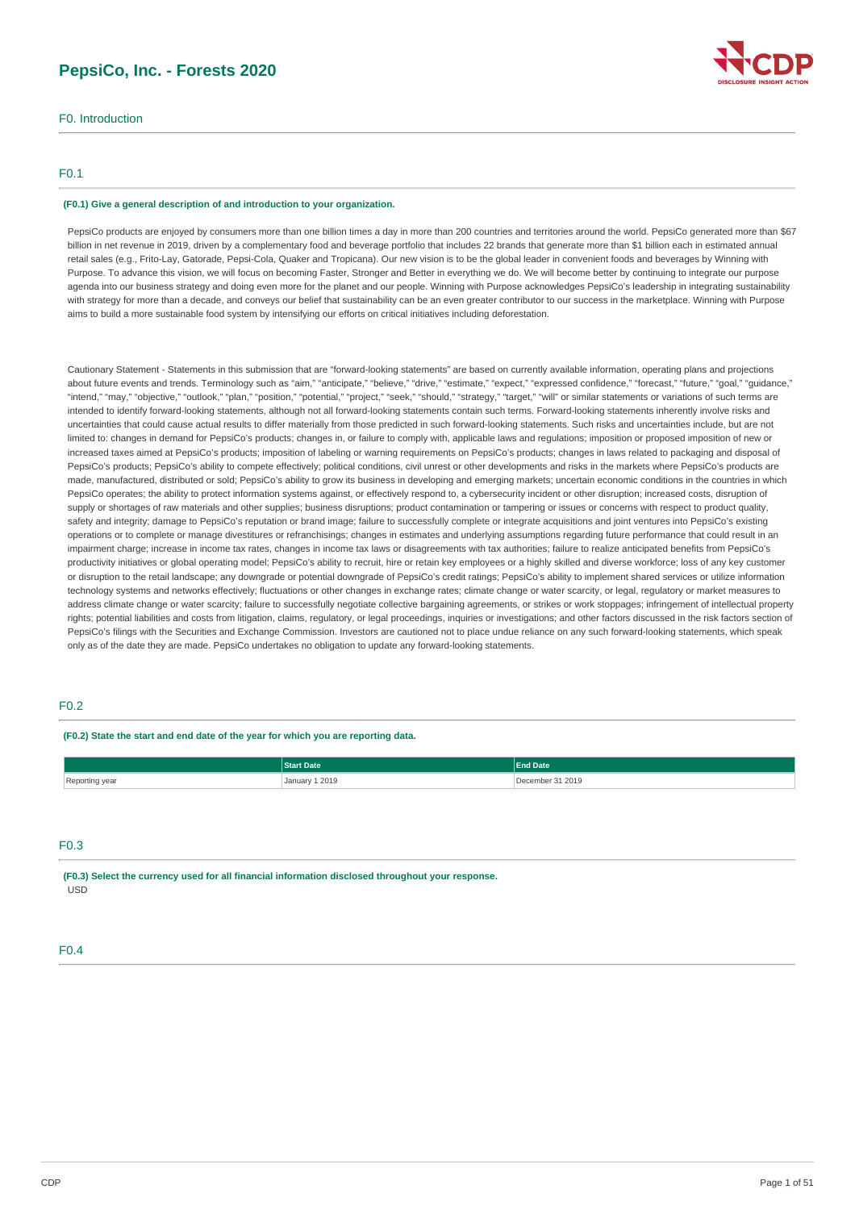# PepsiCo, Inc. - Forests 2020

## F0. Introduction

### F0.1

**(F0.1) Give a general description of and introduction to your organization.**

PepsiCo products are enjoyed by consumers more than one billion times a day in more than 200 countries and territories around the world. PepsiCo generated more than $67 billion in net revenue in 2019, driven by a complementary food and beverage portfolio that includes 22 brands that generate more than $1 billion each in estimated annual retail sales (e.g., Frito-Lay, Gatorade, Pepsi-Cola, Quaker and Tropicana). Our new vision is to be the global leader in convenient foods and beverages by Winning with Purpose. To advance this vision, we will focus on becoming Faster, Stronger and Better in everything we do. We will become better by continuing to integrate our purpose agenda into our business strategy and doing even more for the planet and our people. Winning with Purpose acknowledges PepsiCo's leadership in integrating sustainability with strategy for more than a decade, and conveys our belief that sustainability can be an even greater contributor to our success in the marketplace. Winning with Purpose aims to build a more sustainable food system by intensifying our efforts on critical initiatives including deforestation.

Cautionary Statement - Statements in this submission that are "forward-looking statements" are based on currently available information, operating plans and projections about future events and trends. Terminology such as "aim," "anticipate," "believe," "drive," "estimate," "expect," "expressed confidence," "forecast," "future," "goal," "guidance," "intend," "may," "objective," "outlook," "plan," "position," "potential," "project," "seek," "should," "strategy," "target," "will" or similar statements or variations of such terms are intended to identify forward-looking statements, although not all forward-looking statements contain such terms. Forward-looking statements inherently involve risks and uncertainties that could cause actual results to differ materially from those predicted in such forward-looking statements. Such risks and uncertainties include, but are not limited to: changes in demand for PepsiCo's products; changes in, or failure to comply with, applicable laws and regulations; imposition or proposed imposition of new or increased taxes aimed at PepsiCo's products; imposition of labeling or warning requirements on PepsiCo's products; changes in laws related to packaging and disposal of PepsiCo's products; PepsiCo's ability to compete effectively; political conditions, civil unrest or other developments and risks in the markets where PepsiCo's products are made, manufactured, distributed or sold; PepsiCo's ability to grow its business in developing and emerging markets; uncertain economic conditions in the countries in which PepsiCo operates; the ability to protect information systems against, or effectively respond to, a cybersecurity incident or other disruption; increased costs, disruption of supply or shortages of raw materials and other supplies; business disruptions; product contamination or tampering or issues or concerns with respect to product quality, safety and integrity; damage to PepsiCo's reputation or brand image; failure to successfully complete or integrate acquisitions and joint ventures into PepsiCo's existing operations or to complete or manage divestitures or refranchisings; changes in estimates and underlying assumptions regarding future performance that could result in an impairment charge; increase in income tax rates, changes in income tax laws or disagreements with tax authorities; failure to realize anticipated benefits from PepsiCo's productivity initiatives or global operating model; PepsiCo's ability to recruit, hire or retain key employees or a highly skilled and diverse workforce; loss of any key customer or disruption to the retail landscape; any downgrade or potential downgrade of PepsiCo's credit ratings; PepsiCo's ability to implement shared services or utilize information technology systems and networks effectively; fluctuations or other changes in exchange rates; climate change or water scarcity, or legal, regulatory or market measures to address climate change or water scarcity; failure to successfully negotiate collective bargaining agreements, or strikes or work stoppages; infringement of intellectual property rights; potential liabilities and costs from litigation, claims, regulatory, or legal proceedings, inquiries or investigations; and other factors discussed in the risk factors section of PepsiCo's filings with the Securities and Exchange Commission. Investors are cautioned not to place undue reliance on any such forward-looking statements, which speak only as of the date they are made. PepsiCo undertakes no obligation to update any forward-looking statements.

### F0.2

**(F0.2) State the start and end date of the year for which you are reporting data.**

| | Start Date | End Date |
|---|---|---|
| Reporting year | January 1 2019 | December 31 2019 |

### F0.3

**(F0.3) Select the currency used for all financial information disclosed throughout your response.**

USD

### F0.4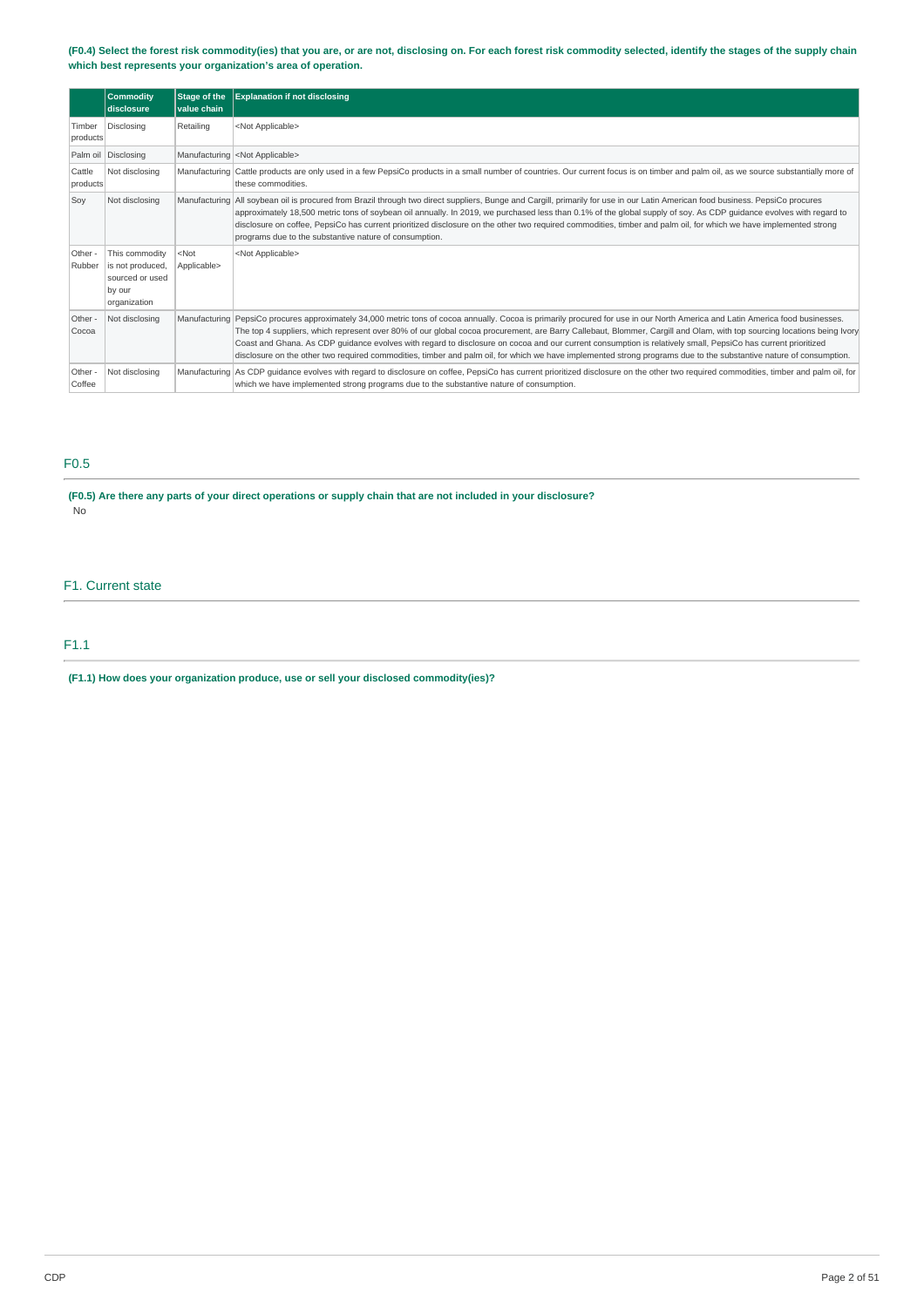**(F0.4) Select the forest risk commodity(ies) that you are, or are not, disclosing on. For each forest risk commodity selected, identify the stages of the supply chain which best represents your organization's area of operation.**

| | Commodity disclosure | Stage of the value chain | Explanation if not disclosing |
|---|---|---|---|
| Timber products | Disclosing | Retailing | <Not Applicable> |
| Palm oil | Disclosing | Manufacturing | <Not Applicable> |
| Cattle products | Not disclosing | Manufacturing | Cattle products are only used in a few PepsiCo products in a small number of countries. Our current focus is on timber and palm oil, as we source substantially more of these commodities. |
| Soy | Not disclosing | Manufacturing | All soybean oil is procured from Brazil through two direct suppliers, Bunge and Cargill, primarily for use in our Latin American food business. PepsiCo procures approximately 18,500 metric tons of soybean oil annually. In 2019, we purchased less than 0.1% of the global supply of soy. As CDP guidance evolves with regard to disclosure on coffee, PepsiCo has current prioritized disclosure on the other two required commodities, timber and palm oil, for which we have implemented strong programs due to the substantive nature of consumption. |
| Other - Rubber | This commodity is not produced, sourced or used by our organization | <Not Applicable> | <Not Applicable> |
| Other - Cocoa | Not disclosing | Manufacturing | PepsiCo procures approximately 34,000 metric tons of cocoa annually. Cocoa is primarily procured for use in our North America and Latin America food businesses. The top 4 suppliers, which represent over 80% of our global cocoa procurement, are Barry Callebaut, Blommer, Cargill and Olam, with top sourcing locations being Ivory Coast and Ghana. As CDP guidance evolves with regard to disclosure on cocoa and our current consumption is relatively small, PepsiCo has current prioritized disclosure on the other two required commodities, timber and palm oil, for which we have implemented strong programs due to the substantive nature of consumption. |
| Other - Coffee | Not disclosing | Manufacturing | As CDP guidance evolves with regard to disclosure on coffee, PepsiCo has current prioritized disclosure on the other two required commodities, timber and palm oil, for which we have implemented strong programs due to the substantive nature of consumption. |

## F0.5

**(F0.5) Are there any parts of your direct operations or supply chain that are not included in your disclosure?**

No

# F1. Current state

## F1.1

**(F1.1) How does your organization produce, use or sell your disclosed commodity(ies)?**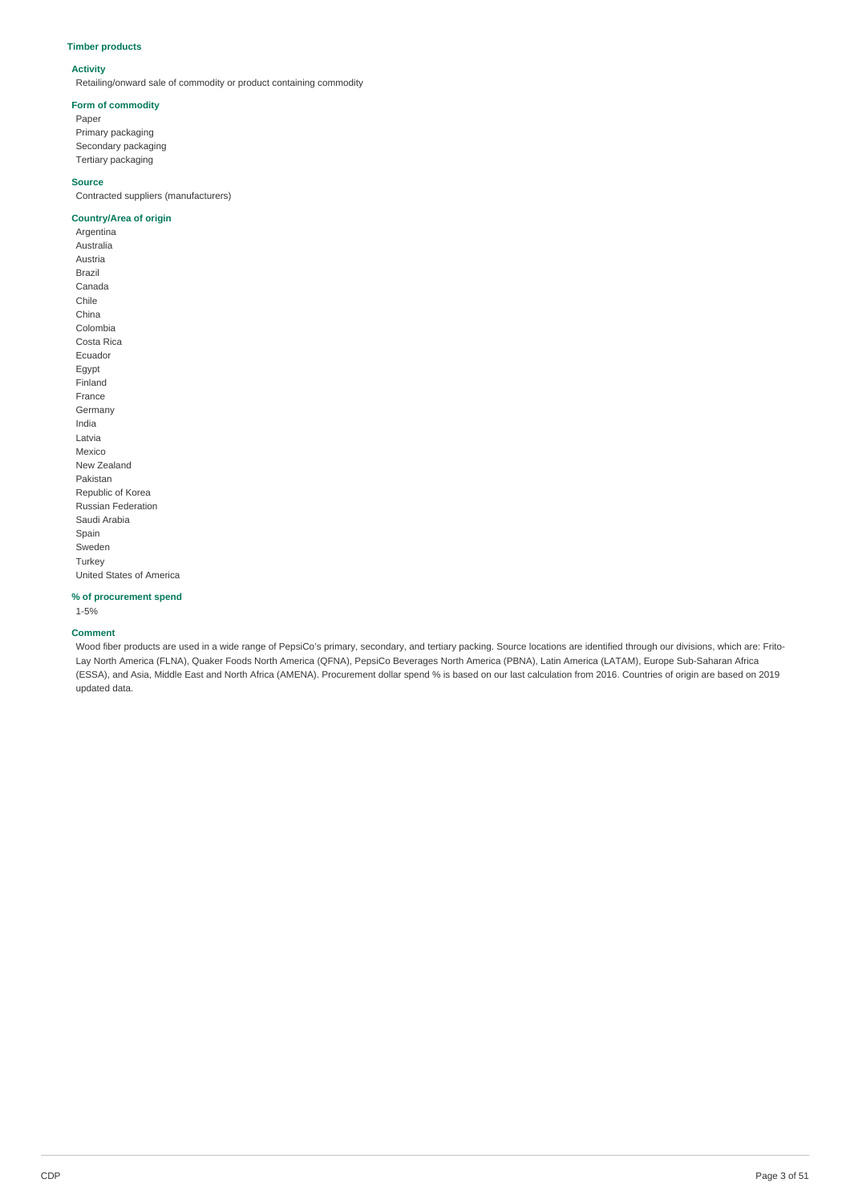### Timber products

#### Activity

Retailing/onward sale of commodity or product containing commodity

#### Form of commodity

Paper
Primary packaging
Secondary packaging
Tertiary packaging

#### Source

Contracted suppliers (manufacturers)

#### Country/Area of origin

Argentina
Australia
Austria
Brazil
Canada
Chile
China
Colombia
Costa Rica
Ecuador
Egypt
Finland
France
Germany
India
Latvia
Mexico
New Zealand
Pakistan
Republic of Korea
Russian Federation
Saudi Arabia
Spain
Sweden
Turkey
United States of America

#### % of procurement spend

1-5%

#### Comment

Wood fiber products are used in a wide range of PepsiCo's primary, secondary, and tertiary packing. Source locations are identified through our divisions, which are: Frito-Lay North America (FLNA), Quaker Foods North America (QFNA), PepsiCo Beverages North America (PBNA), Latin America (LATAM), Europe Sub-Saharan Africa (ESSA), and Asia, Middle East and North Africa (AMENA). Procurement dollar spend % is based on our last calculation from 2016. Countries of origin are based on 2019 updated data.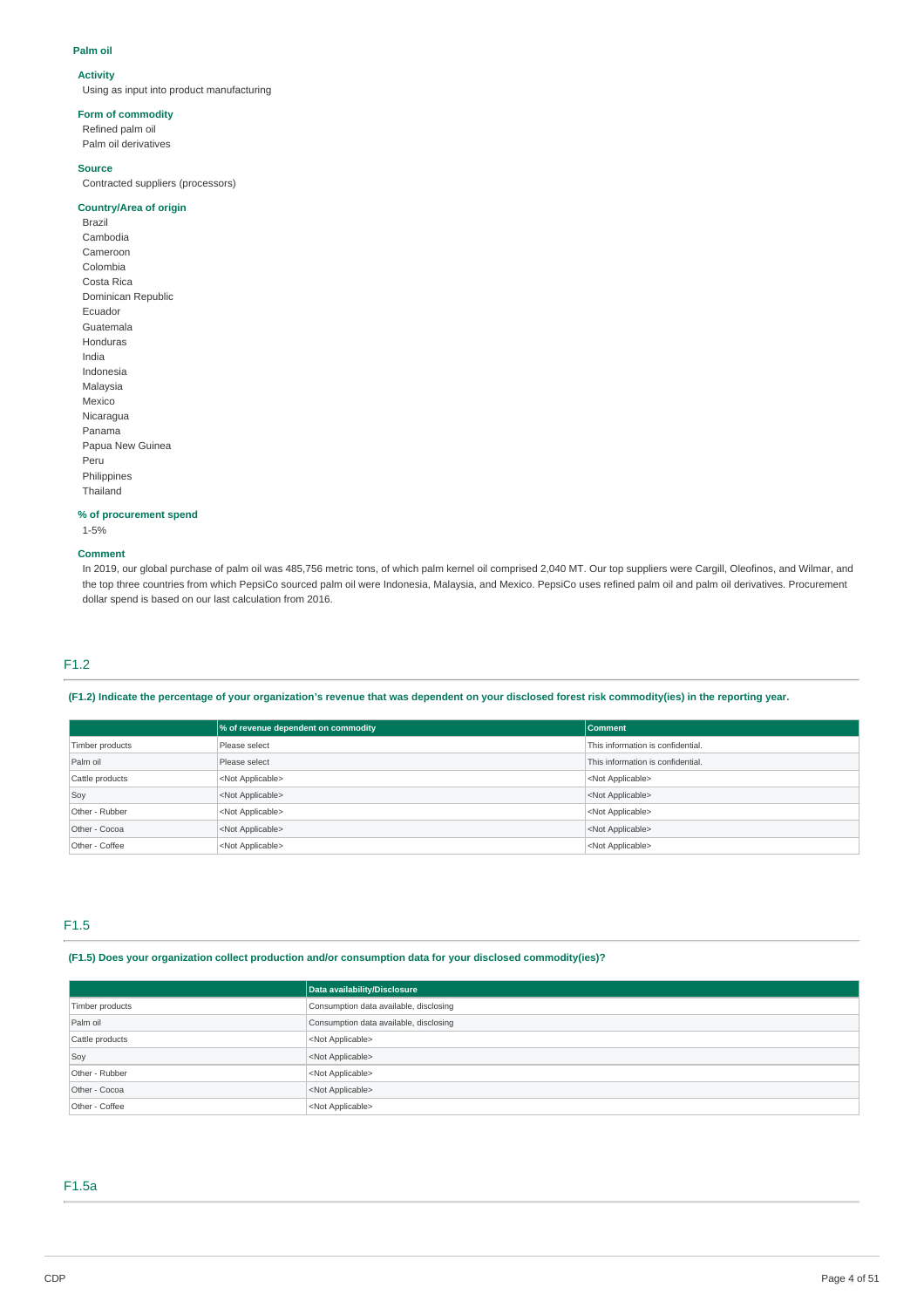### Palm oil

**Activity**

Using as input into product manufacturing

**Form of commodity**

Refined palm oil
Palm oil derivatives

**Source**

Contracted suppliers (processors)

**Country/Area of origin**

Brazil
Cambodia
Cameroon
Colombia
Costa Rica
Dominican Republic
Ecuador
Guatemala
Honduras
India
Indonesia
Malaysia
Mexico
Nicaragua
Panama
Papua New Guinea
Peru
Philippines
Thailand

**% of procurement spend**

1-5%

**Comment**

In 2019, our global purchase of palm oil was 485,756 metric tons, of which palm kernel oil comprised 2,040 MT. Our top suppliers were Cargill, Oleofinos, and Wilmar, and the top three countries from which PepsiCo sourced palm oil were Indonesia, Malaysia, and Mexico. PepsiCo uses refined palm oil and palm oil derivatives. Procurement dollar spend is based on our last calculation from 2016.

## F1.2

**(F1.2) Indicate the percentage of your organization's revenue that was dependent on your disclosed forest risk commodity(ies) in the reporting year.**

| | % of revenue dependent on commodity | Comment |
|---|---|---|
| Timber products | Please select | This information is confidential. |
| Palm oil | Please select | This information is confidential. |
| Cattle products | <Not Applicable> | <Not Applicable> |
| Soy | <Not Applicable> | <Not Applicable> |
| Other - Rubber | <Not Applicable> | <Not Applicable> |
| Other - Cocoa | <Not Applicable> | <Not Applicable> |
| Other - Coffee | <Not Applicable> | <Not Applicable> |

## F1.5

**(F1.5) Does your organization collect production and/or consumption data for your disclosed commodity(ies)?**

| | Data availability/Disclosure |
|---|---|
| Timber products | Consumption data available, disclosing |
| Palm oil | Consumption data available, disclosing |
| Cattle products | <Not Applicable> |
| Soy | <Not Applicable> |
| Other - Rubber | <Not Applicable> |
| Other - Cocoa | <Not Applicable> |
| Other - Coffee | <Not Applicable> |

## F1.5a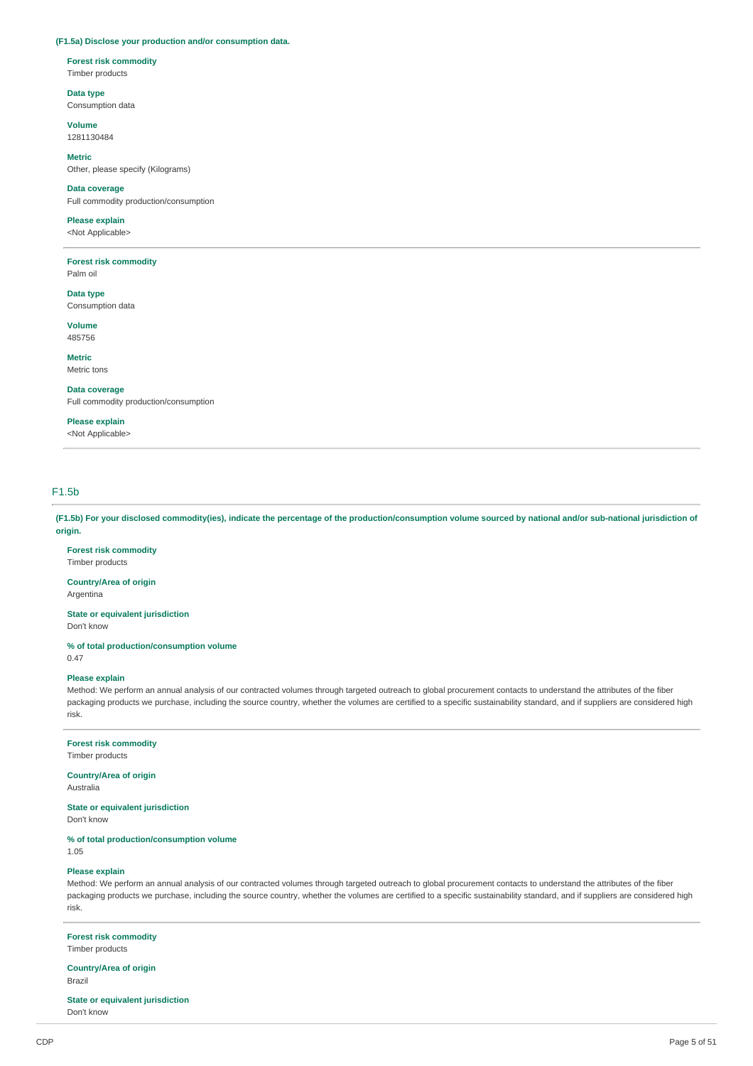**(F1.5a) Disclose your production and/or consumption data.**

**Forest risk commodity**
Timber products

**Data type**
Consumption data

**Volume**
1281130484

**Metric**
Other, please specify (Kilograms)

**Data coverage**
Full commodity production/consumption

**Please explain**
<Not Applicable>

---

**Forest risk commodity**
Palm oil

**Data type**
Consumption data

**Volume**
485756

**Metric**
Metric tons

**Data coverage**
Full commodity production/consumption

**Please explain**
<Not Applicable>

---

## F1.5b

**(F1.5b) For your disclosed commodity(ies), indicate the percentage of the production/consumption volume sourced by national and/or sub-national jurisdiction of origin.**

**Forest risk commodity**
Timber products

**Country/Area of origin**
Argentina

**State or equivalent jurisdiction**
Don't know

**% of total production/consumption volume**
0.47

**Please explain**
Method: We perform an annual analysis of our contracted volumes through targeted outreach to global procurement contacts to understand the attributes of the fiber packaging products we purchase, including the source country, whether the volumes are certified to a specific sustainability standard, and if suppliers are considered high risk.

---

**Forest risk commodity**
Timber products

**Country/Area of origin**
Australia

**State or equivalent jurisdiction**
Don't know

**% of total production/consumption volume**
1.05

**Please explain**
Method: We perform an annual analysis of our contracted volumes through targeted outreach to global procurement contacts to understand the attributes of the fiber packaging products we purchase, including the source country, whether the volumes are certified to a specific sustainability standard, and if suppliers are considered high risk.

---

**Forest risk commodity**
Timber products

**Country/Area of origin**
Brazil

**State or equivalent jurisdiction**
Don't know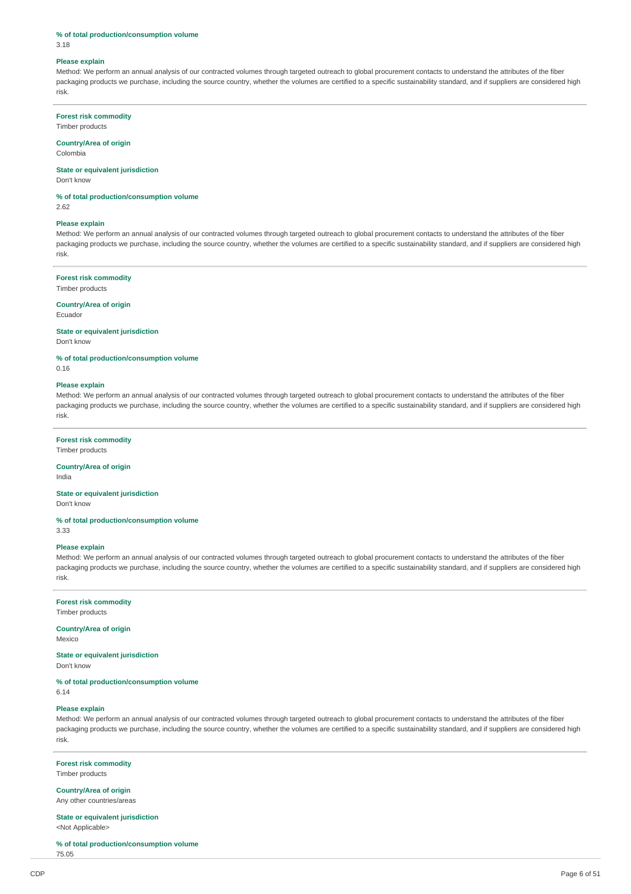**% of total production/consumption volume**
3.18

**Please explain**
Method: We perform an annual analysis of our contracted volumes through targeted outreach to global procurement contacts to understand the attributes of the fiber packaging products we purchase, including the source country, whether the volumes are certified to a specific sustainability standard, and if suppliers are considered high risk.

---

**Forest risk commodity**
Timber products

**Country/Area of origin**
Colombia

**State or equivalent jurisdiction**
Don't know

**% of total production/consumption volume**
2.62

**Please explain**
Method: We perform an annual analysis of our contracted volumes through targeted outreach to global procurement contacts to understand the attributes of the fiber packaging products we purchase, including the source country, whether the volumes are certified to a specific sustainability standard, and if suppliers are considered high risk.

---

**Forest risk commodity**
Timber products

**Country/Area of origin**
Ecuador

**State or equivalent jurisdiction**
Don't know

**% of total production/consumption volume**
0.16

**Please explain**
Method: We perform an annual analysis of our contracted volumes through targeted outreach to global procurement contacts to understand the attributes of the fiber packaging products we purchase, including the source country, whether the volumes are certified to a specific sustainability standard, and if suppliers are considered high risk.

---

**Forest risk commodity**
Timber products

**Country/Area of origin**
India

**State or equivalent jurisdiction**
Don't know

**% of total production/consumption volume**
3.33

**Please explain**
Method: We perform an annual analysis of our contracted volumes through targeted outreach to global procurement contacts to understand the attributes of the fiber packaging products we purchase, including the source country, whether the volumes are certified to a specific sustainability standard, and if suppliers are considered high risk.

---

**Forest risk commodity**
Timber products

**Country/Area of origin**
Mexico

**State or equivalent jurisdiction**
Don't know

**% of total production/consumption volume**
6.14

**Please explain**
Method: We perform an annual analysis of our contracted volumes through targeted outreach to global procurement contacts to understand the attributes of the fiber packaging products we purchase, including the source country, whether the volumes are certified to a specific sustainability standard, and if suppliers are considered high risk.

---

**Forest risk commodity**
Timber products

**Country/Area of origin**
Any other countries/areas

**State or equivalent jurisdiction**
<Not Applicable>

**% of total production/consumption volume**
75.05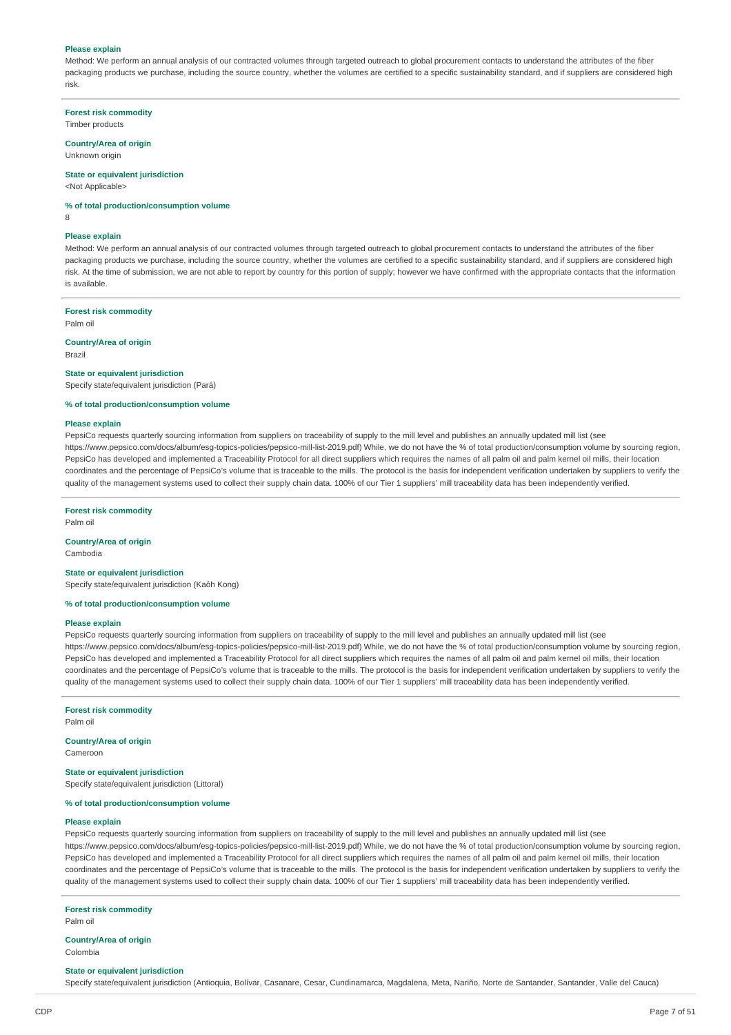**Please explain**

Method: We perform an annual analysis of our contracted volumes through targeted outreach to global procurement contacts to understand the attributes of the fiber packaging products we purchase, including the source country, whether the volumes are certified to a specific sustainability standard, and if suppliers are considered high risk.

**Forest risk commodity**

Timber products

**Country/Area of origin**

Unknown origin

**State or equivalent jurisdiction**

<Not Applicable>

**% of total production/consumption volume**

8

**Please explain**

Method: We perform an annual analysis of our contracted volumes through targeted outreach to global procurement contacts to understand the attributes of the fiber packaging products we purchase, including the source country, whether the volumes are certified to a specific sustainability standard, and if suppliers are considered high risk. At the time of submission, we are not able to report by country for this portion of supply; however we have confirmed with the appropriate contacts that the information is available.

**Forest risk commodity**

Palm oil

**Country/Area of origin**

Brazil

**State or equivalent jurisdiction**

Specify state/equivalent jurisdiction (Pará)

**% of total production/consumption volume**

**Please explain**

PepsiCo requests quarterly sourcing information from suppliers on traceability of supply to the mill level and publishes an annually updated mill list (see https://www.pepsico.com/docs/album/esg-topics-policies/pepsico-mill-list-2019.pdf) While, we do not have the % of total production/consumption volume by sourcing region, PepsiCo has developed and implemented a Traceability Protocol for all direct suppliers which requires the names of all palm oil and palm kernel oil mills, their location coordinates and the percentage of PepsiCo's volume that is traceable to the mills. The protocol is the basis for independent verification undertaken by suppliers to verify the quality of the management systems used to collect their supply chain data. 100% of our Tier 1 suppliers' mill traceability data has been independently verified.

**Forest risk commodity**

Palm oil

**Country/Area of origin**

Cambodia

**State or equivalent jurisdiction**

Specify state/equivalent jurisdiction (Kaôh Kong)

**% of total production/consumption volume**

**Please explain**

PepsiCo requests quarterly sourcing information from suppliers on traceability of supply to the mill level and publishes an annually updated mill list (see https://www.pepsico.com/docs/album/esg-topics-policies/pepsico-mill-list-2019.pdf) While, we do not have the % of total production/consumption volume by sourcing region, PepsiCo has developed and implemented a Traceability Protocol for all direct suppliers which requires the names of all palm oil and palm kernel oil mills, their location coordinates and the percentage of PepsiCo's volume that is traceable to the mills. The protocol is the basis for independent verification undertaken by suppliers to verify the quality of the management systems used to collect their supply chain data. 100% of our Tier 1 suppliers' mill traceability data has been independently verified.

**Forest risk commodity**

Palm oil

**Country/Area of origin**

Cameroon

**State or equivalent jurisdiction**

Specify state/equivalent jurisdiction (Littoral)

**% of total production/consumption volume**

**Please explain**

PepsiCo requests quarterly sourcing information from suppliers on traceability of supply to the mill level and publishes an annually updated mill list (see https://www.pepsico.com/docs/album/esg-topics-policies/pepsico-mill-list-2019.pdf) While, we do not have the % of total production/consumption volume by sourcing region, PepsiCo has developed and implemented a Traceability Protocol for all direct suppliers which requires the names of all palm oil and palm kernel oil mills, their location coordinates and the percentage of PepsiCo's volume that is traceable to the mills. The protocol is the basis for independent verification undertaken by suppliers to verify the quality of the management systems used to collect their supply chain data. 100% of our Tier 1 suppliers' mill traceability data has been independently verified.

**Forest risk commodity**

Palm oil

**Country/Area of origin**

Colombia

**State or equivalent jurisdiction**

Specify state/equivalent jurisdiction (Antioquia, Bolívar, Casanare, Cesar, Cundinamarca, Magdalena, Meta, Nariño, Norte de Santander, Santander, Valle del Cauca)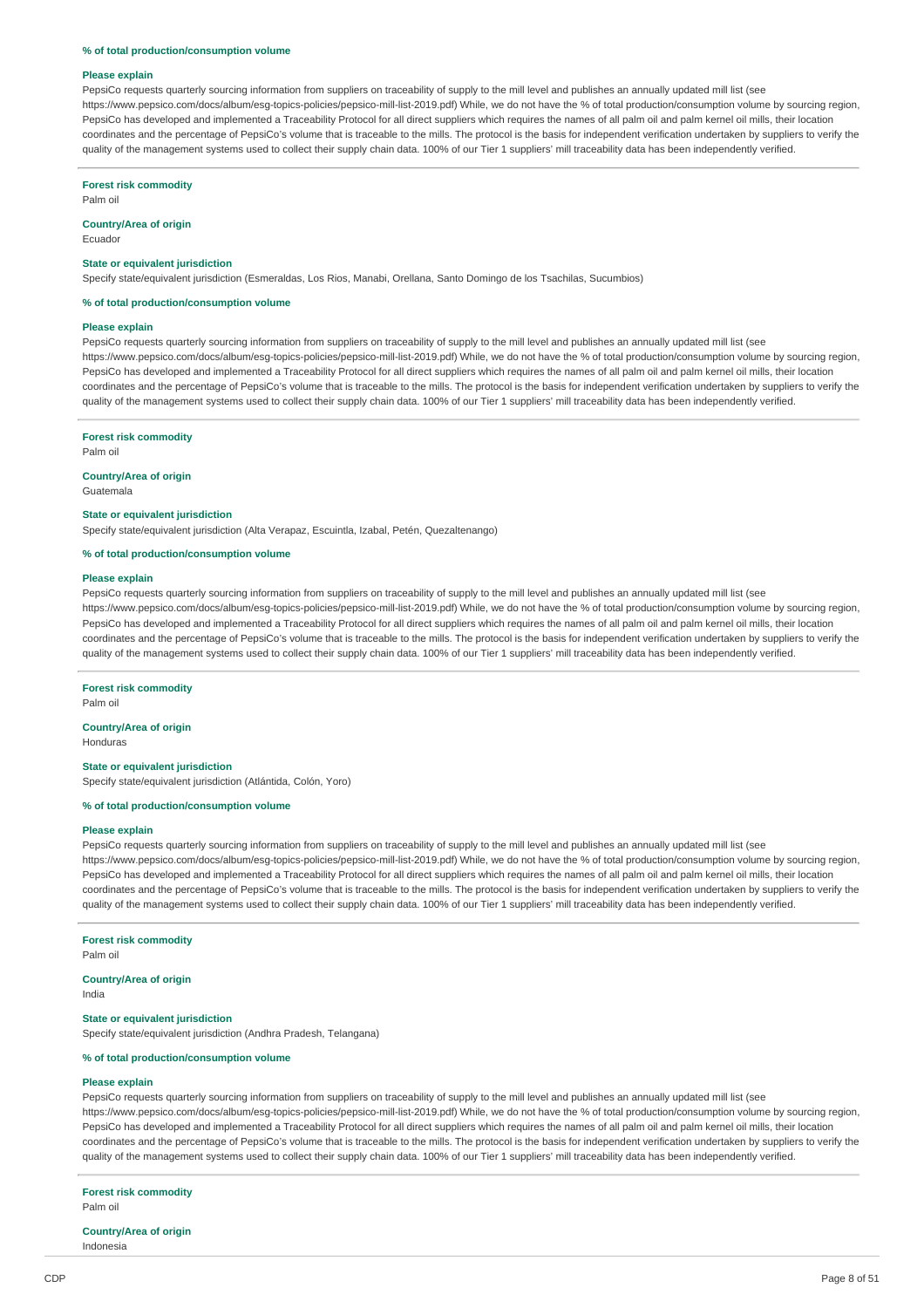**% of total production/consumption volume**

**Please explain**

PepsiCo requests quarterly sourcing information from suppliers on traceability of supply to the mill level and publishes an annually updated mill list (see https://www.pepsico.com/docs/album/esg-topics-policies/pepsico-mill-list-2019.pdf) While, we do not have the % of total production/consumption volume by sourcing region, PepsiCo has developed and implemented a Traceability Protocol for all direct suppliers which requires the names of all palm oil and palm kernel oil mills, their location coordinates and the percentage of PepsiCo's volume that is traceable to the mills. The protocol is the basis for independent verification undertaken by suppliers to verify the quality of the management systems used to collect their supply chain data. 100% of our Tier 1 suppliers' mill traceability data has been independently verified.

---

**Forest risk commodity**

Palm oil

**Country/Area of origin**

Ecuador

**State or equivalent jurisdiction**

Specify state/equivalent jurisdiction (Esmeraldas, Los Rios, Manabi, Orellana, Santo Domingo de los Tsachilas, Sucumbios)

**% of total production/consumption volume**

**Please explain**

PepsiCo requests quarterly sourcing information from suppliers on traceability of supply to the mill level and publishes an annually updated mill list (see https://www.pepsico.com/docs/album/esg-topics-policies/pepsico-mill-list-2019.pdf) While, we do not have the % of total production/consumption volume by sourcing region, PepsiCo has developed and implemented a Traceability Protocol for all direct suppliers which requires the names of all palm oil and palm kernel oil mills, their location coordinates and the percentage of PepsiCo's volume that is traceable to the mills. The protocol is the basis for independent verification undertaken by suppliers to verify the quality of the management systems used to collect their supply chain data. 100% of our Tier 1 suppliers' mill traceability data has been independently verified.

---

**Forest risk commodity**

Palm oil

**Country/Area of origin**

Guatemala

**State or equivalent jurisdiction**

Specify state/equivalent jurisdiction (Alta Verapaz, Escuintla, Izabal, Petén, Quezaltenango)

**% of total production/consumption volume**

**Please explain**

PepsiCo requests quarterly sourcing information from suppliers on traceability of supply to the mill level and publishes an annually updated mill list (see https://www.pepsico.com/docs/album/esg-topics-policies/pepsico-mill-list-2019.pdf) While, we do not have the % of total production/consumption volume by sourcing region, PepsiCo has developed and implemented a Traceability Protocol for all direct suppliers which requires the names of all palm oil and palm kernel oil mills, their location coordinates and the percentage of PepsiCo's volume that is traceable to the mills. The protocol is the basis for independent verification undertaken by suppliers to verify the quality of the management systems used to collect their supply chain data. 100% of our Tier 1 suppliers' mill traceability data has been independently verified.

---

**Forest risk commodity**

Palm oil

**Country/Area of origin**

Honduras

**State or equivalent jurisdiction**

Specify state/equivalent jurisdiction (Atlántida, Colón, Yoro)

**% of total production/consumption volume**

**Please explain**

PepsiCo requests quarterly sourcing information from suppliers on traceability of supply to the mill level and publishes an annually updated mill list (see https://www.pepsico.com/docs/album/esg-topics-policies/pepsico-mill-list-2019.pdf) While, we do not have the % of total production/consumption volume by sourcing region, PepsiCo has developed and implemented a Traceability Protocol for all direct suppliers which requires the names of all palm oil and palm kernel oil mills, their location coordinates and the percentage of PepsiCo's volume that is traceable to the mills. The protocol is the basis for independent verification undertaken by suppliers to verify the quality of the management systems used to collect their supply chain data. 100% of our Tier 1 suppliers' mill traceability data has been independently verified.

---

**Forest risk commodity**

Palm oil

**Country/Area of origin**

India

**State or equivalent jurisdiction**

Specify state/equivalent jurisdiction (Andhra Pradesh, Telangana)

**% of total production/consumption volume**

**Please explain**

PepsiCo requests quarterly sourcing information from suppliers on traceability of supply to the mill level and publishes an annually updated mill list (see https://www.pepsico.com/docs/album/esg-topics-policies/pepsico-mill-list-2019.pdf) While, we do not have the % of total production/consumption volume by sourcing region, PepsiCo has developed and implemented a Traceability Protocol for all direct suppliers which requires the names of all palm oil and palm kernel oil mills, their location coordinates and the percentage of PepsiCo's volume that is traceable to the mills. The protocol is the basis for independent verification undertaken by suppliers to verify the quality of the management systems used to collect their supply chain data. 100% of our Tier 1 suppliers' mill traceability data has been independently verified.

---

**Forest risk commodity**

Palm oil

**Country/Area of origin**

Indonesia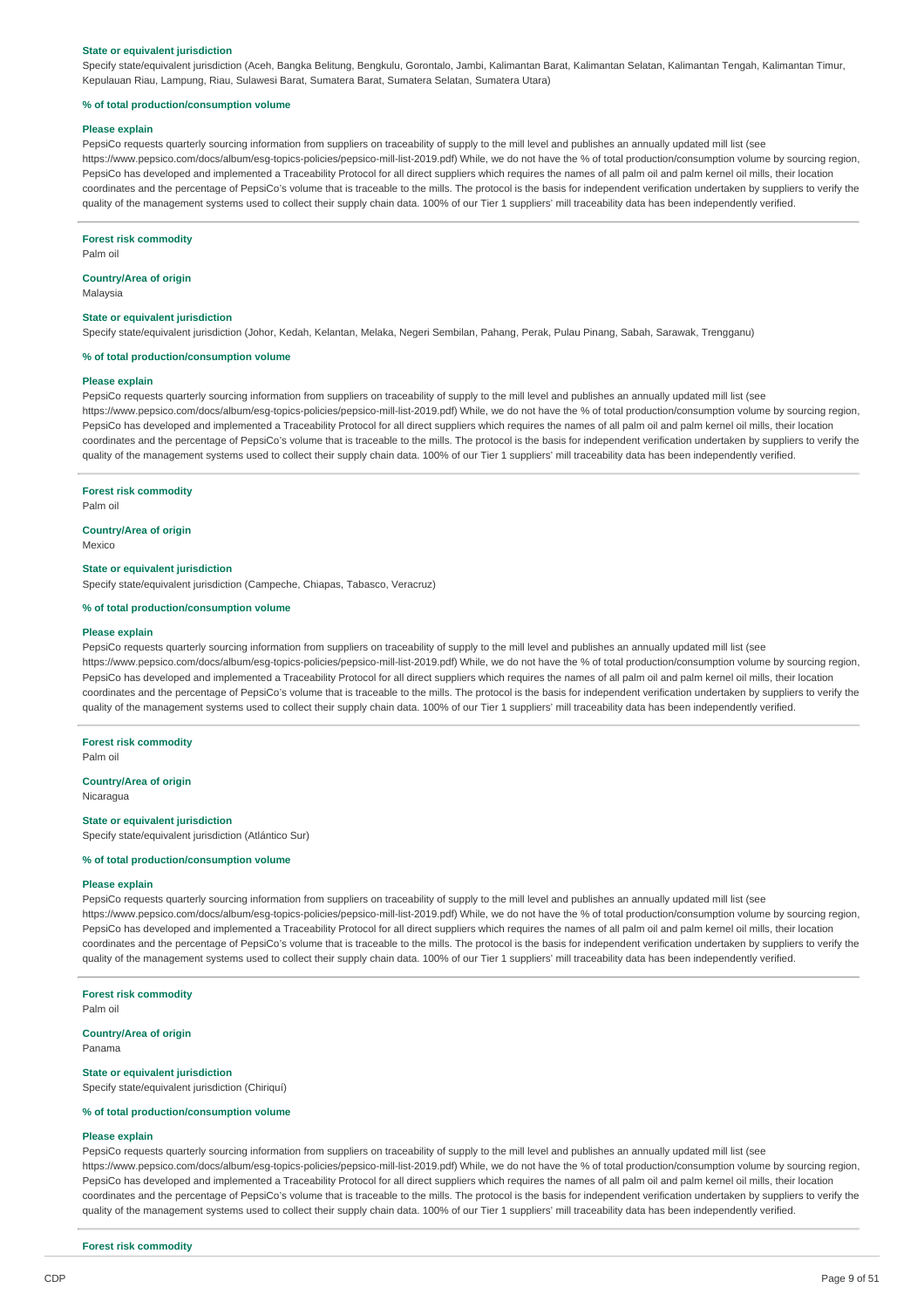**State or equivalent jurisdiction**

Specify state/equivalent jurisdiction (Aceh, Bangka Belitung, Bengkulu, Gorontalo, Jambi, Kalimantan Barat, Kalimantan Selatan, Kalimantan Tengah, Kalimantan Timur, Kepulauan Riau, Lampung, Riau, Sulawesi Barat, Sumatera Barat, Sumatera Selatan, Sumatera Utara)

**% of total production/consumption volume**

**Please explain**

PepsiCo requests quarterly sourcing information from suppliers on traceability of supply to the mill level and publishes an annually updated mill list (see https://www.pepsico.com/docs/album/esg-topics-policies/pepsico-mill-list-2019.pdf) While, we do not have the % of total production/consumption volume by sourcing region, PepsiCo has developed and implemented a Traceability Protocol for all direct suppliers which requires the names of all palm oil and palm kernel oil mills, their location coordinates and the percentage of PepsiCo's volume that is traceable to the mills. The protocol is the basis for independent verification undertaken by suppliers to verify the quality of the management systems used to collect their supply chain data. 100% of our Tier 1 suppliers' mill traceability data has been independently verified.

---

**Forest risk commodity**

Palm oil

**Country/Area of origin**

Malaysia

**State or equivalent jurisdiction**

Specify state/equivalent jurisdiction (Johor, Kedah, Kelantan, Melaka, Negeri Sembilan, Pahang, Perak, Pulau Pinang, Sabah, Sarawak, Trengganu)

**% of total production/consumption volume**

**Please explain**

PepsiCo requests quarterly sourcing information from suppliers on traceability of supply to the mill level and publishes an annually updated mill list (see https://www.pepsico.com/docs/album/esg-topics-policies/pepsico-mill-list-2019.pdf) While, we do not have the % of total production/consumption volume by sourcing region, PepsiCo has developed and implemented a Traceability Protocol for all direct suppliers which requires the names of all palm oil and palm kernel oil mills, their location coordinates and the percentage of PepsiCo's volume that is traceable to the mills. The protocol is the basis for independent verification undertaken by suppliers to verify the quality of the management systems used to collect their supply chain data. 100% of our Tier 1 suppliers' mill traceability data has been independently verified.

---

**Forest risk commodity**

Palm oil

**Country/Area of origin**

Mexico

**State or equivalent jurisdiction**

Specify state/equivalent jurisdiction (Campeche, Chiapas, Tabasco, Veracruz)

**% of total production/consumption volume**

**Please explain**

PepsiCo requests quarterly sourcing information from suppliers on traceability of supply to the mill level and publishes an annually updated mill list (see https://www.pepsico.com/docs/album/esg-topics-policies/pepsico-mill-list-2019.pdf) While, we do not have the % of total production/consumption volume by sourcing region, PepsiCo has developed and implemented a Traceability Protocol for all direct suppliers which requires the names of all palm oil and palm kernel oil mills, their location coordinates and the percentage of PepsiCo's volume that is traceable to the mills. The protocol is the basis for independent verification undertaken by suppliers to verify the quality of the management systems used to collect their supply chain data. 100% of our Tier 1 suppliers' mill traceability data has been independently verified.

---

**Forest risk commodity**

Palm oil

**Country/Area of origin**

Nicaragua

**State or equivalent jurisdiction**

Specify state/equivalent jurisdiction (Atlántico Sur)

**% of total production/consumption volume**

**Please explain**

PepsiCo requests quarterly sourcing information from suppliers on traceability of supply to the mill level and publishes an annually updated mill list (see https://www.pepsico.com/docs/album/esg-topics-policies/pepsico-mill-list-2019.pdf) While, we do not have the % of total production/consumption volume by sourcing region, PepsiCo has developed and implemented a Traceability Protocol for all direct suppliers which requires the names of all palm oil and palm kernel oil mills, their location coordinates and the percentage of PepsiCo's volume that is traceable to the mills. The protocol is the basis for independent verification undertaken by suppliers to verify the quality of the management systems used to collect their supply chain data. 100% of our Tier 1 suppliers' mill traceability data has been independently verified.

---

**Forest risk commodity**

Palm oil

**Country/Area of origin**

Panama

**State or equivalent jurisdiction**

Specify state/equivalent jurisdiction (Chiriquí)

**% of total production/consumption volume**

**Please explain**

PepsiCo requests quarterly sourcing information from suppliers on traceability of supply to the mill level and publishes an annually updated mill list (see https://www.pepsico.com/docs/album/esg-topics-policies/pepsico-mill-list-2019.pdf) While, we do not have the % of total production/consumption volume by sourcing region, PepsiCo has developed and implemented a Traceability Protocol for all direct suppliers which requires the names of all palm oil and palm kernel oil mills, their location coordinates and the percentage of PepsiCo's volume that is traceable to the mills. The protocol is the basis for independent verification undertaken by suppliers to verify the quality of the management systems used to collect their supply chain data. 100% of our Tier 1 suppliers' mill traceability data has been independently verified.

---

**Forest risk commodity**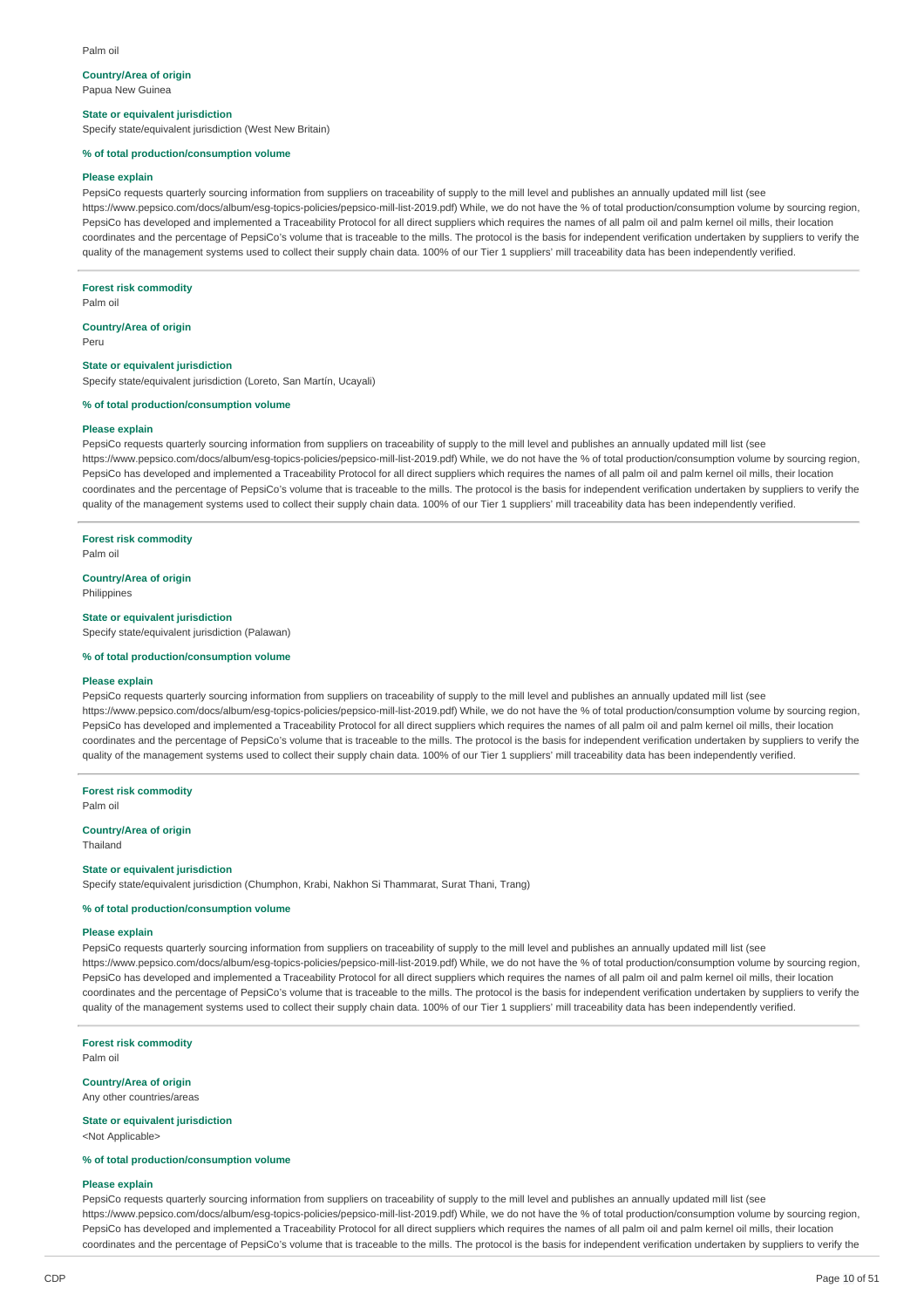Palm oil

**Country/Area of origin**
Papua New Guinea

**State or equivalent jurisdiction**
Specify state/equivalent jurisdiction (West New Britain)

**% of total production/consumption volume**

**Please explain**
PepsiCo requests quarterly sourcing information from suppliers on traceability of supply to the mill level and publishes an annually updated mill list (see https://www.pepsico.com/docs/album/esg-topics-policies/pepsico-mill-list-2019.pdf) While, we do not have the % of total production/consumption volume by sourcing region, PepsiCo has developed and implemented a Traceability Protocol for all direct suppliers which requires the names of all palm oil and palm kernel oil mills, their location coordinates and the percentage of PepsiCo's volume that is traceable to the mills. The protocol is the basis for independent verification undertaken by suppliers to verify the quality of the management systems used to collect their supply chain data. 100% of our Tier 1 suppliers' mill traceability data has been independently verified.

---

**Forest risk commodity**
Palm oil

**Country/Area of origin**
Peru

**State or equivalent jurisdiction**
Specify state/equivalent jurisdiction (Loreto, San Martín, Ucayali)

**% of total production/consumption volume**

**Please explain**
PepsiCo requests quarterly sourcing information from suppliers on traceability of supply to the mill level and publishes an annually updated mill list (see https://www.pepsico.com/docs/album/esg-topics-policies/pepsico-mill-list-2019.pdf) While, we do not have the % of total production/consumption volume by sourcing region, PepsiCo has developed and implemented a Traceability Protocol for all direct suppliers which requires the names of all palm oil and palm kernel oil mills, their location coordinates and the percentage of PepsiCo's volume that is traceable to the mills. The protocol is the basis for independent verification undertaken by suppliers to verify the quality of the management systems used to collect their supply chain data. 100% of our Tier 1 suppliers' mill traceability data has been independently verified.

---

**Forest risk commodity**
Palm oil

**Country/Area of origin**
Philippines

**State or equivalent jurisdiction**
Specify state/equivalent jurisdiction (Palawan)

**% of total production/consumption volume**

**Please explain**
PepsiCo requests quarterly sourcing information from suppliers on traceability of supply to the mill level and publishes an annually updated mill list (see https://www.pepsico.com/docs/album/esg-topics-policies/pepsico-mill-list-2019.pdf) While, we do not have the % of total production/consumption volume by sourcing region, PepsiCo has developed and implemented a Traceability Protocol for all direct suppliers which requires the names of all palm oil and palm kernel oil mills, their location coordinates and the percentage of PepsiCo's volume that is traceable to the mills. The protocol is the basis for independent verification undertaken by suppliers to verify the quality of the management systems used to collect their supply chain data. 100% of our Tier 1 suppliers' mill traceability data has been independently verified.

---

**Forest risk commodity**
Palm oil

**Country/Area of origin**
Thailand

**State or equivalent jurisdiction**
Specify state/equivalent jurisdiction (Chumphon, Krabi, Nakhon Si Thammarat, Surat Thani, Trang)

**% of total production/consumption volume**

**Please explain**
PepsiCo requests quarterly sourcing information from suppliers on traceability of supply to the mill level and publishes an annually updated mill list (see https://www.pepsico.com/docs/album/esg-topics-policies/pepsico-mill-list-2019.pdf) While, we do not have the % of total production/consumption volume by sourcing region, PepsiCo has developed and implemented a Traceability Protocol for all direct suppliers which requires the names of all palm oil and palm kernel oil mills, their location coordinates and the percentage of PepsiCo's volume that is traceable to the mills. The protocol is the basis for independent verification undertaken by suppliers to verify the quality of the management systems used to collect their supply chain data. 100% of our Tier 1 suppliers' mill traceability data has been independently verified.

---

**Forest risk commodity**
Palm oil

**Country/Area of origin**
Any other countries/areas

**State or equivalent jurisdiction**
<Not Applicable>

**% of total production/consumption volume**

**Please explain**
PepsiCo requests quarterly sourcing information from suppliers on traceability of supply to the mill level and publishes an annually updated mill list (see https://www.pepsico.com/docs/album/esg-topics-policies/pepsico-mill-list-2019.pdf) While, we do not have the % of total production/consumption volume by sourcing region, PepsiCo has developed and implemented a Traceability Protocol for all direct suppliers which requires the names of all palm oil and palm kernel oil mills, their location coordinates and the percentage of PepsiCo's volume that is traceable to the mills. The protocol is the basis for independent verification undertaken by suppliers to verify the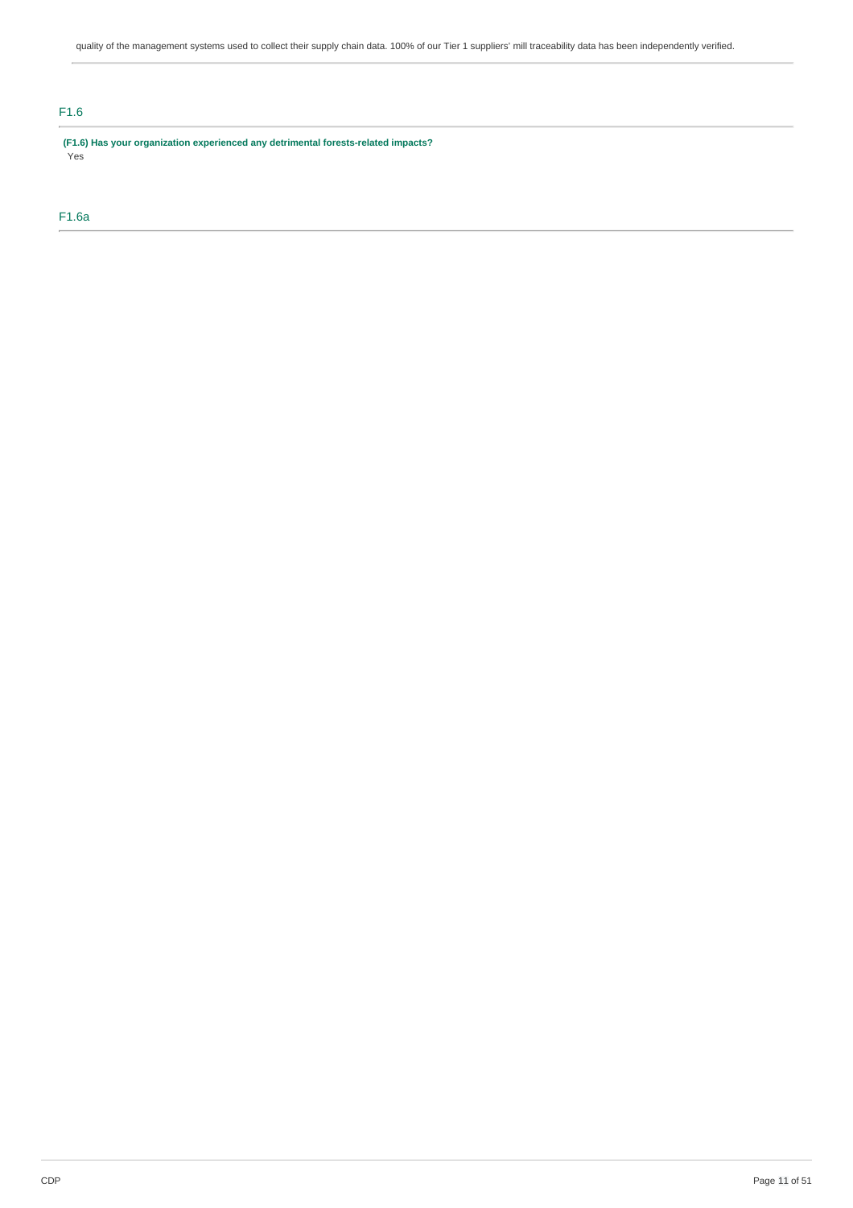quality of the management systems used to collect their supply chain data. 100% of our Tier 1 suppliers' mill traceability data has been independently verified.

## F1.6

**(F1.6) Has your organization experienced any detrimental forests-related impacts?**

Yes

## F1.6a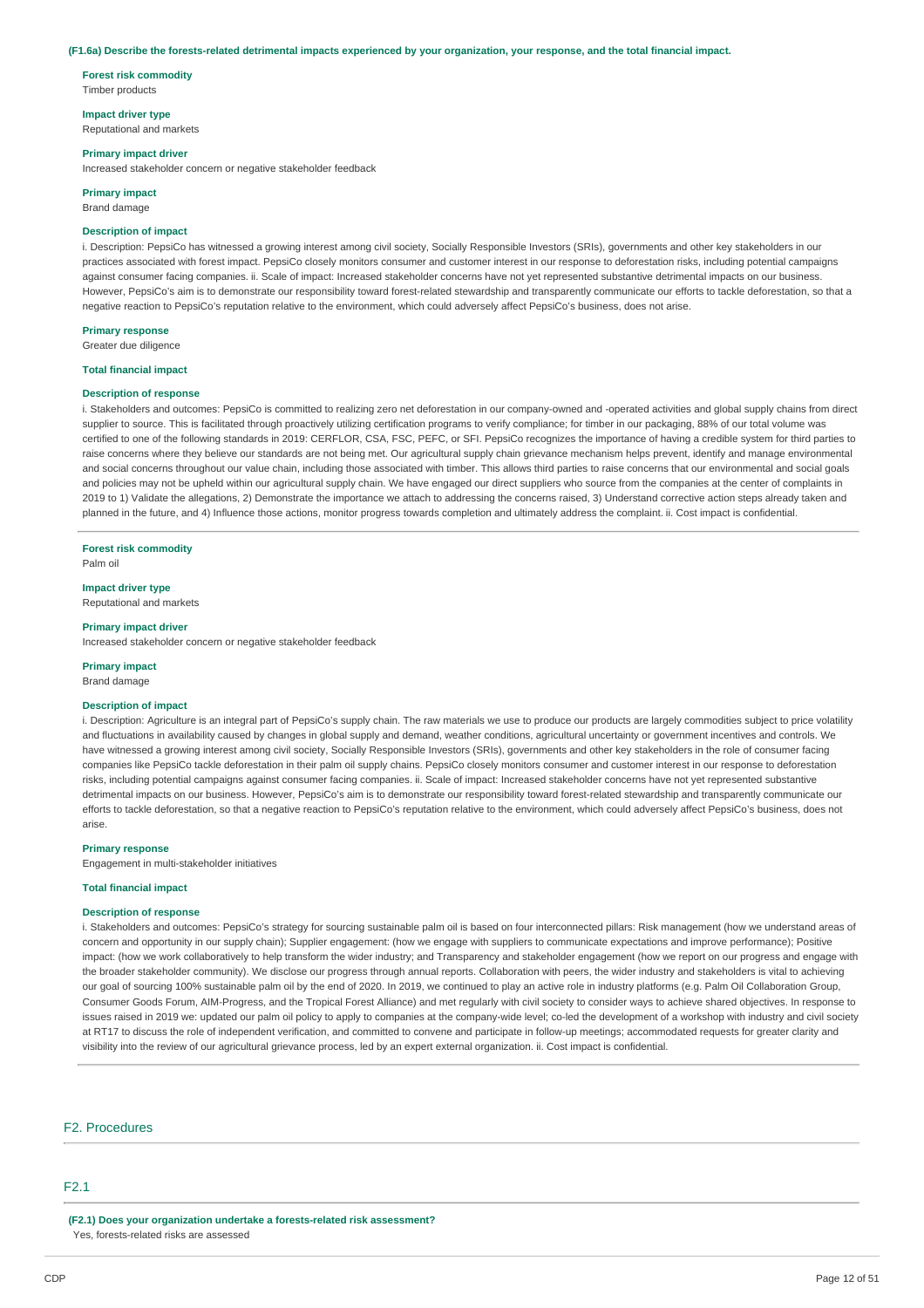**(F1.6a) Describe the forests-related detrimental impacts experienced by your organization, your response, and the total financial impact.**

**Forest risk commodity**
Timber products

**Impact driver type**
Reputational and markets

**Primary impact driver**
Increased stakeholder concern or negative stakeholder feedback

**Primary impact**
Brand damage

**Description of impact**
i. Description: PepsiCo has witnessed a growing interest among civil society, Socially Responsible Investors (SRIs), governments and other key stakeholders in our practices associated with forest impact. PepsiCo closely monitors consumer and customer interest in our response to deforestation risks, including potential campaigns against consumer facing companies. ii. Scale of impact: Increased stakeholder concerns have not yet represented substantive detrimental impacts on our business. However, PepsiCo's aim is to demonstrate our responsibility toward forest-related stewardship and transparently communicate our efforts to tackle deforestation, so that a negative reaction to PepsiCo's reputation relative to the environment, which could adversely affect PepsiCo's business, does not arise.

**Primary response**
Greater due diligence

**Total financial impact**

**Description of response**
i. Stakeholders and outcomes: PepsiCo is committed to realizing zero net deforestation in our company-owned and -operated activities and global supply chains from direct supplier to source. This is facilitated through proactively utilizing certification programs to verify compliance; for timber in our packaging, 88% of our total volume was certified to one of the following standards in 2019: CERFLOR, CSA, FSC, PEFC, or SFI. PepsiCo recognizes the importance of having a credible system for third parties to raise concerns where they believe our standards are not being met. Our agricultural supply chain grievance mechanism helps prevent, identify and manage environmental and social concerns throughout our value chain, including those associated with timber. This allows third parties to raise concerns that our environmental and social goals and policies may not be upheld within our agricultural supply chain. We have engaged our direct suppliers who source from the companies at the center of complaints in 2019 to 1) Validate the allegations, 2) Demonstrate the importance we attach to addressing the concerns raised, 3) Understand corrective action steps already taken and planned in the future, and 4) Influence those actions, monitor progress towards completion and ultimately address the complaint. ii. Cost impact is confidential.

---

**Forest risk commodity**
Palm oil

**Impact driver type**
Reputational and markets

**Primary impact driver**
Increased stakeholder concern or negative stakeholder feedback

**Primary impact**
Brand damage

**Description of impact**
i. Description: Agriculture is an integral part of PepsiCo's supply chain. The raw materials we use to produce our products are largely commodities subject to price volatility and fluctuations in availability caused by changes in global supply and demand, weather conditions, agricultural uncertainty or government incentives and controls. We have witnessed a growing interest among civil society, Socially Responsible Investors (SRIs), governments and other key stakeholders in the role of consumer facing companies like PepsiCo tackle deforestation in their palm oil supply chains. PepsiCo closely monitors consumer and customer interest in our response to deforestation risks, including potential campaigns against consumer facing companies. ii. Scale of impact: Increased stakeholder concerns have not yet represented substantive detrimental impacts on our business. However, PepsiCo's aim is to demonstrate our responsibility toward forest-related stewardship and transparently communicate our efforts to tackle deforestation, so that a negative reaction to PepsiCo's reputation relative to the environment, which could adversely affect PepsiCo's business, does not arise.

**Primary response**
Engagement in multi-stakeholder initiatives

**Total financial impact**

**Description of response**
i. Stakeholders and outcomes: PepsiCo's strategy for sourcing sustainable palm oil is based on four interconnected pillars: Risk management (how we understand areas of concern and opportunity in our supply chain); Supplier engagement: (how we engage with suppliers to communicate expectations and improve performance); Positive impact: (how we work collaboratively to help transform the wider industry; and Transparency and stakeholder engagement (how we report on our progress and engage with the broader stakeholder community). We disclose our progress through annual reports. Collaboration with peers, the wider industry and stakeholders is vital to achieving our goal of sourcing 100% sustainable palm oil by the end of 2020. In 2019, we continued to play an active role in industry platforms (e.g. Palm Oil Collaboration Group, Consumer Goods Forum, AIM-Progress, and the Tropical Forest Alliance) and met regularly with civil society to consider ways to achieve shared objectives. In response to issues raised in 2019 we: updated our palm oil policy to apply to companies at the company-wide level; co-led the development of a workshop with industry and civil society at RT17 to discuss the role of independent verification, and committed to convene and participate in follow-up meetings; accommodated requests for greater clarity and visibility into the review of our agricultural grievance process, led by an expert external organization. ii. Cost impact is confidential.

## F2. Procedures

### F2.1

**(F2.1) Does your organization undertake a forests-related risk assessment?**
Yes, forests-related risks are assessed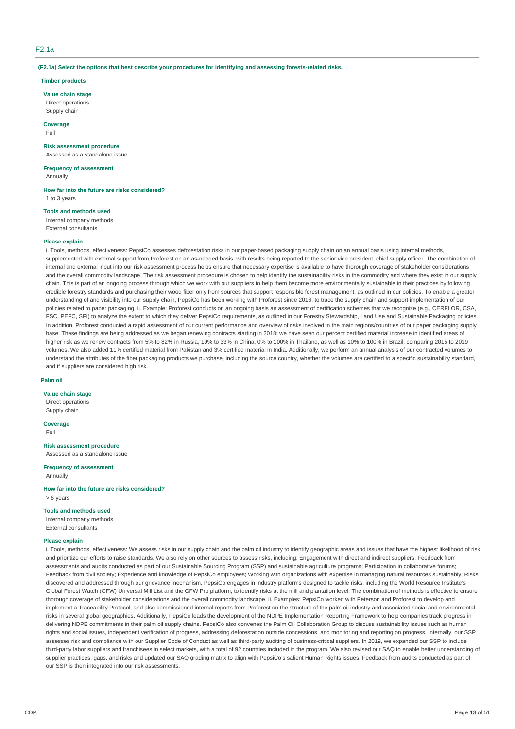## F2.1a

**(F2.1a) Select the options that best describe your procedures for identifying and assessing forests-related risks.**

**Timber products**

**Value chain stage**

Direct operations
Supply chain

**Coverage**

Full

**Risk assessment procedure**

Assessed as a standalone issue

**Frequency of assessment**

Annually

**How far into the future are risks considered?**

1 to 3 years

**Tools and methods used**

Internal company methods
External consultants

**Please explain**

i. Tools, methods, effectiveness: PepsiCo assesses deforestation risks in our paper-based packaging supply chain on an annual basis using internal methods, supplemented with external support from Proforest on an as-needed basis, with results being reported to the senior vice president, chief supply officer. The combination of internal and external input into our risk assessment process helps ensure that necessary expertise is available to have thorough coverage of stakeholder considerations and the overall commodity landscape. The risk assessment procedure is chosen to help identify the sustainability risks in the commodity and where they exist in our supply chain. This is part of an ongoing process through which we work with our suppliers to help them become more environmentally sustainable in their practices by following credible forestry standards and purchasing their wood fiber only from sources that support responsible forest management, as outlined in our policies. To enable a greater understanding of and visibility into our supply chain, PepsiCo has been working with Proforest since 2016, to trace the supply chain and support implementation of our policies related to paper packaging. ii. Example: Proforest conducts on an ongoing basis an assessment of certification schemes that we recognize (e.g., CERFLOR, CSA, FSC, PEFC, SFI) to analyze the extent to which they deliver PepsiCo requirements, as outlined in our Forestry Stewardship, Land Use and Sustainable Packaging policies. In addition, Proforest conducted a rapid assessment of our current performance and overview of risks involved in the main regions/countries of our paper packaging supply base. These findings are being addressed as we began renewing contracts starting in 2018; we have seen our percent certified material increase in identified areas of higher risk as we renew contracts from 5% to 82% in Russia, 19% to 33% in China, 0% to 100% in Thailand, as well as 10% to 100% in Brazil, comparing 2015 to 2019 volumes. We also added 11% certified material from Pakistan and 3% certified material in India. Additionally, we perform an annual analysis of our contracted volumes to understand the attributes of the fiber packaging products we purchase, including the source country, whether the volumes are certified to a specific sustainability standard, and if suppliers are considered high risk.

**Palm oil**

**Value chain stage**

Direct operations
Supply chain

**Coverage**

Full

**Risk assessment procedure**

Assessed as a standalone issue

**Frequency of assessment**

Annually

**How far into the future are risks considered?**

> 6 years

**Tools and methods used**

Internal company methods
External consultants

**Please explain**

i. Tools, methods, effectiveness: We assess risks in our supply chain and the palm oil industry to identify geographic areas and issues that have the highest likelihood of risk and prioritize our efforts to raise standards. We also rely on other sources to assess risks, including: Engagement with direct and indirect suppliers; Feedback from assessments and audits conducted as part of our Sustainable Sourcing Program (SSP) and sustainable agriculture programs; Participation in collaborative forums; Feedback from civil society; Experience and knowledge of PepsiCo employees; Working with organizations with expertise in managing natural resources sustainably; Risks discovered and addressed through our grievance mechanism. PepsiCo engages in industry platforms designed to tackle risks, including the World Resource Institute's Global Forest Watch (GFW) Universal Mill List and the GFW Pro platform, to identify risks at the mill and plantation level. The combination of methods is effective to ensure thorough coverage of stakeholder considerations and the overall commodity landscape. ii. Examples: PepsiCo worked with Peterson and Proforest to develop and implement a Traceability Protocol, and also commissioned internal reports from Proforest on the structure of the palm oil industry and associated social and environmental risks in several global geographies. Additionally, PepsiCo leads the development of the NDPE Implementation Reporting Framework to help companies track progress in delivering NDPE commitments in their palm oil supply chains. PepsiCo also convenes the Palm Oil Collaboration Group to discuss sustainability issues such as human rights and social issues, independent verification of progress, addressing deforestation outside concessions, and monitoring and reporting on progress. Internally, our SSP assesses risk and compliance with our Supplier Code of Conduct as well as third-party auditing of business-critical suppliers. In 2019, we expanded our SSP to include third-party labor suppliers and franchisees in select markets, with a total of 92 countries included in the program. We also revised our SAQ to enable better understanding of supplier practices, gaps, and risks and updated our SAQ grading matrix to align with PepsiCo's salient Human Rights issues. Feedback from audits conducted as part of our SSP is then integrated into our risk assessments.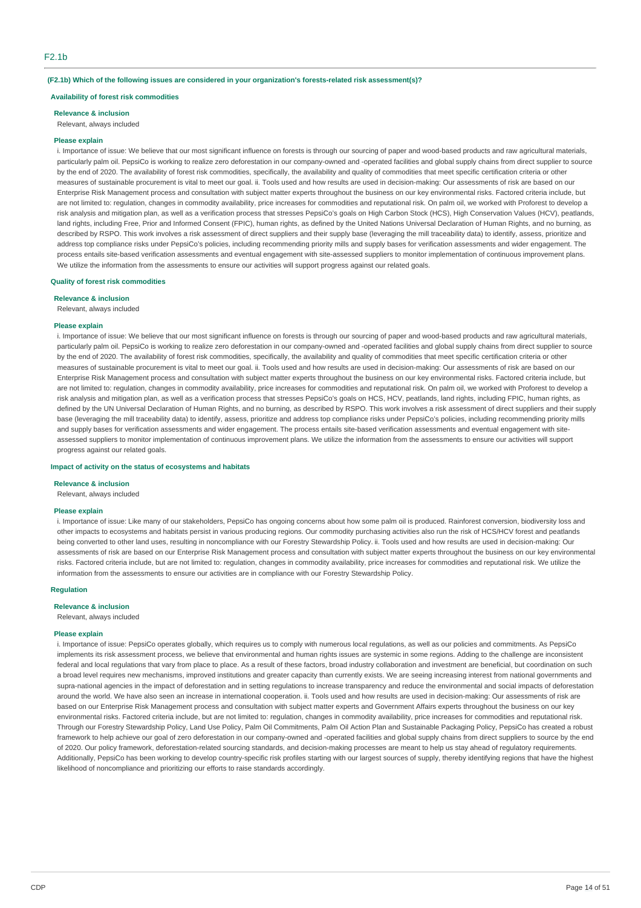## F2.1b

**(F2.1b) Which of the following issues are considered in your organization's forests-related risk assessment(s)?**

**Availability of forest risk commodities**

**Relevance & inclusion**

Relevant, always included

**Please explain**

i. Importance of issue: We believe that our most significant influence on forests is through our sourcing of paper and wood-based products and raw agricultural materials, particularly palm oil. PepsiCo is working to realize zero deforestation in our company-owned and -operated facilities and global supply chains from direct supplier to source by the end of 2020. The availability of forest risk commodities, specifically, the availability and quality of commodities that meet specific certification criteria or other measures of sustainable procurement is vital to meet our goal. ii. Tools used and how results are used in decision-making: Our assessments of risk are based on our Enterprise Risk Management process and consultation with subject matter experts throughout the business on our key environmental risks. Factored criteria include, but are not limited to: regulation, changes in commodity availability, price increases for commodities and reputational risk. On palm oil, we worked with Proforest to develop a risk analysis and mitigation plan, as well as a verification process that stresses PepsiCo's goals on High Carbon Stock (HCS), High Conservation Values (HCV), peatlands, land rights, including Free, Prior and Informed Consent (FPIC), human rights, as defined by the United Nations Universal Declaration of Human Rights, and no burning, as described by RSPO. This work involves a risk assessment of direct suppliers and their supply base (leveraging the mill traceability data) to identify, assess, prioritize and address top compliance risks under PepsiCo's policies, including recommending priority mills and supply bases for verification assessments and wider engagement. The process entails site-based verification assessments and eventual engagement with site-assessed suppliers to monitor implementation of continuous improvement plans. We utilize the information from the assessments to ensure our activities will support progress against our related goals.

**Quality of forest risk commodities**

**Relevance & inclusion**

Relevant, always included

**Please explain**

i. Importance of issue: We believe that our most significant influence on forests is through our sourcing of paper and wood-based products and raw agricultural materials, particularly palm oil. PepsiCo is working to realize zero deforestation in our company-owned and -operated facilities and global supply chains from direct supplier to source by the end of 2020. The availability of forest risk commodities, specifically, the availability and quality of commodities that meet specific certification criteria or other measures of sustainable procurement is vital to meet our goal. ii. Tools used and how results are used in decision-making: Our assessments of risk are based on our Enterprise Risk Management process and consultation with subject matter experts throughout the business on our key environmental risks. Factored criteria include, but are not limited to: regulation, changes in commodity availability, price increases for commodities and reputational risk. On palm oil, we worked with Proforest to develop a risk analysis and mitigation plan, as well as a verification process that stresses PepsiCo's goals on HCS, HCV, peatlands, land rights, including FPIC, human rights, as defined by the UN Universal Declaration of Human Rights, and no burning, as described by RSPO. This work involves a risk assessment of direct suppliers and their supply base (leveraging the mill traceability data) to identify, assess, prioritize and address top compliance risks under PepsiCo's policies, including recommending priority mills and supply bases for verification assessments and wider engagement. The process entails site-based verification assessments and eventual engagement with site-assessed suppliers to monitor implementation of continuous improvement plans. We utilize the information from the assessments to ensure our activities will support progress against our related goals.

**Impact of activity on the status of ecosystems and habitats**

**Relevance & inclusion**

Relevant, always included

**Please explain**

i. Importance of issue: Like many of our stakeholders, PepsiCo has ongoing concerns about how some palm oil is produced. Rainforest conversion, biodiversity loss and other impacts to ecosystems and habitats persist in various producing regions. Our commodity purchasing activities also run the risk of HCS/HCV forest and peatlands being converted to other land uses, resulting in noncompliance with our Forestry Stewardship Policy. ii. Tools used and how results are used in decision-making: Our assessments of risk are based on our Enterprise Risk Management process and consultation with subject matter experts throughout the business on our key environmental risks. Factored criteria include, but are not limited to: regulation, changes in commodity availability, price increases for commodities and reputational risk. We utilize the information from the assessments to ensure our activities are in compliance with our Forestry Stewardship Policy.

**Regulation**

**Relevance & inclusion**

Relevant, always included

**Please explain**

i. Importance of issue: PepsiCo operates globally, which requires us to comply with numerous local regulations, as well as our policies and commitments. As PepsiCo implements its risk assessment process, we believe that environmental and human rights issues are systemic in some regions. Adding to the challenge are inconsistent federal and local regulations that vary from place to place. As a result of these factors, broad industry collaboration and investment are beneficial, but coordination on such a broad level requires new mechanisms, improved institutions and greater capacity than currently exists. We are seeing increasing interest from national governments and supra-national agencies in the impact of deforestation and in setting regulations to increase transparency and reduce the environmental and social impacts of deforestation around the world. We have also seen an increase in international cooperation. ii. Tools used and how results are used in decision-making: Our assessments of risk are based on our Enterprise Risk Management process and consultation with subject matter experts and Government Affairs experts throughout the business on our key environmental risks. Factored criteria include, but are not limited to: regulation, changes in commodity availability, price increases for commodities and reputational risk. Through our Forestry Stewardship Policy, Land Use Policy, Palm Oil Commitments, Palm Oil Action Plan and Sustainable Packaging Policy, PepsiCo has created a robust framework to help achieve our goal of zero deforestation in our company-owned and -operated facilities and global supply chains from direct suppliers to source by the end of 2020. Our policy framework, deforestation-related sourcing standards, and decision-making processes are meant to help us stay ahead of regulatory requirements. Additionally, PepsiCo has been working to develop country-specific risk profiles starting with our largest sources of supply, thereby identifying regions that have the highest likelihood of noncompliance and prioritizing our efforts to raise standards accordingly.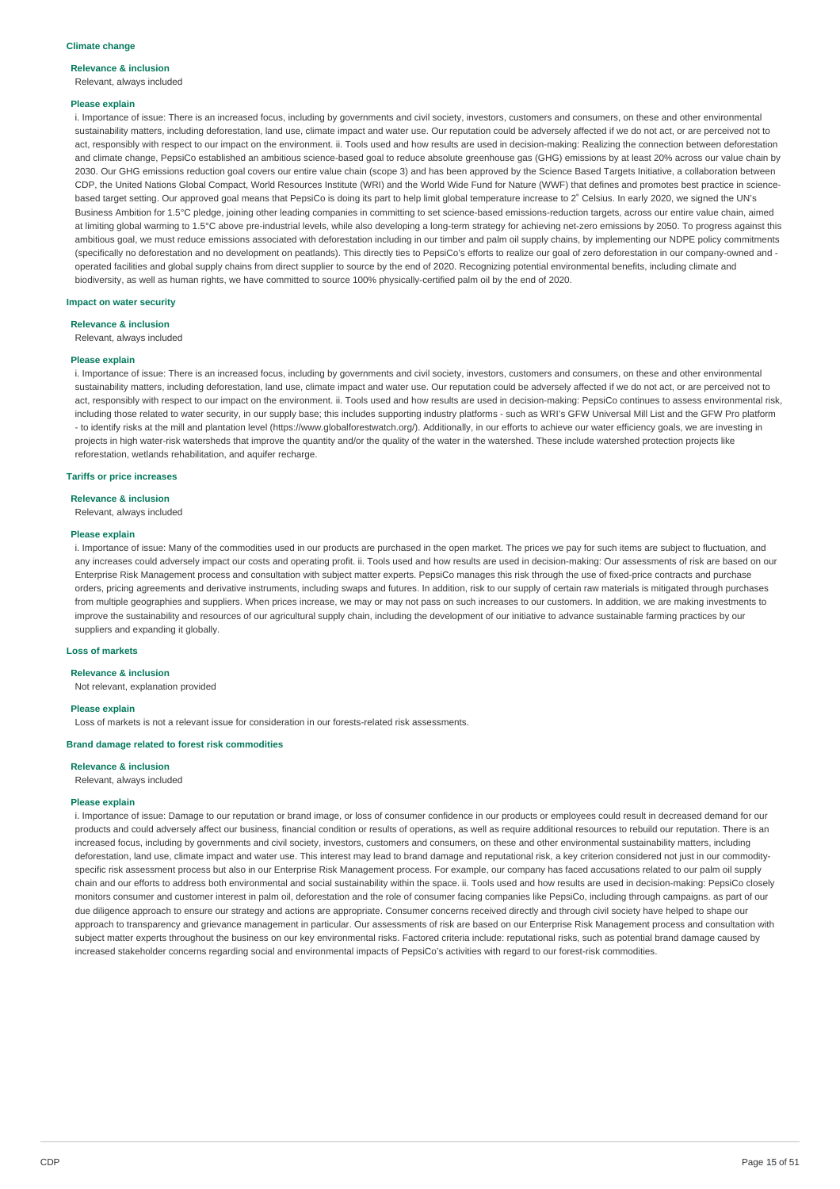#### Climate change

**Relevance & inclusion**

Relevant, always included

**Please explain**

i. Importance of issue: There is an increased focus, including by governments and civil society, investors, customers and consumers, on these and other environmental sustainability matters, including deforestation, land use, climate impact and water use. Our reputation could be adversely affected if we do not act, or are perceived not to act, responsibly with respect to our impact on the environment. ii. Tools used and how results are used in decision-making: Realizing the connection between deforestation and climate change, PepsiCo established an ambitious science-based goal to reduce absolute greenhouse gas (GHG) emissions by at least 20% across our value chain by 2030. Our GHG emissions reduction goal covers our entire value chain (scope 3) and has been approved by the Science Based Targets Initiative, a collaboration between CDP, the United Nations Global Compact, World Resources Institute (WRI) and the World Wide Fund for Nature (WWF) that defines and promotes best practice in science-based target setting. Our approved goal means that PepsiCo is doing its part to help limit global temperature increase to 2˚ Celsius. In early 2020, we signed the UN's Business Ambition for 1.5°C pledge, joining other leading companies in committing to set science-based emissions-reduction targets, across our entire value chain, aimed at limiting global warming to 1.5°C above pre-industrial levels, while also developing a long-term strategy for achieving net-zero emissions by 2050. To progress against this ambitious goal, we must reduce emissions associated with deforestation including in our timber and palm oil supply chains, by implementing our NDPE policy commitments (specifically no deforestation and no development on peatlands). This directly ties to PepsiCo's efforts to realize our goal of zero deforestation in our company-owned and -operated facilities and global supply chains from direct supplier to source by the end of 2020. Recognizing potential environmental benefits, including climate and biodiversity, as well as human rights, we have committed to source 100% physically-certified palm oil by the end of 2020.

#### Impact on water security

**Relevance & inclusion**

Relevant, always included

**Please explain**

i. Importance of issue: There is an increased focus, including by governments and civil society, investors, customers and consumers, on these and other environmental sustainability matters, including deforestation, land use, climate impact and water use. Our reputation could be adversely affected if we do not act, or are perceived not to act, responsibly with respect to our impact on the environment. ii. Tools used and how results are used in decision-making: PepsiCo continues to assess environmental risk, including those related to water security, in our supply base; this includes supporting industry platforms - such as WRI's GFW Universal Mill List and the GFW Pro platform - to identify risks at the mill and plantation level (https://www.globalforestwatch.org/). Additionally, in our efforts to achieve our water efficiency goals, we are investing in projects in high water-risk watersheds that improve the quantity and/or the quality of the water in the watershed. These include watershed protection projects like reforestation, wetlands rehabilitation, and aquifer recharge.

#### Tariffs or price increases

**Relevance & inclusion**

Relevant, always included

**Please explain**

i. Importance of issue: Many of the commodities used in our products are purchased in the open market. The prices we pay for such items are subject to fluctuation, and any increases could adversely impact our costs and operating profit. ii. Tools used and how results are used in decision-making: Our assessments of risk are based on our Enterprise Risk Management process and consultation with subject matter experts. PepsiCo manages this risk through the use of fixed-price contracts and purchase orders, pricing agreements and derivative instruments, including swaps and futures. In addition, risk to our supply of certain raw materials is mitigated through purchases from multiple geographies and suppliers. When prices increase, we may or may not pass on such increases to our customers. In addition, we are making investments to improve the sustainability and resources of our agricultural supply chain, including the development of our initiative to advance sustainable farming practices by our suppliers and expanding it globally.

#### Loss of markets

**Relevance & inclusion**

Not relevant, explanation provided

**Please explain**

Loss of markets is not a relevant issue for consideration in our forests-related risk assessments.

#### Brand damage related to forest risk commodities

**Relevance & inclusion**

Relevant, always included

**Please explain**

i. Importance of issue: Damage to our reputation or brand image, or loss of consumer confidence in our products or employees could result in decreased demand for our products and could adversely affect our business, financial condition or results of operations, as well as require additional resources to rebuild our reputation. There is an increased focus, including by governments and civil society, investors, customers and consumers, on these and other environmental sustainability matters, including deforestation, land use, climate impact and water use. This interest may lead to brand damage and reputational risk, a key criterion considered not just in our commodity-specific risk assessment process but also in our Enterprise Risk Management process. For example, our company has faced accusations related to our palm oil supply chain and our efforts to address both environmental and social sustainability within the space. ii. Tools used and how results are used in decision-making: PepsiCo closely monitors consumer and customer interest in palm oil, deforestation and the role of consumer facing companies like PepsiCo, including through campaigns. as part of our due diligence approach to ensure our strategy and actions are appropriate. Consumer concerns received directly and through civil society have helped to shape our approach to transparency and grievance management in particular. Our assessments of risk are based on our Enterprise Risk Management process and consultation with subject matter experts throughout the business on our key environmental risks. Factored criteria include: reputational risks, such as potential brand damage caused by increased stakeholder concerns regarding social and environmental impacts of PepsiCo's activities with regard to our forest-risk commodities.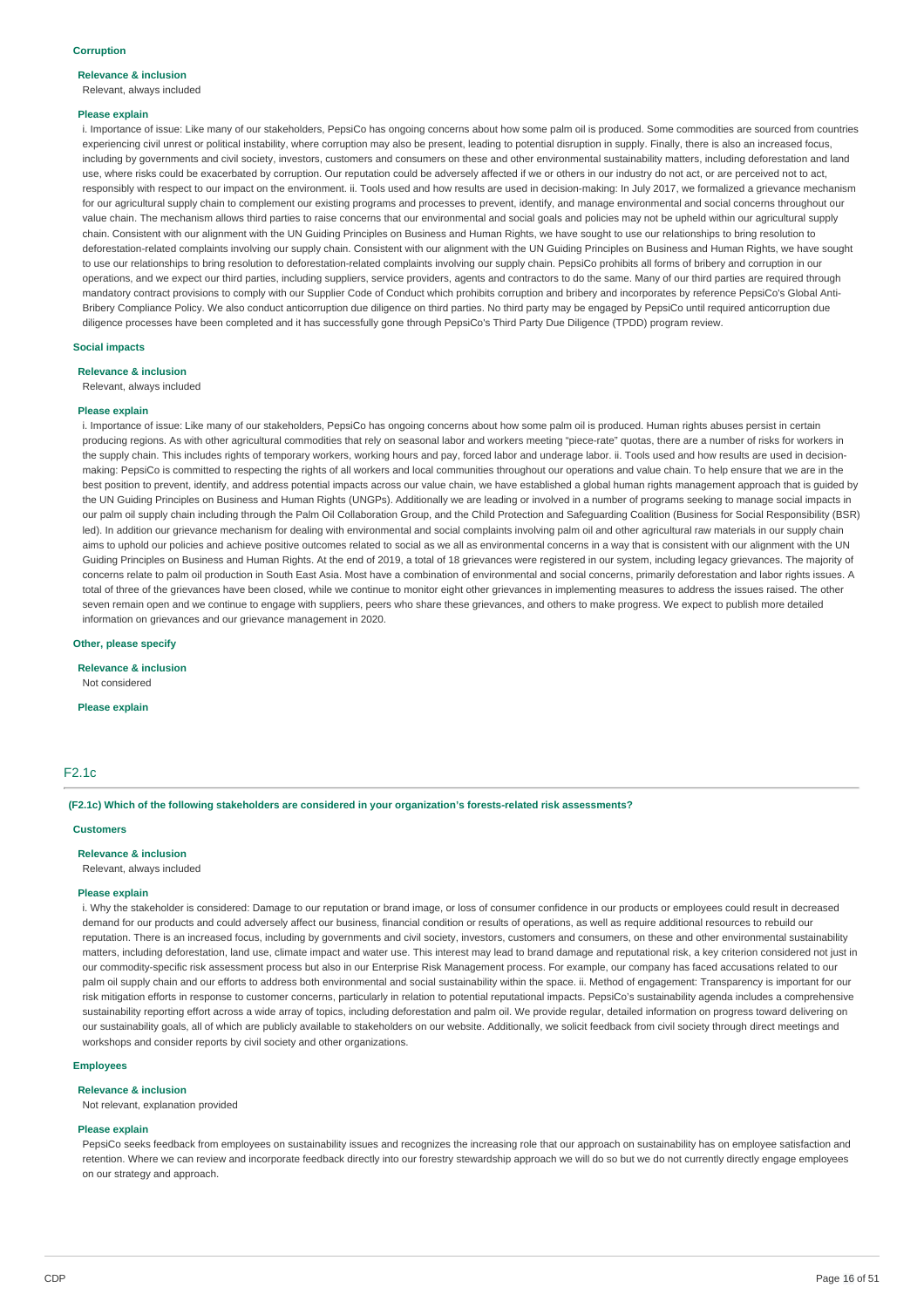**Corruption**

**Relevance & inclusion**

Relevant, always included

**Please explain**

i. Importance of issue: Like many of our stakeholders, PepsiCo has ongoing concerns about how some palm oil is produced. Some commodities are sourced from countries experiencing civil unrest or political instability, where corruption may also be present, leading to potential disruption in supply. Finally, there is also an increased focus, including by governments and civil society, investors, customers and consumers on these and other environmental sustainability matters, including deforestation and land use, where risks could be exacerbated by corruption. Our reputation could be adversely affected if we or others in our industry do not act, or are perceived not to act, responsibly with respect to our impact on the environment. ii. Tools used and how results are used in decision-making: In July 2017, we formalized a grievance mechanism for our agricultural supply chain to complement our existing programs and processes to prevent, identify, and manage environmental and social concerns throughout our value chain. The mechanism allows third parties to raise concerns that our environmental and social goals and policies may not be upheld within our agricultural supply chain. Consistent with our alignment with the UN Guiding Principles on Business and Human Rights, we have sought to use our relationships to bring resolution to deforestation-related complaints involving our supply chain. Consistent with our alignment with the UN Guiding Principles on Business and Human Rights, we have sought to use our relationships to bring resolution to deforestation-related complaints involving our supply chain. PepsiCo prohibits all forms of bribery and corruption in our operations, and we expect our third parties, including suppliers, service providers, agents and contractors to do the same. Many of our third parties are required through mandatory contract provisions to comply with our Supplier Code of Conduct which prohibits corruption and bribery and incorporates by reference PepsiCo's Global Anti-Bribery Compliance Policy. We also conduct anticorruption due diligence on third parties. No third party may be engaged by PepsiCo until required anticorruption due diligence processes have been completed and it has successfully gone through PepsiCo's Third Party Due Diligence (TPDD) program review.

**Social impacts**

**Relevance & inclusion**

Relevant, always included

**Please explain**

i. Importance of issue: Like many of our stakeholders, PepsiCo has ongoing concerns about how some palm oil is produced. Human rights abuses persist in certain producing regions. As with other agricultural commodities that rely on seasonal labor and workers meeting "piece-rate" quotas, there are a number of risks for workers in the supply chain. This includes rights of temporary workers, working hours and pay, forced labor and underage labor. ii. Tools used and how results are used in decision-making: PepsiCo is committed to respecting the rights of all workers and local communities throughout our operations and value chain. To help ensure that we are in the best position to prevent, identify, and address potential impacts across our value chain, we have established a global human rights management approach that is guided by the UN Guiding Principles on Business and Human Rights (UNGPs). Additionally we are leading or involved in a number of programs seeking to manage social impacts in our palm oil supply chain including through the Palm Oil Collaboration Group, and the Child Protection and Safeguarding Coalition (Business for Social Responsibility (BSR) led). In addition our grievance mechanism for dealing with environmental and social complaints involving palm oil and other agricultural raw materials in our supply chain aims to uphold our policies and achieve positive outcomes related to social as we all as environmental concerns in a way that is consistent with our alignment with the UN Guiding Principles on Business and Human Rights. At the end of 2019, a total of 18 grievances were registered in our system, including legacy grievances. The majority of concerns relate to palm oil production in South East Asia. Most have a combination of environmental and social concerns, primarily deforestation and labor rights issues. A total of three of the grievances have been closed, while we continue to monitor eight other grievances in implementing measures to address the issues raised. The other seven remain open and we continue to engage with suppliers, peers who share these grievances, and others to make progress. We expect to publish more detailed information on grievances and our grievance management in 2020.

**Other, please specify**

**Relevance & inclusion**

Not considered

**Please explain**

## F2.1c

**(F2.1c) Which of the following stakeholders are considered in your organization's forests-related risk assessments?**

**Customers**

**Relevance & inclusion**

Relevant, always included

**Please explain**

i. Why the stakeholder is considered: Damage to our reputation or brand image, or loss of consumer confidence in our products or employees could result in decreased demand for our products and could adversely affect our business, financial condition or results of operations, as well as require additional resources to rebuild our reputation. There is an increased focus, including by governments and civil society, investors, customers and consumers, on these and other environmental sustainability matters, including deforestation, land use, climate impact and water use. This interest may lead to brand damage and reputational risk, a key criterion considered not just in our commodity-specific risk assessment process but also in our Enterprise Risk Management process. For example, our company has faced accusations related to our palm oil supply chain and our efforts to address both environmental and social sustainability within the space. ii. Method of engagement: Transparency is important for our risk mitigation efforts in response to customer concerns, particularly in relation to potential reputational impacts. PepsiCo's sustainability agenda includes a comprehensive sustainability reporting effort across a wide array of topics, including deforestation and palm oil. We provide regular, detailed information on progress toward delivering on our sustainability goals, all of which are publicly available to stakeholders on our website. Additionally, we solicit feedback from civil society through direct meetings and workshops and consider reports by civil society and other organizations.

**Employees**

**Relevance & inclusion**

Not relevant, explanation provided

**Please explain**

PepsiCo seeks feedback from employees on sustainability issues and recognizes the increasing role that our approach on sustainability has on employee satisfaction and retention. Where we can review and incorporate feedback directly into our forestry stewardship approach we will do so but we do not currently directly engage employees on our strategy and approach.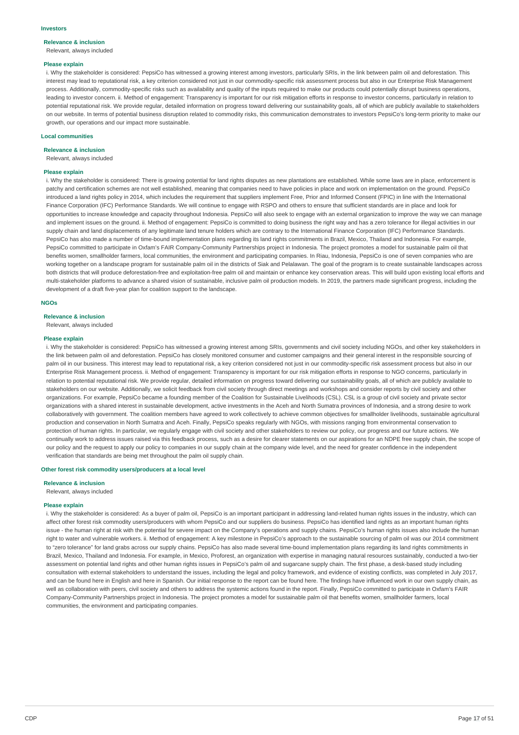#### Investors

**Relevance & inclusion**

Relevant, always included

**Please explain**

i. Why the stakeholder is considered: PepsiCo has witnessed a growing interest among investors, particularly SRIs, in the link between palm oil and deforestation. This interest may lead to reputational risk, a key criterion considered not just in our commodity-specific risk assessment process but also in our Enterprise Risk Management process. Additionally, commodity-specific risks such as availability and quality of the inputs required to make our products could potentially disrupt business operations, leading to investor concern. ii. Method of engagement: Transparency is important for our risk mitigation efforts in response to investor concerns, particularly in relation to potential reputational risk. We provide regular, detailed information on progress toward delivering our sustainability goals, all of which are publicly available to stakeholders on our website. In terms of potential business disruption related to commodity risks, this communication demonstrates to investors PepsiCo's long-term priority to make our growth, our operations and our impact more sustainable.

#### Local communities

**Relevance & inclusion**

Relevant, always included

**Please explain**

i. Why the stakeholder is considered: There is growing potential for land rights disputes as new plantations are established. While some laws are in place, enforcement is patchy and certification schemes are not well established, meaning that companies need to have policies in place and work on implementation on the ground. PepsiCo introduced a land rights policy in 2014, which includes the requirement that suppliers implement Free, Prior and Informed Consent (FPIC) in line with the International Finance Corporation (IFC) Performance Standards. We will continue to engage with RSPO and others to ensure that sufficient standards are in place and look for opportunities to increase knowledge and capacity throughout Indonesia. PepsiCo will also seek to engage with an external organization to improve the way we can manage and implement issues on the ground. ii. Method of engagement: PepsiCo is committed to doing business the right way and has a zero tolerance for illegal activities in our supply chain and land displacements of any legitimate land tenure holders which are contrary to the International Finance Corporation (IFC) Performance Standards. PepsiCo has also made a number of time-bound implementation plans regarding its land rights commitments in Brazil, Mexico, Thailand and Indonesia. For example, PepsiCo committed to participate in Oxfam's FAIR Company-Community Partnerships project in Indonesia. The project promotes a model for sustainable palm oil that benefits women, smallholder farmers, local communities, the environment and participating companies. In Riau, Indonesia, PepsiCo is one of seven companies who are working together on a landscape program for sustainable palm oil in the districts of Siak and Pelalawan. The goal of the program is to create sustainable landscapes across both districts that will produce deforestation-free and exploitation-free palm oil and maintain or enhance key conservation areas. This will build upon existing local efforts and multi-stakeholder platforms to advance a shared vision of sustainable, inclusive palm oil production models. In 2019, the partners made significant progress, including the development of a draft five-year plan for coalition support to the landscape.

#### NGOs

**Relevance & inclusion**

Relevant, always included

**Please explain**

i. Why the stakeholder is considered: PepsiCo has witnessed a growing interest among SRIs, governments and civil society including NGOs, and other key stakeholders in the link between palm oil and deforestation. PepsiCo has closely monitored consumer and customer campaigns and their general interest in the responsible sourcing of palm oil in our business. This interest may lead to reputational risk, a key criterion considered not just in our commodity-specific risk assessment process but also in our Enterprise Risk Management process. ii. Method of engagement: Transparency is important for our risk mitigation efforts in response to NGO concerns, particularly in relation to potential reputational risk. We provide regular, detailed information on progress toward delivering our sustainability goals, all of which are publicly available to stakeholders on our website. Additionally, we solicit feedback from civil society through direct meetings and workshops and consider reports by civil society and other organizations. For example, PepsiCo became a founding member of the Coalition for Sustainable Livelihoods (CSL). CSL is a group of civil society and private sector organizations with a shared interest in sustainable development, active investments in the Aceh and North Sumatra provinces of Indonesia, and a strong desire to work collaboratively with government. The coalition members have agreed to work collectively to achieve common objectives for smallholder livelihoods, sustainable agricultural production and conservation in North Sumatra and Aceh. Finally, PepsiCo speaks regularly with NGOs, with missions ranging from environmental conservation to protection of human rights. In particular, we regularly engage with civil society and other stakeholders to review our policy, our progress and our future actions. We continually work to address issues raised via this feedback process, such as a desire for clearer statements on our aspirations for an NDPE free supply chain, the scope of our policy and the request to apply our policy to companies in our supply chain at the company wide level, and the need for greater confidence in the independent verification that standards are being met throughout the palm oil supply chain.

#### Other forest risk commodity users/producers at a local level

**Relevance & inclusion**

Relevant, always included

**Please explain**

i. Why the stakeholder is considered: As a buyer of palm oil, PepsiCo is an important participant in addressing land-related human rights issues in the industry, which can affect other forest risk commodity users/producers with whom PepsiCo and our suppliers do business. PepsiCo has identified land rights as an important human rights issue - the human right at risk with the potential for severe impact on the Company's operations and supply chains. PepsiCo's human rights issues also include the human right to water and vulnerable workers. ii. Method of engagement: A key milestone in PepsiCo's approach to the sustainable sourcing of palm oil was our 2014 commitment to "zero tolerance" for land grabs across our supply chains. PepsiCo has also made several time-bound implementation plans regarding its land rights commitments in Brazil, Mexico, Thailand and Indonesia. For example, in Mexico, Proforest, an organization with expertise in managing natural resources sustainably, conducted a two-tier assessment on potential land rights and other human rights issues in PepsiCo's palm oil and sugarcane supply chain. The first phase, a desk-based study including consultation with external stakeholders to understand the issues, including the legal and policy framework, and evidence of existing conflicts, was completed in July 2017, and can be found here in English and here in Spanish. Our initial response to the report can be found here. The findings have influenced work in our own supply chain, as well as collaboration with peers, civil society and others to address the systemic actions found in the report. Finally, PepsiCo committed to participate in Oxfam's FAIR Company-Community Partnerships project in Indonesia. The project promotes a model for sustainable palm oil that benefits women, smallholder farmers, local communities, the environment and participating companies.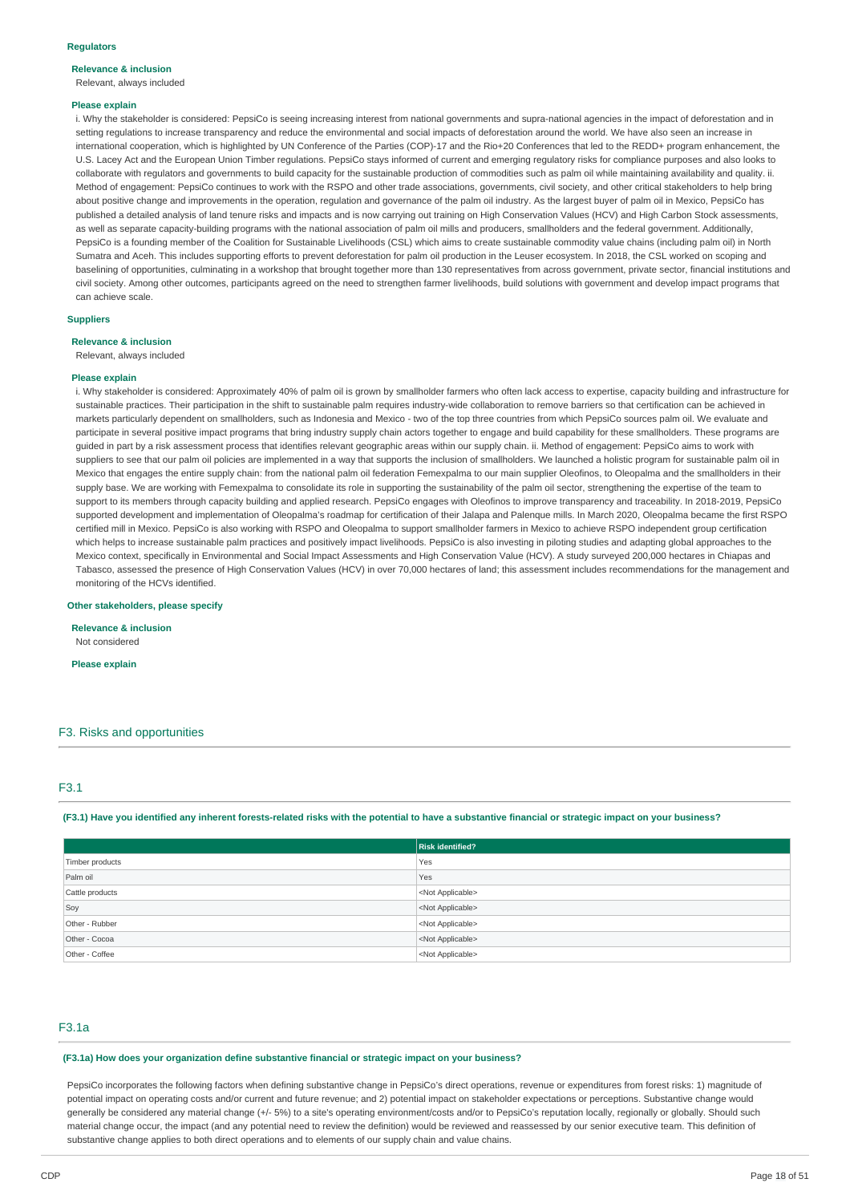#### Regulators

**Relevance & inclusion**

Relevant, always included

**Please explain**

i. Why the stakeholder is considered: PepsiCo is seeing increasing interest from national governments and supra-national agencies in the impact of deforestation and in setting regulations to increase transparency and reduce the environmental and social impacts of deforestation around the world. We have also seen an increase in international cooperation, which is highlighted by UN Conference of the Parties (COP)-17 and the Rio+20 Conferences that led to the REDD+ program enhancement, the U.S. Lacey Act and the European Union Timber regulations. PepsiCo stays informed of current and emerging regulatory risks for compliance purposes and also looks to collaborate with regulators and governments to build capacity for the sustainable production of commodities such as palm oil while maintaining availability and quality. ii. Method of engagement: PepsiCo continues to work with the RSPO and other trade associations, governments, civil society, and other critical stakeholders to help bring about positive change and improvements in the operation, regulation and governance of the palm oil industry. As the largest buyer of palm oil in Mexico, PepsiCo has published a detailed analysis of land tenure risks and impacts and is now carrying out training on High Conservation Values (HCV) and High Carbon Stock assessments, as well as separate capacity-building programs with the national association of palm oil mills and producers, smallholders and the federal government. Additionally, PepsiCo is a founding member of the Coalition for Sustainable Livelihoods (CSL) which aims to create sustainable commodity value chains (including palm oil) in North Sumatra and Aceh. This includes supporting efforts to prevent deforestation for palm oil production in the Leuser ecosystem. In 2018, the CSL worked on scoping and baselining of opportunities, culminating in a workshop that brought together more than 130 representatives from across government, private sector, financial institutions and civil society. Among other outcomes, participants agreed on the need to strengthen farmer livelihoods, build solutions with government and develop impact programs that can achieve scale.

#### Suppliers

**Relevance & inclusion**

Relevant, always included

**Please explain**

i. Why stakeholder is considered: Approximately 40% of palm oil is grown by smallholder farmers who often lack access to expertise, capacity building and infrastructure for sustainable practices. Their participation in the shift to sustainable palm requires industry-wide collaboration to remove barriers so that certification can be achieved in markets particularly dependent on smallholders, such as Indonesia and Mexico - two of the top three countries from which PepsiCo sources palm oil. We evaluate and participate in several positive impact programs that bring industry supply chain actors together to engage and build capability for these smallholders. These programs are guided in part by a risk assessment process that identifies relevant geographic areas within our supply chain. ii. Method of engagement: PepsiCo aims to work with suppliers to see that our palm oil policies are implemented in a way that supports the inclusion of smallholders. We launched a holistic program for sustainable palm oil in Mexico that engages the entire supply chain: from the national palm oil federation Femexpalma to our main supplier Oleofinos, to Oleopalma and the smallholders in their supply base. We are working with Femexpalma to consolidate its role in supporting the sustainability of the palm oil sector, strengthening the expertise of the team to support to its members through capacity building and applied research. PepsiCo engages with Oleofinos to improve transparency and traceability. In 2018-2019, PepsiCo supported development and implementation of Oleopalma's roadmap for certification of their Jalapa and Palenque mills. In March 2020, Oleopalma became the first RSPO certified mill in Mexico. PepsiCo is also working with RSPO and Oleopalma to support smallholder farmers in Mexico to achieve RSPO independent group certification which helps to increase sustainable palm practices and positively impact livelihoods. PepsiCo is also investing in piloting studies and adapting global approaches to the Mexico context, specifically in Environmental and Social Impact Assessments and High Conservation Value (HCV). A study surveyed 200,000 hectares in Chiapas and Tabasco, assessed the presence of High Conservation Values (HCV) in over 70,000 hectares of land; this assessment includes recommendations for the management and monitoring of the HCVs identified.

#### Other stakeholders, please specify

**Relevance & inclusion**

Not considered

**Please explain**

## F3. Risks and opportunities

### F3.1

**(F3.1) Have you identified any inherent forests-related risks with the potential to have a substantive financial or strategic impact on your business?**

| | Risk identified? |
|---|---|
| Timber products | Yes |
| Palm oil | Yes |
| Cattle products | <Not Applicable> |
| Soy | <Not Applicable> |
| Other - Rubber | <Not Applicable> |
| Other - Cocoa | <Not Applicable> |
| Other - Coffee | <Not Applicable> |

### F3.1a

**(F3.1a) How does your organization define substantive financial or strategic impact on your business?**

PepsiCo incorporates the following factors when defining substantive change in PepsiCo's direct operations, revenue or expenditures from forest risks: 1) magnitude of potential impact on operating costs and/or current and future revenue; and 2) potential impact on stakeholder expectations or perceptions. Substantive change would generally be considered any material change (+/- 5%) to a site's operating environment/costs and/or to PepsiCo's reputation locally, regionally or globally. Should such material change occur, the impact (and any potential need to review the definition) would be reviewed and reassessed by our senior executive team. This definition of substantive change applies to both direct operations and to elements of our supply chain and value chains.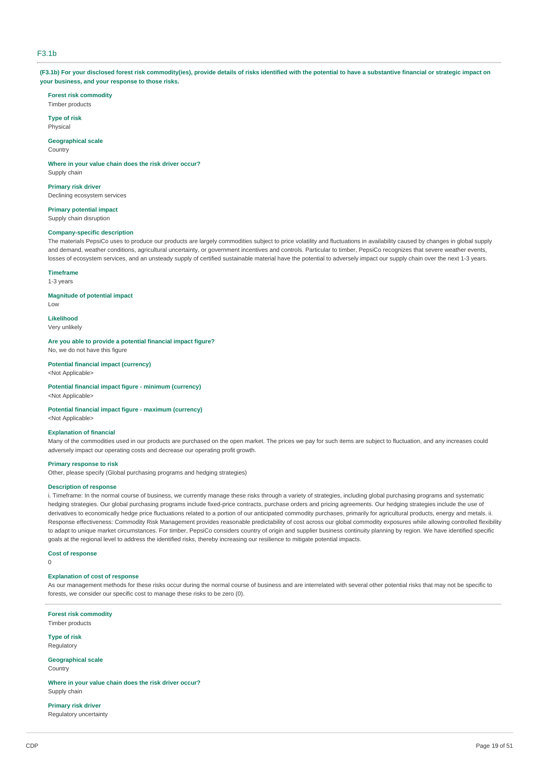## F3.1b

**(F3.1b) For your disclosed forest risk commodity(ies), provide details of risks identified with the potential to have a substantive financial or strategic impact on your business, and your response to those risks.**

**Forest risk commodity**
Timber products

**Type of risk**
Physical

**Geographical scale**
Country

**Where in your value chain does the risk driver occur?**
Supply chain

**Primary risk driver**
Declining ecosystem services

**Primary potential impact**
Supply chain disruption

**Company-specific description**
The materials PepsiCo uses to produce our products are largely commodities subject to price volatility and fluctuations in availability caused by changes in global supply and demand, weather conditions, agricultural uncertainty, or government incentives and controls. Particular to timber, PepsiCo recognizes that severe weather events, losses of ecosystem services, and an unsteady supply of certified sustainable material have the potential to adversely impact our supply chain over the next 1-3 years.

**Timeframe**
1-3 years

**Magnitude of potential impact**
Low

**Likelihood**
Very unlikely

**Are you able to provide a potential financial impact figure?**
No, we do not have this figure

**Potential financial impact (currency)**
<Not Applicable>

**Potential financial impact figure - minimum (currency)**
<Not Applicable>

**Potential financial impact figure - maximum (currency)**
<Not Applicable>

**Explanation of financial**
Many of the commodities used in our products are purchased on the open market. The prices we pay for such items are subject to fluctuation, and any increases could adversely impact our operating costs and decrease our operating profit growth.

**Primary response to risk**
Other, please specify (Global purchasing programs and hedging strategies)

**Description of response**
i. Timeframe: In the normal course of business, we currently manage these risks through a variety of strategies, including global purchasing programs and systematic hedging strategies. Our global purchasing programs include fixed-price contracts, purchase orders and pricing agreements. Our hedging strategies include the use of derivatives to economically hedge price fluctuations related to a portion of our anticipated commodity purchases, primarily for agricultural products, energy and metals. ii. Response effectiveness: Commodity Risk Management provides reasonable predictability of cost across our global commodity exposures while allowing controlled flexibility to adapt to unique market circumstances. For timber, PepsiCo considers country of origin and supplier business continuity planning by region. We have identified specific goals at the regional level to address the identified risks, thereby increasing our resilience to mitigate potential impacts.

**Cost of response**
0

**Explanation of cost of response**
As our management methods for these risks occur during the normal course of business and are interrelated with several other potential risks that may not be specific to forests, we consider our specific cost to manage these risks to be zero (0).

---

**Forest risk commodity**
Timber products

**Type of risk**
Regulatory

**Geographical scale**
Country

**Where in your value chain does the risk driver occur?**
Supply chain

**Primary risk driver**
Regulatory uncertainty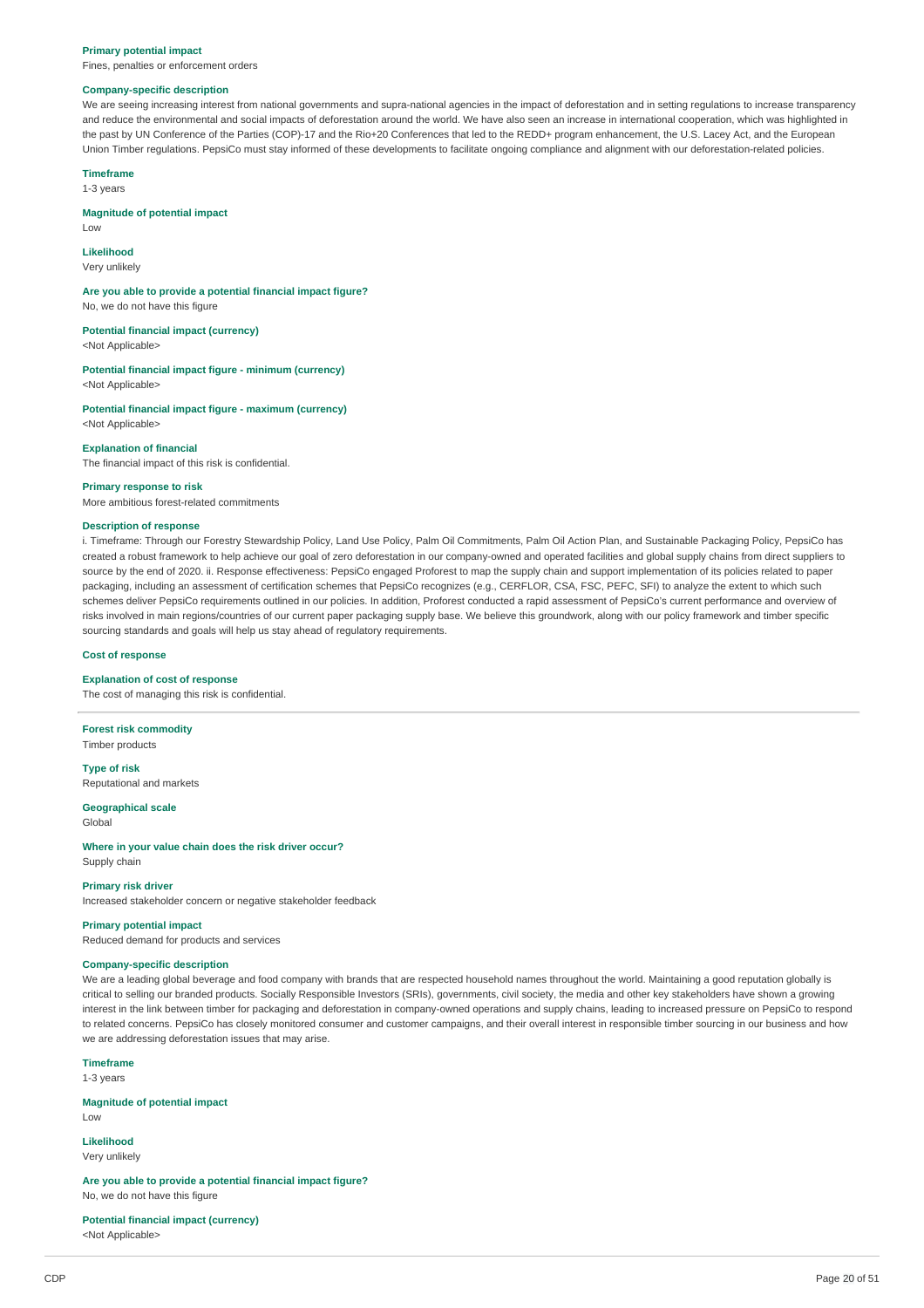**Primary potential impact**
Fines, penalties or enforcement orders

**Company-specific description**
We are seeing increasing interest from national governments and supra-national agencies in the impact of deforestation and in setting regulations to increase transparency and reduce the environmental and social impacts of deforestation around the world. We have also seen an increase in international cooperation, which was highlighted in the past by UN Conference of the Parties (COP)-17 and the Rio+20 Conferences that led to the REDD+ program enhancement, the U.S. Lacey Act, and the European Union Timber regulations. PepsiCo must stay informed of these developments to facilitate ongoing compliance and alignment with our deforestation-related policies.

**Timeframe**
1-3 years

**Magnitude of potential impact**
Low

**Likelihood**
Very unlikely

**Are you able to provide a potential financial impact figure?**
No, we do not have this figure

**Potential financial impact (currency)**
<Not Applicable>

**Potential financial impact figure - minimum (currency)**
<Not Applicable>

**Potential financial impact figure - maximum (currency)**
<Not Applicable>

**Explanation of financial**
The financial impact of this risk is confidential.

**Primary response to risk**
More ambitious forest-related commitments

**Description of response**
i. Timeframe: Through our Forestry Stewardship Policy, Land Use Policy, Palm Oil Commitments, Palm Oil Action Plan, and Sustainable Packaging Policy, PepsiCo has created a robust framework to help achieve our goal of zero deforestation in our company-owned and operated facilities and global supply chains from direct suppliers to source by the end of 2020. ii. Response effectiveness: PepsiCo engaged Proforest to map the supply chain and support implementation of its policies related to paper packaging, including an assessment of certification schemes that PepsiCo recognizes (e.g., CERFLOR, CSA, FSC, PEFC, SFI) to analyze the extent to which such schemes deliver PepsiCo requirements outlined in our policies. In addition, Proforest conducted a rapid assessment of PepsiCo's current performance and overview of risks involved in main regions/countries of our current paper packaging supply base. We believe this groundwork, along with our policy framework and timber specific sourcing standards and goals will help us stay ahead of regulatory requirements.

**Cost of response**

**Explanation of cost of response**
The cost of managing this risk is confidential.

---

**Forest risk commodity**
Timber products

**Type of risk**
Reputational and markets

**Geographical scale**
Global

**Where in your value chain does the risk driver occur?**
Supply chain

**Primary risk driver**
Increased stakeholder concern or negative stakeholder feedback

**Primary potential impact**
Reduced demand for products and services

**Company-specific description**
We are a leading global beverage and food company with brands that are respected household names throughout the world. Maintaining a good reputation globally is critical to selling our branded products. Socially Responsible Investors (SRIs), governments, civil society, the media and other key stakeholders have shown a growing interest in the link between timber for packaging and deforestation in company-owned operations and supply chains, leading to increased pressure on PepsiCo to respond to related concerns. PepsiCo has closely monitored consumer and customer campaigns, and their overall interest in responsible timber sourcing in our business and how we are addressing deforestation issues that may arise.

**Timeframe**
1-3 years

**Magnitude of potential impact**
Low

**Likelihood**
Very unlikely

**Are you able to provide a potential financial impact figure?**
No, we do not have this figure

**Potential financial impact (currency)**
<Not Applicable>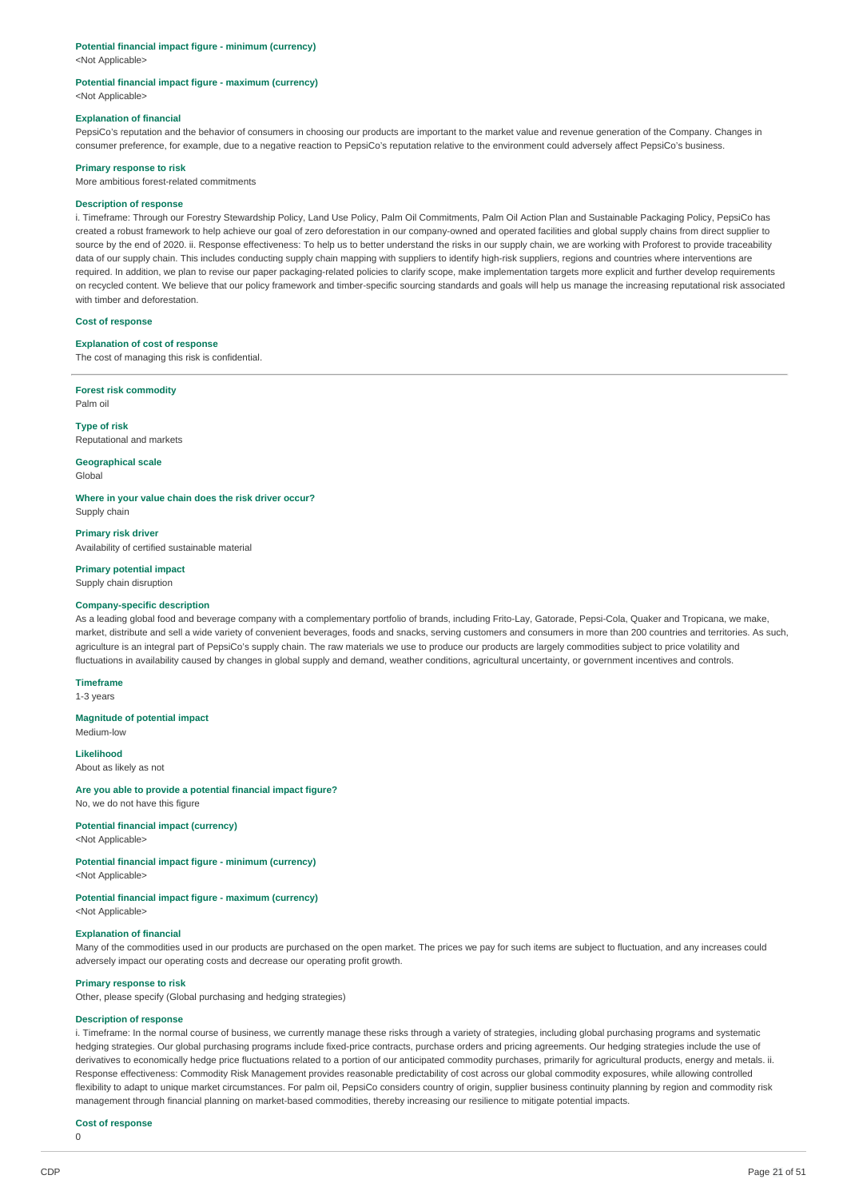**Potential financial impact figure - minimum (currency)**
<Not Applicable>

**Potential financial impact figure - maximum (currency)**
<Not Applicable>

**Explanation of financial**
PepsiCo's reputation and the behavior of consumers in choosing our products are important to the market value and revenue generation of the Company. Changes in consumer preference, for example, due to a negative reaction to PepsiCo's reputation relative to the environment could adversely affect PepsiCo's business.

**Primary response to risk**
More ambitious forest-related commitments

**Description of response**
i. Timeframe: Through our Forestry Stewardship Policy, Land Use Policy, Palm Oil Commitments, Palm Oil Action Plan and Sustainable Packaging Policy, PepsiCo has created a robust framework to help achieve our goal of zero deforestation in our company-owned and operated facilities and global supply chains from direct supplier to source by the end of 2020. ii. Response effectiveness: To help us to better understand the risks in our supply chain, we are working with Proforest to provide traceability data of our supply chain. This includes conducting supply chain mapping with suppliers to identify high-risk suppliers, regions and countries where interventions are required. In addition, we plan to revise our paper packaging-related policies to clarify scope, make implementation targets more explicit and further develop requirements on recycled content. We believe that our policy framework and timber-specific sourcing standards and goals will help us manage the increasing reputational risk associated with timber and deforestation.

**Cost of response**

**Explanation of cost of response**
The cost of managing this risk is confidential.

---

**Forest risk commodity**
Palm oil

**Type of risk**
Reputational and markets

**Geographical scale**
Global

**Where in your value chain does the risk driver occur?**
Supply chain

**Primary risk driver**
Availability of certified sustainable material

**Primary potential impact**
Supply chain disruption

**Company-specific description**
As a leading global food and beverage company with a complementary portfolio of brands, including Frito-Lay, Gatorade, Pepsi-Cola, Quaker and Tropicana, we make, market, distribute and sell a wide variety of convenient beverages, foods and snacks, serving customers and consumers in more than 200 countries and territories. As such, agriculture is an integral part of PepsiCo's supply chain. The raw materials we use to produce our products are largely commodities subject to price volatility and fluctuations in availability caused by changes in global supply and demand, weather conditions, agricultural uncertainty, or government incentives and controls.

**Timeframe**
1-3 years

**Magnitude of potential impact**
Medium-low

**Likelihood**
About as likely as not

**Are you able to provide a potential financial impact figure?**
No, we do not have this figure

**Potential financial impact (currency)**
<Not Applicable>

**Potential financial impact figure - minimum (currency)**
<Not Applicable>

**Potential financial impact figure - maximum (currency)**
<Not Applicable>

**Explanation of financial**
Many of the commodities used in our products are purchased on the open market. The prices we pay for such items are subject to fluctuation, and any increases could adversely impact our operating costs and decrease our operating profit growth.

**Primary response to risk**
Other, please specify (Global purchasing and hedging strategies)

**Description of response**
i. Timeframe: In the normal course of business, we currently manage these risks through a variety of strategies, including global purchasing programs and systematic hedging strategies. Our global purchasing programs include fixed-price contracts, purchase orders and pricing agreements. Our hedging strategies include the use of derivatives to economically hedge price fluctuations related to a portion of our anticipated commodity purchases, primarily for agricultural products, energy and metals. ii. Response effectiveness: Commodity Risk Management provides reasonable predictability of cost across our global commodity exposures, while allowing controlled flexibility to adapt to unique market circumstances. For palm oil, PepsiCo considers country of origin, supplier business continuity planning by region and commodity risk management through financial planning on market-based commodities, thereby increasing our resilience to mitigate potential impacts.

**Cost of response**
0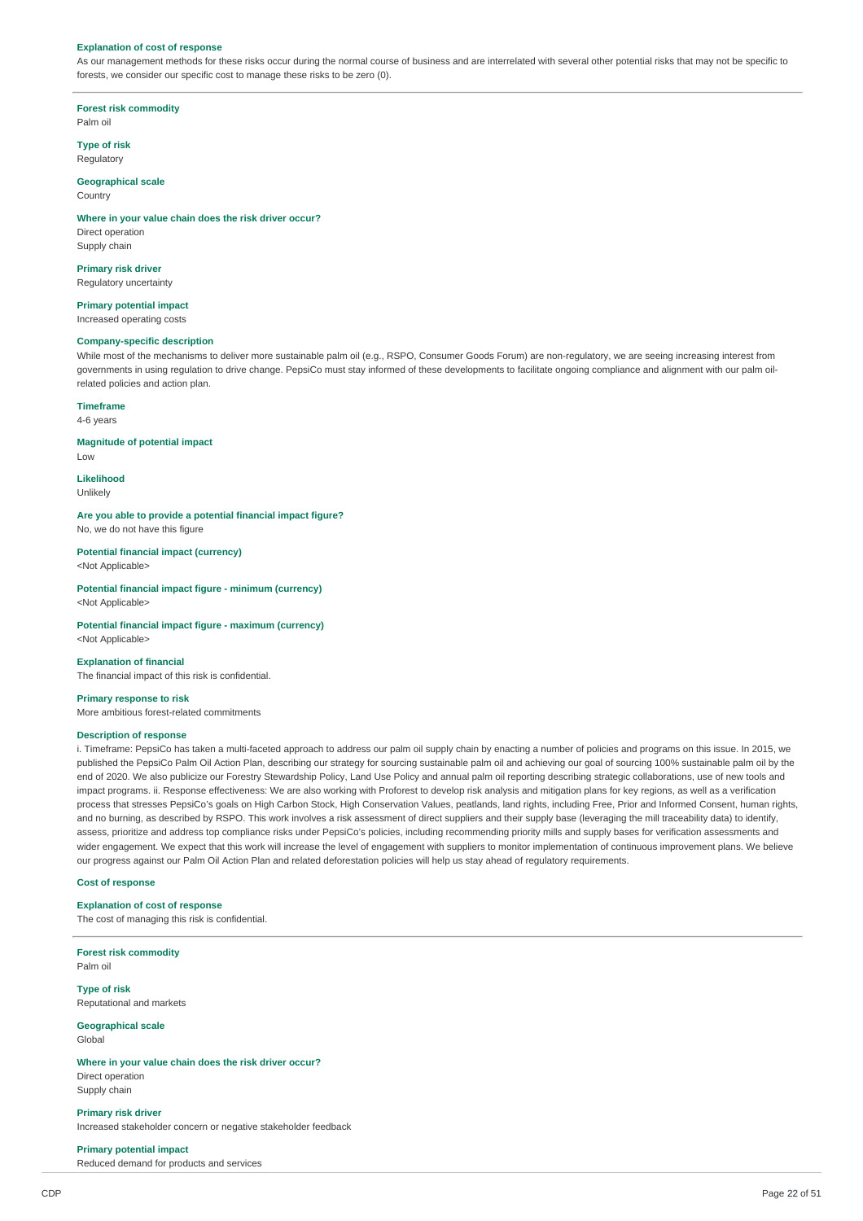**Explanation of cost of response**

As our management methods for these risks occur during the normal course of business and are interrelated with several other potential risks that may not be specific to forests, we consider our specific cost to manage these risks to be zero (0).

---

**Forest risk commodity**
Palm oil

**Type of risk**
Regulatory

**Geographical scale**
Country

**Where in your value chain does the risk driver occur?**
Direct operation
Supply chain

**Primary risk driver**
Regulatory uncertainty

**Primary potential impact**
Increased operating costs

**Company-specific description**
While most of the mechanisms to deliver more sustainable palm oil (e.g., RSPO, Consumer Goods Forum) are non-regulatory, we are seeing increasing interest from governments in using regulation to drive change. PepsiCo must stay informed of these developments to facilitate ongoing compliance and alignment with our palm oil-related policies and action plan.

**Timeframe**
4-6 years

**Magnitude of potential impact**
Low

**Likelihood**
Unlikely

**Are you able to provide a potential financial impact figure?**
No, we do not have this figure

**Potential financial impact (currency)**
<Not Applicable>

**Potential financial impact figure - minimum (currency)**
<Not Applicable>

**Potential financial impact figure - maximum (currency)**
<Not Applicable>

**Explanation of financial**
The financial impact of this risk is confidential.

**Primary response to risk**
More ambitious forest-related commitments

**Description of response**
i. Timeframe: PepsiCo has taken a multi-faceted approach to address our palm oil supply chain by enacting a number of policies and programs on this issue. In 2015, we published the PepsiCo Palm Oil Action Plan, describing our strategy for sourcing sustainable palm oil and achieving our goal of sourcing 100% sustainable palm oil by the end of 2020. We also publicize our Forestry Stewardship Policy, Land Use Policy and annual palm oil reporting describing strategic collaborations, use of new tools and impact programs. ii. Response effectiveness: We are also working with Proforest to develop risk analysis and mitigation plans for key regions, as well as a verification process that stresses PepsiCo's goals on High Carbon Stock, High Conservation Values, peatlands, land rights, including Free, Prior and Informed Consent, human rights, and no burning, as described by RSPO. This work involves a risk assessment of direct suppliers and their supply base (leveraging the mill traceability data) to identify, assess, prioritize and address top compliance risks under PepsiCo's policies, including recommending priority mills and supply bases for verification assessments and wider engagement. We expect that this work will increase the level of engagement with suppliers to monitor implementation of continuous improvement plans. We believe our progress against our Palm Oil Action Plan and related deforestation policies will help us stay ahead of regulatory requirements.

**Cost of response**

**Explanation of cost of response**
The cost of managing this risk is confidential.

---

**Forest risk commodity**
Palm oil

**Type of risk**
Reputational and markets

**Geographical scale**
Global

**Where in your value chain does the risk driver occur?**
Direct operation
Supply chain

**Primary risk driver**
Increased stakeholder concern or negative stakeholder feedback

**Primary potential impact**
Reduced demand for products and services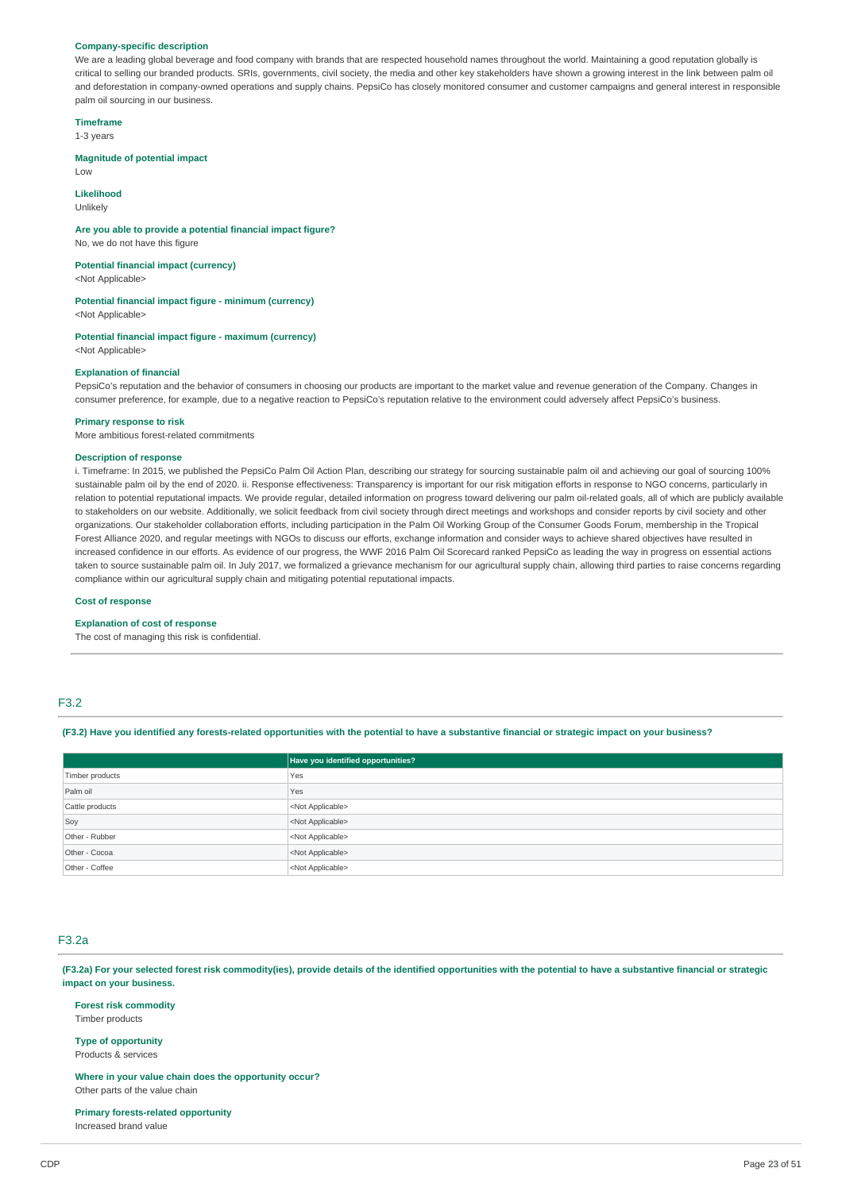**Company-specific description**

We are a leading global beverage and food company with brands that are respected household names throughout the world. Maintaining a good reputation globally is critical to selling our branded products. SRIs, governments, civil society, the media and other key stakeholders have shown a growing interest in the link between palm oil and deforestation in company-owned operations and supply chains. PepsiCo has closely monitored consumer and customer campaigns and general interest in responsible palm oil sourcing in our business.

**Timeframe**

1-3 years

**Magnitude of potential impact**

Low

**Likelihood**

Unlikely

**Are you able to provide a potential financial impact figure?**

No, we do not have this figure

**Potential financial impact (currency)**

<Not Applicable>

**Potential financial impact figure - minimum (currency)**

<Not Applicable>

**Potential financial impact figure - maximum (currency)**

<Not Applicable>

**Explanation of financial**

PepsiCo's reputation and the behavior of consumers in choosing our products are important to the market value and revenue generation of the Company. Changes in consumer preference, for example, due to a negative reaction to PepsiCo's reputation relative to the environment could adversely affect PepsiCo's business.

**Primary response to risk**

More ambitious forest-related commitments

**Description of response**

i. Timeframe: In 2015, we published the PepsiCo Palm Oil Action Plan, describing our strategy for sourcing sustainable palm oil and achieving our goal of sourcing 100% sustainable palm oil by the end of 2020. ii. Response effectiveness: Transparency is important for our risk mitigation efforts in response to NGO concerns, particularly in relation to potential reputational impacts. We provide regular, detailed information on progress toward delivering our palm oil-related goals, all of which are publicly available to stakeholders on our website. Additionally, we solicit feedback from civil society through direct meetings and workshops and consider reports by civil society and other organizations. Our stakeholder collaboration efforts, including participation in the Palm Oil Working Group of the Consumer Goods Forum, membership in the Tropical Forest Alliance 2020, and regular meetings with NGOs to discuss our efforts, exchange information and consider ways to achieve shared objectives have resulted in increased confidence in our efforts. As evidence of our progress, the WWF 2016 Palm Oil Scorecard ranked PepsiCo as leading the way in progress on essential actions taken to source sustainable palm oil. In July 2017, we formalized a grievance mechanism for our agricultural supply chain, allowing third parties to raise concerns regarding compliance within our agricultural supply chain and mitigating potential reputational impacts.

**Cost of response**

**Explanation of cost of response**

The cost of managing this risk is confidential.

## F3.2

**(F3.2) Have you identified any forests-related opportunities with the potential to have a substantive financial or strategic impact on your business?**

| | Have you identified opportunities? |
|---|---|
| Timber products | Yes |
| Palm oil | Yes |
| Cattle products | <Not Applicable> |
| Soy | <Not Applicable> |
| Other - Rubber | <Not Applicable> |
| Other - Cocoa | <Not Applicable> |
| Other - Coffee | <Not Applicable> |

## F3.2a

**(F3.2a) For your selected forest risk commodity(ies), provide details of the identified opportunities with the potential to have a substantive financial or strategic impact on your business.**

**Forest risk commodity**

Timber products

**Type of opportunity**

Products & services

**Where in your value chain does the opportunity occur?**

Other parts of the value chain

**Primary forests-related opportunity**

Increased brand value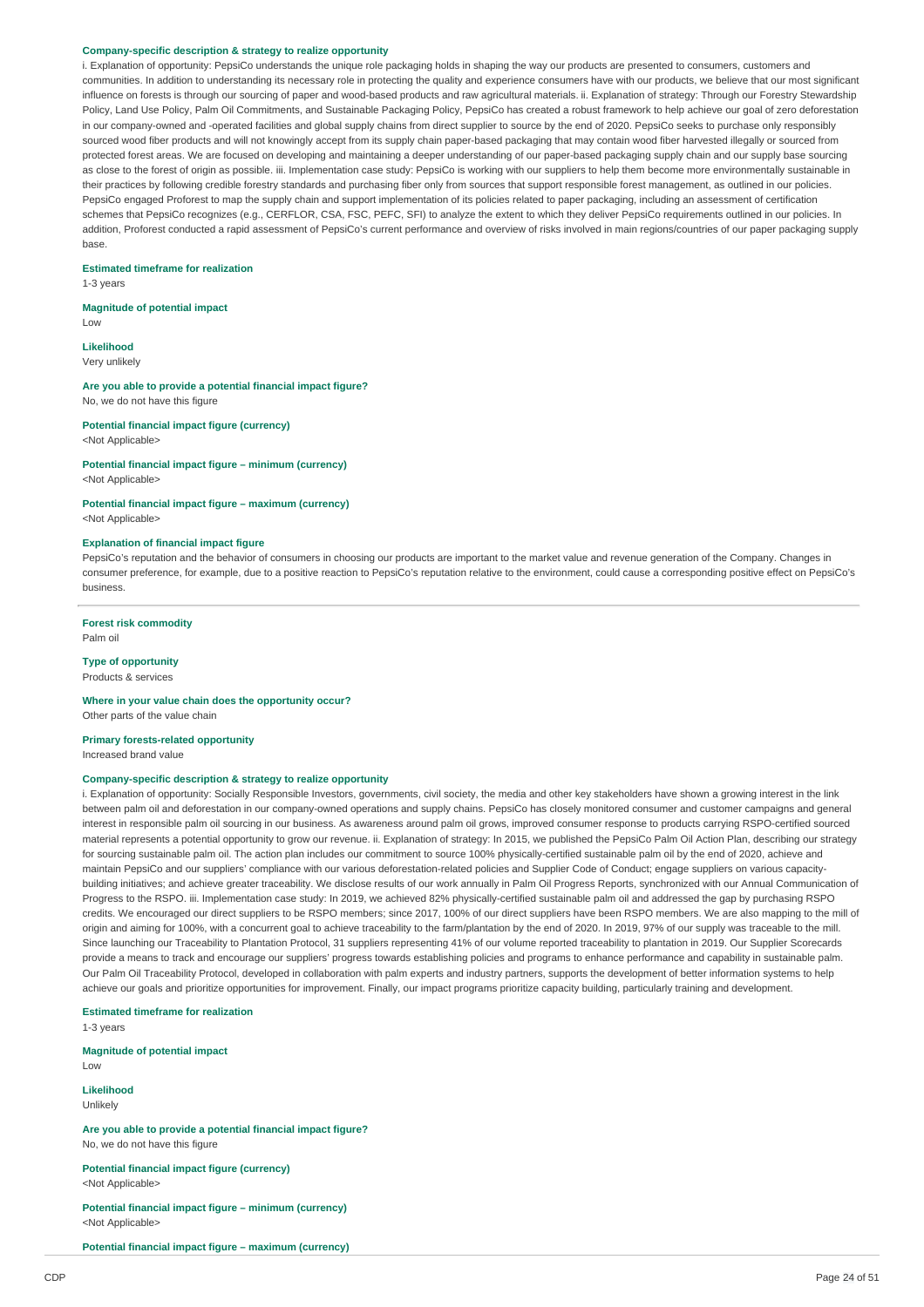**Company-specific description & strategy to realize opportunity**

i. Explanation of opportunity: PepsiCo understands the unique role packaging holds in shaping the way our products are presented to consumers, customers and communities. In addition to understanding its necessary role in protecting the quality and experience consumers have with our products, we believe that our most significant influence on forests is through our sourcing of paper and wood-based products and raw agricultural materials. ii. Explanation of strategy: Through our Forestry Stewardship Policy, Land Use Policy, Palm Oil Commitments, and Sustainable Packaging Policy, PepsiCo has created a robust framework to help achieve our goal of zero deforestation in our company-owned and -operated facilities and global supply chains from direct supplier to source by the end of 2020. PepsiCo seeks to purchase only responsibly sourced wood fiber products and will not knowingly accept from its supply chain paper-based packaging that may contain wood fiber harvested illegally or sourced from protected forest areas. We are focused on developing and maintaining a deeper understanding of our paper-based packaging supply chain and our supply base sourcing as close to the forest of origin as possible. iii. Implementation case study: PepsiCo is working with our suppliers to help them become more environmentally sustainable in their practices by following credible forestry standards and purchasing fiber only from sources that support responsible forest management, as outlined in our policies. PepsiCo engaged Proforest to map the supply chain and support implementation of its policies related to paper packaging, including an assessment of certification schemes that PepsiCo recognizes (e.g., CERFLOR, CSA, FSC, PEFC, SFI) to analyze the extent to which they deliver PepsiCo requirements outlined in our policies. In addition, Proforest conducted a rapid assessment of PepsiCo's current performance and overview of risks involved in main regions/countries of our paper packaging supply base.

**Estimated timeframe for realization**

1-3 years

**Magnitude of potential impact**

Low

**Likelihood**

Very unlikely

**Are you able to provide a potential financial impact figure?**

No, we do not have this figure

**Potential financial impact figure (currency)**

<Not Applicable>

**Potential financial impact figure – minimum (currency)**

<Not Applicable>

**Potential financial impact figure – maximum (currency)**

<Not Applicable>

**Explanation of financial impact figure**

PepsiCo's reputation and the behavior of consumers in choosing our products are important to the market value and revenue generation of the Company. Changes in consumer preference, for example, due to a positive reaction to PepsiCo's reputation relative to the environment, could cause a corresponding positive effect on PepsiCo's business.

---

**Forest risk commodity**

Palm oil

**Type of opportunity**

Products & services

**Where in your value chain does the opportunity occur?**

Other parts of the value chain

**Primary forests-related opportunity**

Increased brand value

**Company-specific description & strategy to realize opportunity**

i. Explanation of opportunity: Socially Responsible Investors, governments, civil society, the media and other key stakeholders have shown a growing interest in the link between palm oil and deforestation in our company-owned operations and supply chains. PepsiCo has closely monitored consumer and customer campaigns and general interest in responsible palm oil sourcing in our business. As awareness around palm oil grows, improved consumer response to products carrying RSPO-certified sourced material represents a potential opportunity to grow our revenue. ii. Explanation of strategy: In 2015, we published the PepsiCo Palm Oil Action Plan, describing our strategy for sourcing sustainable palm oil. The action plan includes our commitment to source 100% physically-certified sustainable palm oil by the end of 2020, achieve and maintain PepsiCo and our suppliers' compliance with our various deforestation-related policies and Supplier Code of Conduct; engage suppliers on various capacity-building initiatives; and achieve greater traceability. We disclose results of our work annually in Palm Oil Progress Reports, synchronized with our Annual Communication of Progress to the RSPO. iii. Implementation case study: In 2019, we achieved 82% physically-certified sustainable palm oil and addressed the gap by purchasing RSPO credits. We encouraged our direct suppliers to be RSPO members; since 2017, 100% of our direct suppliers have been RSPO members. We are also mapping to the mill of origin and aiming for 100%, with a concurrent goal to achieve traceability to the farm/plantation by the end of 2020. In 2019, 97% of our supply was traceable to the mill. Since launching our Traceability to Plantation Protocol, 31 suppliers representing 41% of our volume reported traceability to plantation in 2019. Our Supplier Scorecards provide a means to track and encourage our suppliers' progress towards establishing policies and programs to enhance performance and capability in sustainable palm. Our Palm Oil Traceability Protocol, developed in collaboration with palm experts and industry partners, supports the development of better information systems to help achieve our goals and prioritize opportunities for improvement. Finally, our impact programs prioritize capacity building, particularly training and development.

**Estimated timeframe for realization**

1-3 years

**Magnitude of potential impact**

Low

**Likelihood**

Unlikely

**Are you able to provide a potential financial impact figure?**

No, we do not have this figure

**Potential financial impact figure (currency)**

<Not Applicable>

**Potential financial impact figure – minimum (currency)**

<Not Applicable>

**Potential financial impact figure – maximum (currency)**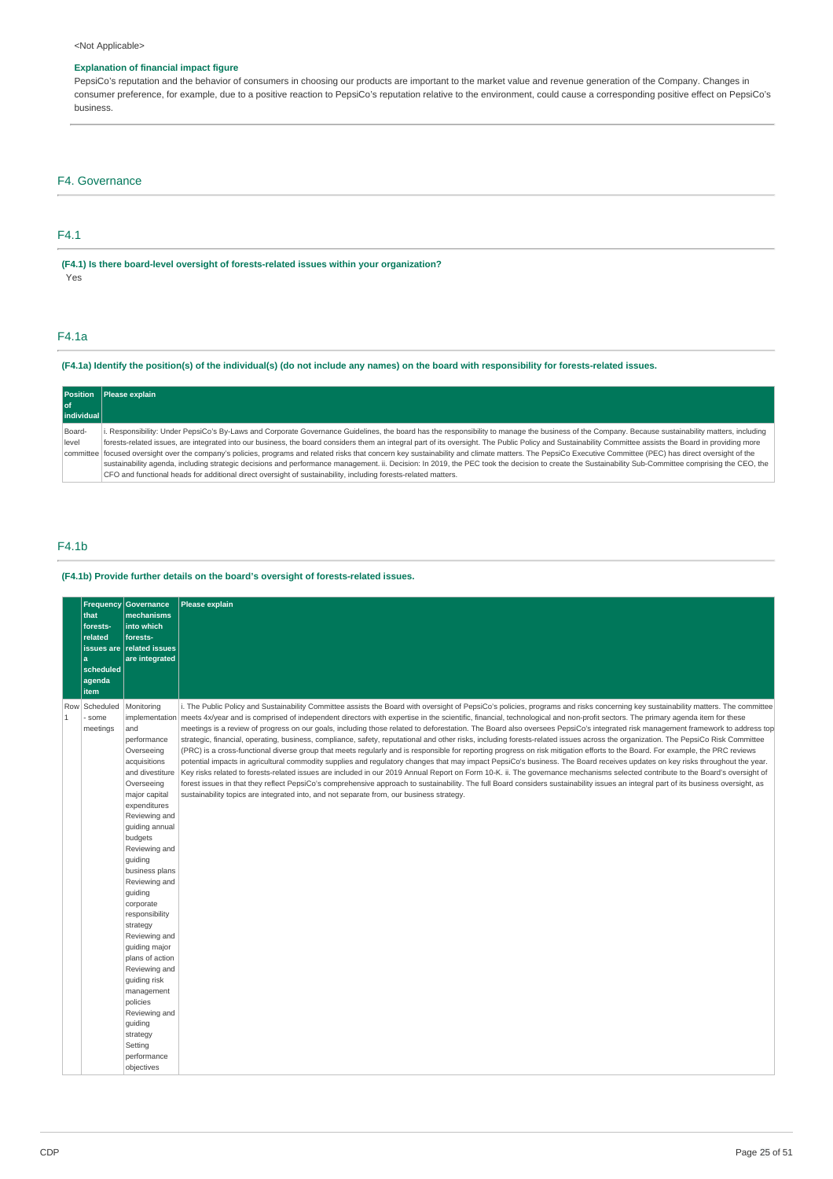<Not Applicable>

**Explanation of financial impact figure**

PepsiCo's reputation and the behavior of consumers in choosing our products are important to the market value and revenue generation of the Company. Changes in consumer preference, for example, due to a positive reaction to PepsiCo's reputation relative to the environment, could cause a corresponding positive effect on PepsiCo's business.

## F4. Governance

### F4.1

**(F4.1) Is there board-level oversight of forests-related issues within your organization?**

Yes

### F4.1a

**(F4.1a) Identify the position(s) of the individual(s) (do not include any names) on the board with responsibility for forests-related issues.**

| Position of individual | Please explain |
|---|---|
| Board-level committee | i. Responsibility: Under PepsiCo's By-Laws and Corporate Governance Guidelines, the board has the responsibility to manage the business of the Company. Because sustainability matters, including forests-related issues, are integrated into our business, the board considers them an integral part of its oversight. The Public Policy and Sustainability Committee assists the Board in providing more focused oversight over the company's policies, programs and related risks that concern key sustainability and climate matters. The PepsiCo Executive Committee (PEC) has direct oversight of the sustainability agenda, including strategic decisions and performance management. ii. Decision: In 2019, the PEC took the decision to create the Sustainability Sub-Committee comprising the CEO, the CFO and functional heads for additional direct oversight of sustainability, including forests-related matters. |

### F4.1b

**(F4.1b) Provide further details on the board's oversight of forests-related issues.**

| | Frequency that forests-related issues are a scheduled agenda item | Governance mechanisms into which forests-related issues are integrated | Please explain |
|---|---|---|---|
| Row 1 | Scheduled - some meetings | Monitoring implementation and performance<br>Overseeing acquisitions and divestiture<br>Overseeing major capital expenditures<br>Reviewing and guiding annual budgets<br>Reviewing and guiding business plans<br>Reviewing and guiding corporate responsibility strategy<br>Reviewing and guiding major plans of action<br>Reviewing and guiding risk management policies<br>Reviewing and guiding strategy<br>Setting performance objectives | i. The Public Policy and Sustainability Committee assists the Board with oversight of PepsiCo's policies, programs and risks concerning key sustainability matters. The committee meets 4x/year and is comprised of independent directors with expertise in the scientific, financial, technological and non-profit sectors. The primary agenda item for these meetings is a review of progress on our goals, including those related to deforestation. The Board also oversees PepsiCo's integrated risk management framework to address top strategic, financial, operating, business, compliance, safety, reputational and other risks, including forests-related issues across the organization. The PepsiCo Risk Committee (PRC) is a cross-functional diverse group that meets regularly and is responsible for reporting progress on risk mitigation efforts to the Board. For example, the PRC reviews potential impacts in agricultural commodity supplies and regulatory changes that may impact PepsiCo's business. The Board receives updates on key risks throughout the year. Key risks related to forests-related issues are included in our 2019 Annual Report on Form 10-K. ii. The governance mechanisms selected contribute to the Board's oversight of forest issues in that they reflect PepsiCo's comprehensive approach to sustainability. The full Board considers sustainability issues an integral part of its business oversight, as sustainability topics are integrated into, and not separate from, our business strategy. |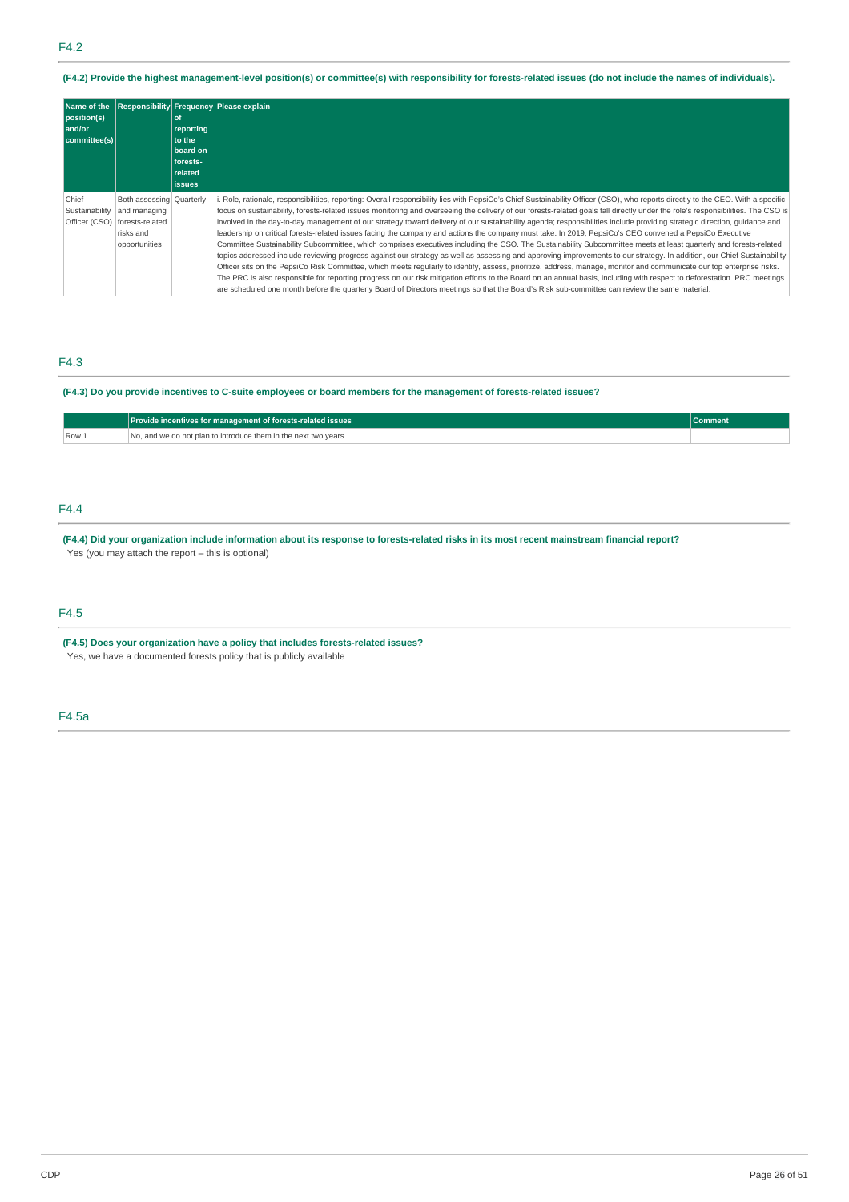## F4.2

**(F4.2) Provide the highest management-level position(s) or committee(s) with responsibility for forests-related issues (do not include the names of individuals).**

| Name of the position(s) and/or committee(s) | Responsibility | Frequency of reporting to the board on forests-related issues | Please explain |
|---|---|---|---|
| Chief Sustainability Officer (CSO) | Both assessing and managing forests-related risks and opportunities | Quarterly | i. Role, rationale, responsibilities, reporting: Overall responsibility lies with PepsiCo's Chief Sustainability Officer (CSO), who reports directly to the CEO. With a specific focus on sustainability, forests-related issues monitoring and overseeing the delivery of our forests-related goals fall directly under the role's responsibilities. The CSO is involved in the day-to-day management of our strategy toward delivery of our sustainability agenda; responsibilities include providing strategic direction, guidance and leadership on critical forests-related issues facing the company and actions the company must take. In 2019, PepsiCo's CEO convened a PepsiCo Executive Committee Sustainability Subcommittee, which comprises executives including the CSO. The Sustainability Subcommittee meets at least quarterly and forests-related topics addressed include reviewing progress against our strategy as well as assessing and approving improvements to our strategy. In addition, our Chief Sustainability Officer sits on the PepsiCo Risk Committee, which meets regularly to identify, assess, prioritize, address, manage, monitor and communicate our top enterprise risks. The PRC is also responsible for reporting progress on our risk mitigation efforts to the Board on an annual basis, including with respect to deforestation. PRC meetings are scheduled one month before the quarterly Board of Directors meetings so that the Board's Risk sub-committee can review the same material. |

## F4.3

**(F4.3) Do you provide incentives to C-suite employees or board members for the management of forests-related issues?**

| | Provide incentives for management of forests-related issues | Comment |
|---|---|---|
| Row 1 | No, and we do not plan to introduce them in the next two years | |

## F4.4

**(F4.4) Did your organization include information about its response to forests-related risks in its most recent mainstream financial report?**

Yes (you may attach the report – this is optional)

## F4.5

**(F4.5) Does your organization have a policy that includes forests-related issues?**

Yes, we have a documented forests policy that is publicly available

## F4.5a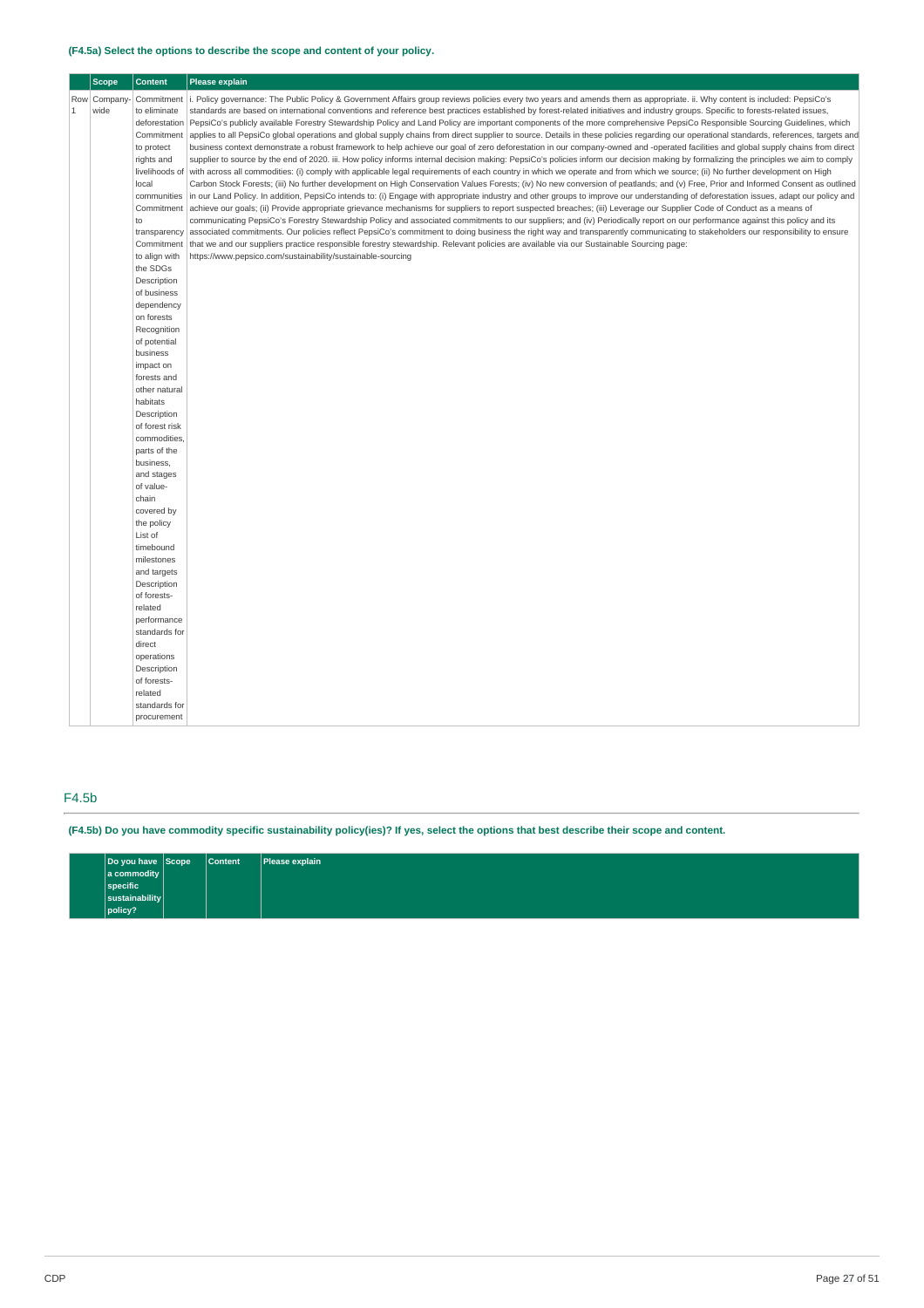**(F4.5a) Select the options to describe the scope and content of your policy.**

| | Scope | Content | Please explain |
|---|---|---|---|
| Row 1 | Company-wide | Commitment to eliminate deforestation<br>Commitment to protect rights and livelihoods of local communities<br>Commitment to transparency<br>Commitment to align with the SDGs<br>Description of business dependency on forests<br>Recognition of potential business impact on forests and other natural habitats<br>Description of forest risk commodities, parts of the business, and stages of value-chain covered by the policy<br>List of timebound milestones and targets<br>Description of forests-related performance standards for direct operations<br>Description of forests-related standards for procurement | i. Policy governance: The Public Policy & Government Affairs group reviews policies every two years and amends them as appropriate. ii. Why content is included: PepsiCo's standards are based on international conventions and reference best practices established by forest-related initiatives and industry groups. Specific to forests-related issues, PepsiCo's publicly available Forestry Stewardship Policy and Land Policy are important components of the more comprehensive PepsiCo Responsible Sourcing Guidelines, which applies to all PepsiCo global operations and global supply chains from direct supplier to source. Details in these policies regarding our operational standards, references, targets and business context demonstrate a robust framework to help achieve our goal of zero deforestation in our company-owned and -operated facilities and global supply chains from direct supplier to source by the end of 2020. iii. How policy informs internal decision making: PepsiCo's policies inform our decision making by formalizing the principles we aim to comply with across all commodities: (i) comply with applicable legal requirements of each country in which we operate and from which we source; (ii) No further development on High Carbon Stock Forests; (iii) No further development on High Conservation Values Forests; (iv) No new conversion of peatlands; and (v) Free, Prior and Informed Consent as outlined in our Land Policy. In addition, PepsiCo intends to: (i) Engage with appropriate industry and other groups to improve our understanding of deforestation issues, adapt our policy and achieve our goals; (ii) Provide appropriate grievance mechanisms for suppliers to report suspected breaches; (iii) Leverage our Supplier Code of Conduct as a means of communicating PepsiCo's Forestry Stewardship Policy and associated commitments to our suppliers; and (iv) Periodically report on our performance against this policy and its associated commitments. Our policies reflect PepsiCo's commitment to doing business the right way and transparently communicating to stakeholders our responsibility to ensure that we and our suppliers practice responsible forestry stewardship. Relevant policies are available via our Sustainable Sourcing page: https://www.pepsico.com/sustainability/sustainable-sourcing |

## F4.5b

**(F4.5b) Do you have commodity specific sustainability policy(ies)? If yes, select the options that best describe their scope and content.**

| | Do you have a commodity specific sustainability policy? | Scope | Content | Please explain |
|---|---|---|---|---|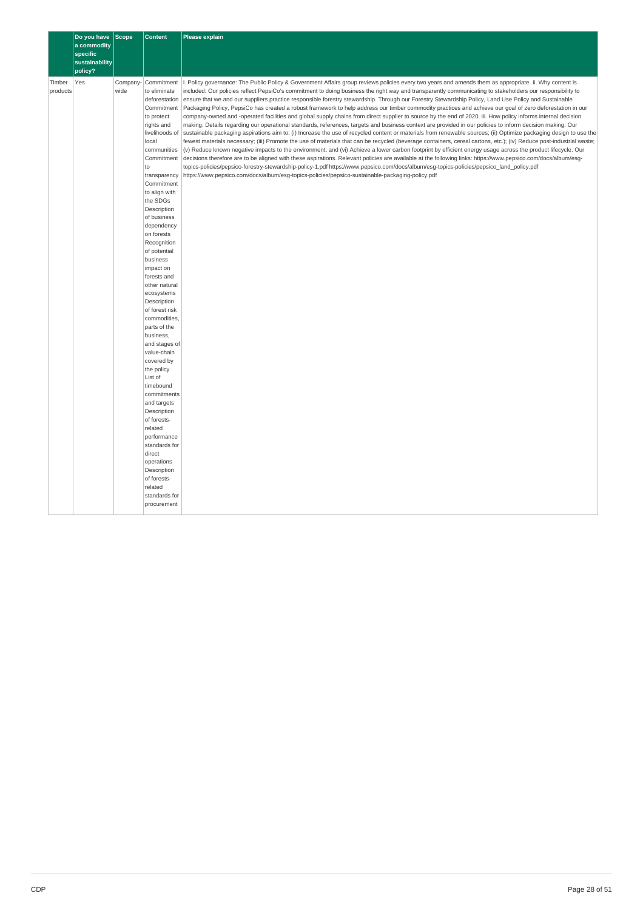|  | Do you have a commodity specific sustainability policy? | Scope | Content | Please explain |
|---|---|---|---|---|
| Timber products | Yes | Company-wide | Commitment to eliminate deforestation<br>Commitment to protect rights and livelihoods of local communities<br>Commitment to transparency<br>Commitment to align with the SDGs<br>Description of business dependency on forests<br>Recognition of potential business impact on forests and other natural ecosystems<br>Description of forest risk commodities, parts of the business, and stages of value-chain covered by the policy<br>List of timebound commitments and targets<br>Description of forests-related performance standards for direct operations<br>Description of forests-related standards for procurement | i. Policy governance: The Public Policy & Government Affairs group reviews policies every two years and amends them as appropriate. ii. Why content is included: Our policies reflect PepsiCo's commitment to doing business the right way and transparently communicating to stakeholders our responsibility to ensure that we and our suppliers practice responsible forestry stewardship. Through our Forestry Stewardship Policy, Land Use Policy and Sustainable Packaging Policy, PepsiCo has created a robust framework to help address our timber commodity practices and achieve our goal of zero deforestation in our company-owned and -operated facilities and global supply chains from direct supplier to source by the end of 2020. iii. How policy informs internal decision making: Details regarding our operational standards, references, targets and business context are provided in our policies to inform decision making. Our sustainable packaging aspirations aim to: (i) Increase the use of recycled content or materials from renewable sources; (ii) Optimize packaging design to use the fewest materials necessary; (iii) Promote the use of materials that can be recycled (beverage containers, cereal cartons, etc.); (iv) Reduce post-industrial waste; (v) Reduce known negative impacts to the environment; and (vi) Achieve a lower carbon footprint by efficient energy usage across the product lifecycle. Our decisions therefore are to be aligned with these aspirations. Relevant policies are available at the following links: https://www.pepsico.com/docs/album/esg-topics-policies/pepsico-forestry-stewardship-policy-1.pdf https://www.pepsico.com/docs/album/esg-topics-policies/pepsico_land_policy.pdf https://www.pepsico.com/docs/album/esg-topics-policies/pepsico-sustainable-packaging-policy.pdf |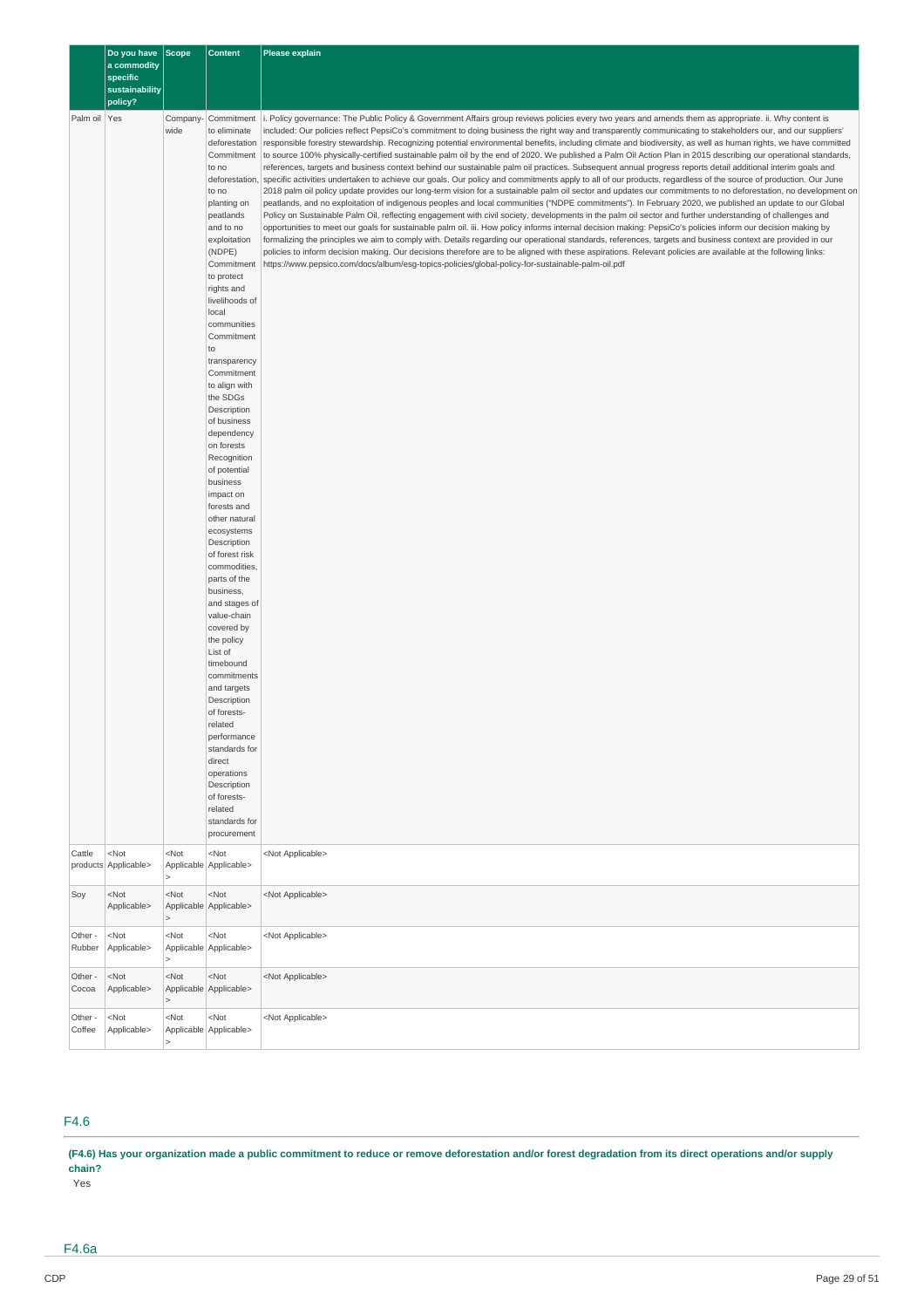| | Do you have a commodity specific sustainability policy? | Scope | Content | Please explain |
|---|---|---|---|---|
| Palm oil | Yes | Company-wide | Commitment to eliminate deforestation Commitment to no deforestation, to no planting on peatlands and to no exploitation (NDPE) Commitment to protect rights and livelihoods of local communities Commitment to transparency Commitment to align with the SDGs Description of business dependency on forests Recognition of potential business impact on forests and other natural ecosystems Description of forest risk commodities, parts of the business, and stages of value-chain covered by the policy List of timebound commitments and targets Description of forests-related performance standards for direct operations Description of forests-related standards for procurement | i. Policy governance: The Public Policy & Government Affairs group reviews policies every two years and amends them as appropriate. ii. Why content is included: Our policies reflect PepsiCo's commitment to doing business the right way and transparently communicating to stakeholders our, and our suppliers' responsible forestry stewardship. Recognizing potential environmental benefits, including climate and biodiversity, as well as human rights, we have committed to source 100% physically-certified sustainable palm oil by the end of 2020. We published a Palm Oil Action Plan in 2015 describing our operational standards, references, targets and business context behind our sustainable palm oil practices. Subsequent annual progress reports detail additional interim goals and specific activities undertaken to achieve our goals. Our policy and commitments apply to all of our products, regardless of the source of production. Our June 2018 palm oil policy update provides our long-term vision for a sustainable palm oil sector and updates our commitments to no deforestation, no development on peatlands, and no exploitation of indigenous peoples and local communities ("NDPE commitments"). In February 2020, we published an update to our Global Policy on Sustainable Palm Oil, reflecting engagement with civil society, developments in the palm oil sector and further understanding of challenges and opportunities to meet our goals for sustainable palm oil. iii. How policy informs internal decision making: PepsiCo's policies inform our decision making by formalizing the principles we aim to comply with. Details regarding our operational standards, references, targets and business context are provided in our policies to inform decision making. Our decisions therefore are to be aligned with these aspirations. Relevant policies are available at the following links: https://www.pepsico.com/docs/album/esg-topics-policies/global-policy-for-sustainable-palm-oil.pdf |
| Cattle products | <Not Applicable> | <Not Applicable> | <Not Applicable> | <Not Applicable> |
| Soy | <Not Applicable> | <Not Applicable> | <Not Applicable> | <Not Applicable> |
| Other - Rubber | <Not Applicable> | <Not Applicable> | <Not Applicable> | <Not Applicable> |
| Other - Cocoa | <Not Applicable> | <Not Applicable> | <Not Applicable> | <Not Applicable> |
| Other - Coffee | <Not Applicable> | <Not Applicable> | <Not Applicable> | <Not Applicable> |

## F4.6

**(F4.6) Has your organization made a public commitment to reduce or remove deforestation and/or forest degradation from its direct operations and/or supply chain?**

Yes

## F4.6a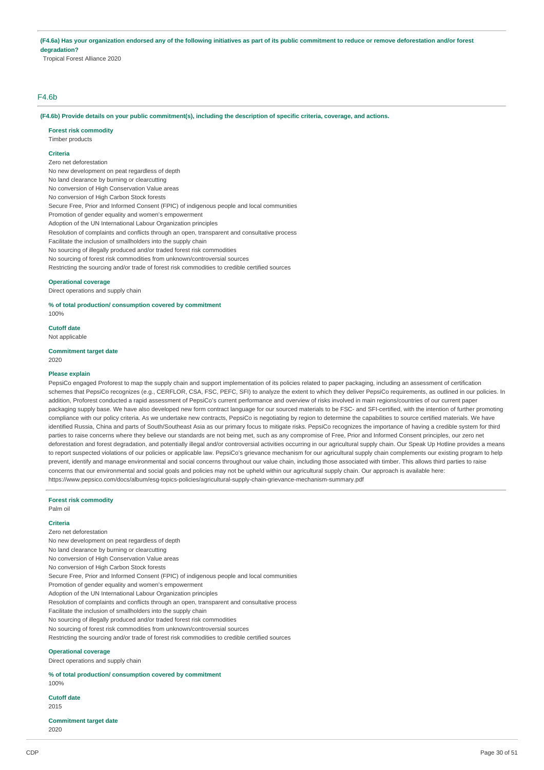**(F4.6a) Has your organization endorsed any of the following initiatives as part of its public commitment to reduce or remove deforestation and/or forest degradation?**

Tropical Forest Alliance 2020

## F4.6b

**(F4.6b) Provide details on your public commitment(s), including the description of specific criteria, coverage, and actions.**

**Forest risk commodity**

Timber products

**Criteria**

Zero net deforestation
No new development on peat regardless of depth
No land clearance by burning or clearcutting
No conversion of High Conservation Value areas
No conversion of High Carbon Stock forests
Secure Free, Prior and Informed Consent (FPIC) of indigenous people and local communities
Promotion of gender equality and women's empowerment
Adoption of the UN International Labour Organization principles
Resolution of complaints and conflicts through an open, transparent and consultative process
Facilitate the inclusion of smallholders into the supply chain
No sourcing of illegally produced and/or traded forest risk commodities
No sourcing of forest risk commodities from unknown/controversial sources
Restricting the sourcing and/or trade of forest risk commodities to credible certified sources

**Operational coverage**

Direct operations and supply chain

**% of total production/ consumption covered by commitment**

100%

**Cutoff date**

Not applicable

**Commitment target date**

2020

**Please explain**

PepsiCo engaged Proforest to map the supply chain and support implementation of its policies related to paper packaging, including an assessment of certification schemes that PepsiCo recognizes (e.g., CERFLOR, CSA, FSC, PEFC, SFI) to analyze the extent to which they deliver PepsiCo requirements, as outlined in our policies. In addition, Proforest conducted a rapid assessment of PepsiCo's current performance and overview of risks involved in main regions/countries of our current paper packaging supply base. We have also developed new form contract language for our sourced materials to be FSC- and SFI-certified, with the intention of further promoting compliance with our policy criteria. As we undertake new contracts, PepsiCo is negotiating by region to determine the capabilities to source certified materials. We have identified Russia, China and parts of South/Southeast Asia as our primary focus to mitigate risks. PepsiCo recognizes the importance of having a credible system for third parties to raise concerns where they believe our standards are not being met, such as any compromise of Free, Prior and Informed Consent principles, our zero net deforestation and forest degradation, and potentially illegal and/or controversial activities occurring in our agricultural supply chain. Our Speak Up Hotline provides a means to report suspected violations of our policies or applicable law. PepsiCo's grievance mechanism for our agricultural supply chain complements our existing program to help prevent, identify and manage environmental and social concerns throughout our value chain, including those associated with timber. This allows third parties to raise concerns that our environmental and social goals and policies may not be upheld within our agricultural supply chain. Our approach is available here: https://www.pepsico.com/docs/album/esg-topics-policies/agricultural-supply-chain-grievance-mechanism-summary.pdf

---

**Forest risk commodity**

Palm oil

**Criteria**

Zero net deforestation
No new development on peat regardless of depth
No land clearance by burning or clearcutting
No conversion of High Conservation Value areas
No conversion of High Carbon Stock forests
Secure Free, Prior and Informed Consent (FPIC) of indigenous people and local communities
Promotion of gender equality and women's empowerment
Adoption of the UN International Labour Organization principles
Resolution of complaints and conflicts through an open, transparent and consultative process
Facilitate the inclusion of smallholders into the supply chain
No sourcing of illegally produced and/or traded forest risk commodities
No sourcing of forest risk commodities from unknown/controversial sources
Restricting the sourcing and/or trade of forest risk commodities to credible certified sources

**Operational coverage**

Direct operations and supply chain

**% of total production/ consumption covered by commitment**

100%

**Cutoff date**

2015

**Commitment target date**

2020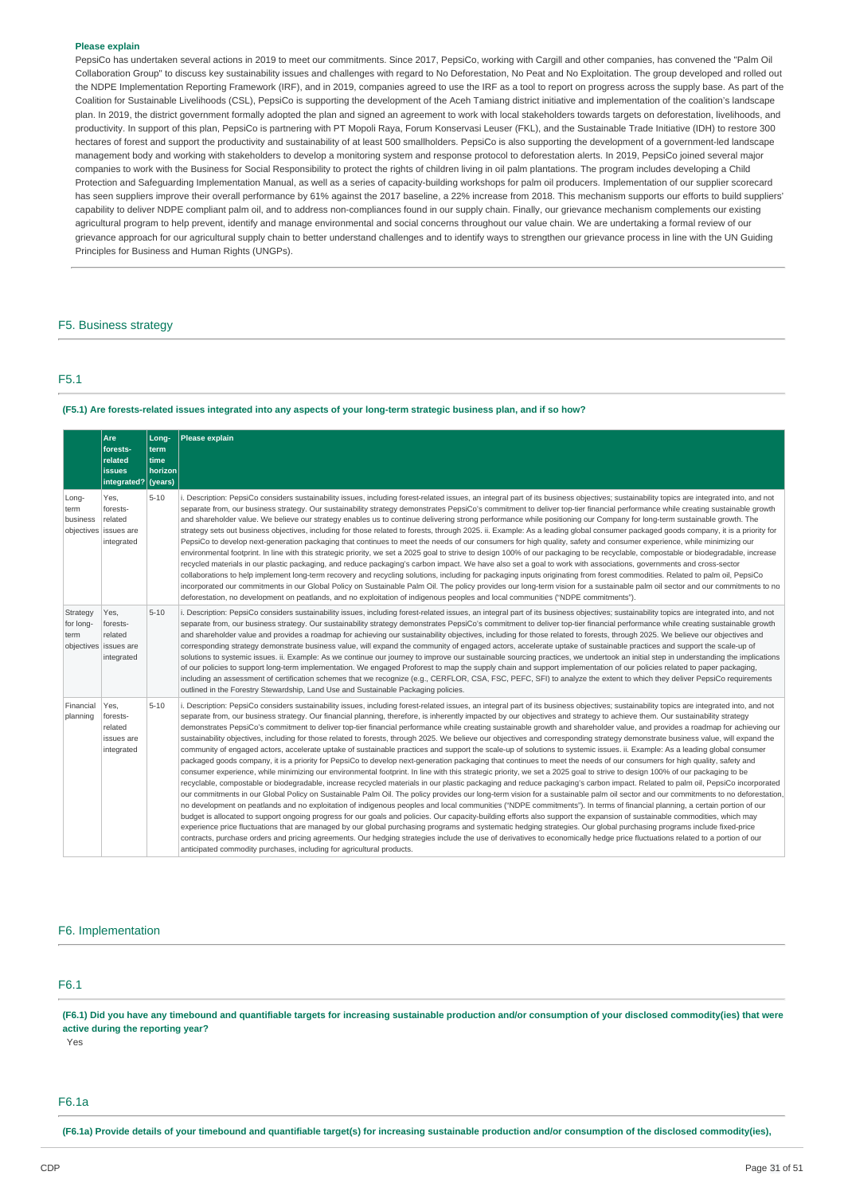**Please explain**

PepsiCo has undertaken several actions in 2019 to meet our commitments. Since 2017, PepsiCo, working with Cargill and other companies, has convened the "Palm Oil Collaboration Group" to discuss key sustainability issues and challenges with regard to No Deforestation, No Peat and No Exploitation. The group developed and rolled out the NDPE Implementation Reporting Framework (IRF), and in 2019, companies agreed to use the IRF as a tool to report on progress across the supply base. As part of the Coalition for Sustainable Livelihoods (CSL), PepsiCo is supporting the development of the Aceh Tamiang district initiative and implementation of the coalition's landscape plan. In 2019, the district government formally adopted the plan and signed an agreement to work with local stakeholders towards targets on deforestation, livelihoods, and productivity. In support of this plan, PepsiCo is partnering with PT Mopoli Raya, Forum Konservasi Leuser (FKL), and the Sustainable Trade Initiative (IDH) to restore 300 hectares of forest and support the productivity and sustainability of at least 500 smallholders. PepsiCo is also supporting the development of a government-led landscape management body and working with stakeholders to develop a monitoring system and response protocol to deforestation alerts. In 2019, PepsiCo joined several major companies to work with the Business for Social Responsibility to protect the rights of children living in oil palm plantations. The program includes developing a Child Protection and Safeguarding Implementation Manual, as well as a series of capacity-building workshops for palm oil producers. Implementation of our supplier scorecard has seen suppliers improve their overall performance by 61% against the 2017 baseline, a 22% increase from 2018. This mechanism supports our efforts to build suppliers' capability to deliver NDPE compliant palm oil, and to address non-compliances found in our supply chain. Finally, our grievance mechanism complements our existing agricultural program to help prevent, identify and manage environmental and social concerns throughout our value chain. We are undertaking a formal review of our grievance approach for our agricultural supply chain to better understand challenges and to identify ways to strengthen our grievance process in line with the UN Guiding Principles for Business and Human Rights (UNGPs).

## F5. Business strategy

### F5.1

**(F5.1) Are forests-related issues integrated into any aspects of your long-term strategic business plan, and if so how?**

| | Are forests-related issues integrated? | Long-term time horizon (years) | Please explain |
|---|---|---|---|
| Long-term business objectives | Yes, forests-related issues are integrated | 5-10 | i. Description: PepsiCo considers sustainability issues, including forest-related issues, an integral part of its business objectives; sustainability topics are integrated into, and not separate from, our business strategy. Our sustainability strategy demonstrates PepsiCo's commitment to deliver top-tier financial performance while creating sustainable growth and shareholder value. We believe our strategy enables us to continue delivering strong performance while positioning our Company for long-term sustainable growth. The strategy sets out business objectives, including for those related to forests, through 2025. ii. Example: As a leading global consumer packaged goods company, it is a priority for PepsiCo to develop next-generation packaging that continues to meet the needs of our consumers for high quality, safety and consumer experience, while minimizing our environmental footprint. In line with this strategic priority, we set a 2025 goal to strive to design 100% of our packaging to be recyclable, compostable or biodegradable, increase recycled materials in our plastic packaging, and reduce packaging's carbon impact. We have also set a goal to work with associations, governments and cross-sector collaborations to help implement long-term recovery and recycling solutions, including for packaging inputs originating from forest commodities. Related to palm oil, PepsiCo incorporated our commitments in our Global Policy on Sustainable Palm Oil. The policy provides our long-term vision for a sustainable palm oil sector and our commitments to no deforestation, no development on peatlands, and no exploitation of indigenous peoples and local communities ("NDPE commitments"). |
| Strategy for long-term objectives | Yes, forests-related issues are integrated | 5-10 | i. Description: PepsiCo considers sustainability issues, including forest-related issues, an integral part of its business objectives; sustainability topics are integrated into, and not separate from, our business strategy. Our sustainability strategy demonstrates PepsiCo's commitment to deliver top-tier financial performance while creating sustainable growth and shareholder value and provides a roadmap for achieving our sustainability objectives, including for those related to forests, through 2025. We believe our objectives and corresponding strategy demonstrate business value, will expand the community of engaged actors, accelerate uptake of sustainable practices and support the scale-up of solutions to systemic issues. ii. Example: As we continue our journey to improve our sustainable sourcing practices, we undertook an initial step in understanding the implications of our policies to support long-term implementation. We engaged Proforest to map the supply chain and support implementation of our policies related to paper packaging, including an assessment of certification schemes that we recognize (e.g., CERFLOR, CSA, FSC, PEFC, SFI) to analyze the extent to which they deliver PepsiCo requirements outlined in the Forestry Stewardship, Land Use and Sustainable Packaging policies. |
| Financial planning | Yes, forests-related issues are integrated | 5-10 | i. Description: PepsiCo considers sustainability issues, including forest-related issues, an integral part of its business objectives; sustainability topics are integrated into, and not separate from, our business strategy. Our financial planning, therefore, is inherently impacted by our objectives and strategy to achieve them. Our sustainability strategy demonstrates PepsiCo's commitment to deliver top-tier financial performance while creating sustainable growth and shareholder value, and provides a roadmap for achieving our sustainability objectives, including for those related to forests, through 2025. We believe our objectives and corresponding strategy demonstrate business value, will expand the community of engaged actors, accelerate uptake of sustainable practices and support the scale-up of solutions to systemic issues. ii. Example: As a leading global consumer packaged goods company, it is a priority for PepsiCo to develop next-generation packaging that continues to meet the needs of our consumers for high quality, safety and consumer experience, while minimizing our environmental footprint. In line with this strategic priority, we set a 2025 goal to strive to design 100% of our packaging to be recyclable, compostable or biodegradable, increase recycled materials in our plastic packaging and reduce packaging's carbon impact. Related to palm oil, PepsiCo incorporated our commitments in our Global Policy on Sustainable Palm Oil. The policy provides our long-term vision for a sustainable palm oil sector and our commitments to no deforestation, no development on peatlands and no exploitation of indigenous peoples and local communities ("NDPE commitments"). In terms of financial planning, a certain portion of our budget is allocated to support ongoing progress for our goals and policies. Our capacity-building efforts also support the expansion of sustainable commodities, which may experience price fluctuations that are managed by our global purchasing programs and systematic hedging strategies. Our global purchasing programs include fixed-price contracts, purchase orders and pricing agreements. Our hedging strategies include the use of derivatives to economically hedge price fluctuations related to a portion of our anticipated commodity purchases, including for agricultural products. |

## F6. Implementation

### F6.1

**(F6.1) Did you have any timebound and quantifiable targets for increasing sustainable production and/or consumption of your disclosed commodity(ies) that were active during the reporting year?**

Yes

### F6.1a

**(F6.1a) Provide details of your timebound and quantifiable target(s) for increasing sustainable production and/or consumption of the disclosed commodity(ies),**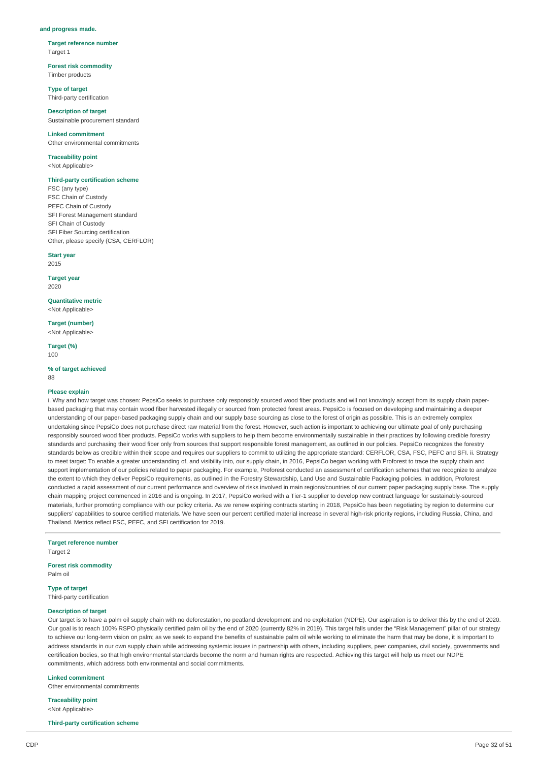**and progress made.**

**Target reference number**
Target 1

**Forest risk commodity**
Timber products

**Type of target**
Third-party certification

**Description of target**
Sustainable procurement standard

**Linked commitment**
Other environmental commitments

**Traceability point**
<Not Applicable>

**Third-party certification scheme**
FSC (any type)
FSC Chain of Custody
PEFC Chain of Custody
SFI Forest Management standard
SFI Chain of Custody
SFI Fiber Sourcing certification
Other, please specify (CSA, CERFLOR)

**Start year**
2015

**Target year**
2020

**Quantitative metric**
<Not Applicable>

**Target (number)**
<Not Applicable>

**Target (%)**
100

**% of target achieved**
88

**Please explain**
i. Why and how target was chosen: PepsiCo seeks to purchase only responsibly sourced wood fiber products and will not knowingly accept from its supply chain paper-based packaging that may contain wood fiber harvested illegally or sourced from protected forest areas. PepsiCo is focused on developing and maintaining a deeper understanding of our paper-based packaging supply chain and our supply base sourcing as close to the forest of origin as possible. This is an extremely complex undertaking since PepsiCo does not purchase direct raw material from the forest. However, such action is important to achieving our ultimate goal of only purchasing responsibly sourced wood fiber products. PepsiCo works with suppliers to help them become environmentally sustainable in their practices by following credible forestry standards and purchasing their wood fiber only from sources that support responsible forest management, as outlined in our policies. PepsiCo recognizes the forestry standards below as credible within their scope and requires our suppliers to commit to utilizing the appropriate standard: CERFLOR, CSA, FSC, PEFC and SFI. ii. Strategy to meet target: To enable a greater understanding of, and visibility into, our supply chain, in 2016, PepsiCo began working with Proforest to trace the supply chain and support implementation of our policies related to paper packaging. For example, Proforest conducted an assessment of certification schemes that we recognize to analyze the extent to which they deliver PepsiCo requirements, as outlined in the Forestry Stewardship, Land Use and Sustainable Packaging policies. In addition, Proforest conducted a rapid assessment of our current performance and overview of risks involved in main regions/countries of our current paper packaging supply base. The supply chain mapping project commenced in 2016 and is ongoing. In 2017, PepsiCo worked with a Tier-1 supplier to develop new contract language for sustainably-sourced materials, further promoting compliance with our policy criteria. As we renew expiring contracts starting in 2018, PepsiCo has been negotiating by region to determine our suppliers' capabilities to source certified materials. We have seen our percent certified material increase in several high-risk priority regions, including Russia, China, and Thailand. Metrics reflect FSC, PEFC, and SFI certification for 2019.

---

**Target reference number**
Target 2

**Forest risk commodity**
Palm oil

**Type of target**
Third-party certification

**Description of target**
Our target is to have a palm oil supply chain with no deforestation, no peatland development and no exploitation (NDPE). Our aspiration is to deliver this by the end of 2020. Our goal is to reach 100% RSPO physically certified palm oil by the end of 2020 (currently 82% in 2019). This target falls under the "Risk Management" pillar of our strategy to achieve our long-term vision on palm; as we seek to expand the benefits of sustainable palm oil while working to eliminate the harm that may be done, it is important to address standards in our own supply chain while addressing systemic issues in partnership with others, including suppliers, peer companies, civil society, governments and certification bodies, so that high environmental standards become the norm and human rights are respected. Achieving this target will help us meet our NDPE commitments, which address both environmental and social commitments.

**Linked commitment**
Other environmental commitments

**Traceability point**
<Not Applicable>

**Third-party certification scheme**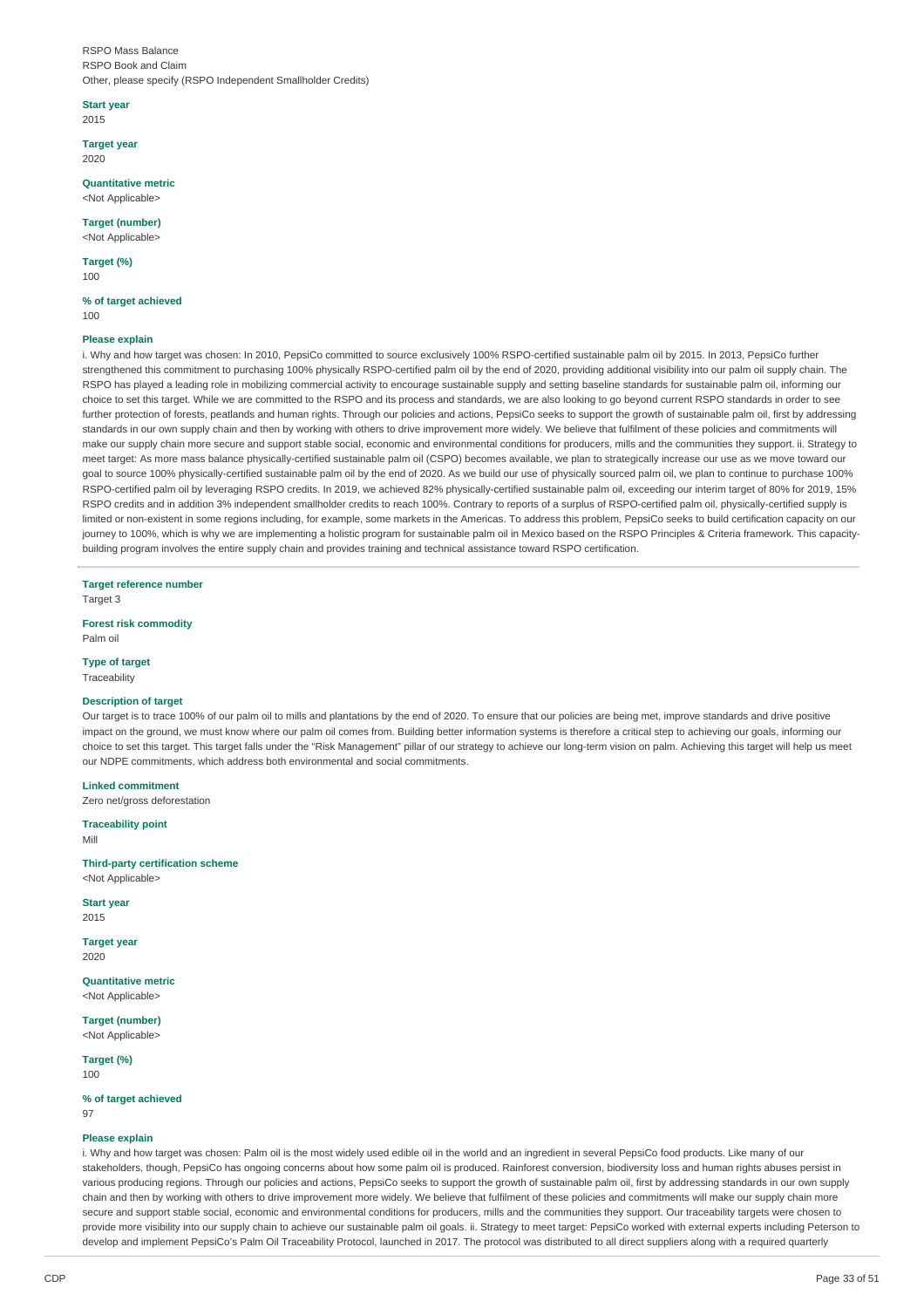RSPO Mass Balance
RSPO Book and Claim
Other, please specify (RSPO Independent Smallholder Credits)

**Start year**
2015

**Target year**
2020

**Quantitative metric**
<Not Applicable>

**Target (number)**
<Not Applicable>

**Target (%)**
100

**% of target achieved**
100

**Please explain**
i. Why and how target was chosen: In 2010, PepsiCo committed to source exclusively 100% RSPO-certified sustainable palm oil by 2015. In 2013, PepsiCo further strengthened this commitment to purchasing 100% physically RSPO-certified palm oil by the end of 2020, providing additional visibility into our palm oil supply chain. The RSPO has played a leading role in mobilizing commercial activity to encourage sustainable supply and setting baseline standards for sustainable palm oil, informing our choice to set this target. While we are committed to the RSPO and its process and standards, we are also looking to go beyond current RSPO standards in order to see further protection of forests, peatlands and human rights. Through our policies and actions, PepsiCo seeks to support the growth of sustainable palm oil, first by addressing standards in our own supply chain and then by working with others to drive improvement more widely. We believe that fulfilment of these policies and commitments will make our supply chain more secure and support stable social, economic and environmental conditions for producers, mills and the communities they support. ii. Strategy to meet target: As more mass balance physically-certified sustainable palm oil (CSPO) becomes available, we plan to strategically increase our use as we move toward our goal to source 100% physically-certified sustainable palm oil by the end of 2020. As we build our use of physically sourced palm oil, we plan to continue to purchase 100% RSPO-certified palm oil by leveraging RSPO credits. In 2019, we achieved 82% physically-certified sustainable palm oil, exceeding our interim target of 80% for 2019, 15% RSPO credits and in addition 3% independent smallholder credits to reach 100%. Contrary to reports of a surplus of RSPO-certified palm oil, physically-certified supply is limited or non-existent in some regions including, for example, some markets in the Americas. To address this problem, PepsiCo seeks to build certification capacity on our journey to 100%, which is why we are implementing a holistic program for sustainable palm oil in Mexico based on the RSPO Principles & Criteria framework. This capacity-building program involves the entire supply chain and provides training and technical assistance toward RSPO certification.

---

**Target reference number**
Target 3

**Forest risk commodity**
Palm oil

**Type of target**
Traceability

**Description of target**
Our target is to trace 100% of our palm oil to mills and plantations by the end of 2020. To ensure that our policies are being met, improve standards and drive positive impact on the ground, we must know where our palm oil comes from. Building better information systems is therefore a critical step to achieving our goals, informing our choice to set this target. This target falls under the "Risk Management" pillar of our strategy to achieve our long-term vision on palm. Achieving this target will help us meet our NDPE commitments, which address both environmental and social commitments.

**Linked commitment**
Zero net/gross deforestation

**Traceability point**
Mill

**Third-party certification scheme**
<Not Applicable>

**Start year**
2015

**Target year**
2020

**Quantitative metric**
<Not Applicable>

**Target (number)**
<Not Applicable>

**Target (%)**
100

**% of target achieved**
97

**Please explain**
i. Why and how target was chosen: Palm oil is the most widely used edible oil in the world and an ingredient in several PepsiCo food products. Like many of our stakeholders, though, PepsiCo has ongoing concerns about how some palm oil is produced. Rainforest conversion, biodiversity loss and human rights abuses persist in various producing regions. Through our policies and actions, PepsiCo seeks to support the growth of sustainable palm oil, first by addressing standards in our own supply chain and then by working with others to drive improvement more widely. We believe that fulfilment of these policies and commitments will make our supply chain more secure and support stable social, economic and environmental conditions for producers, mills and the communities they support. Our traceability targets were chosen to provide more visibility into our supply chain to achieve our sustainable palm oil goals. ii. Strategy to meet target: PepsiCo worked with external experts including Peterson to develop and implement PepsiCo's Palm Oil Traceability Protocol, launched in 2017. The protocol was distributed to all direct suppliers along with a required quarterly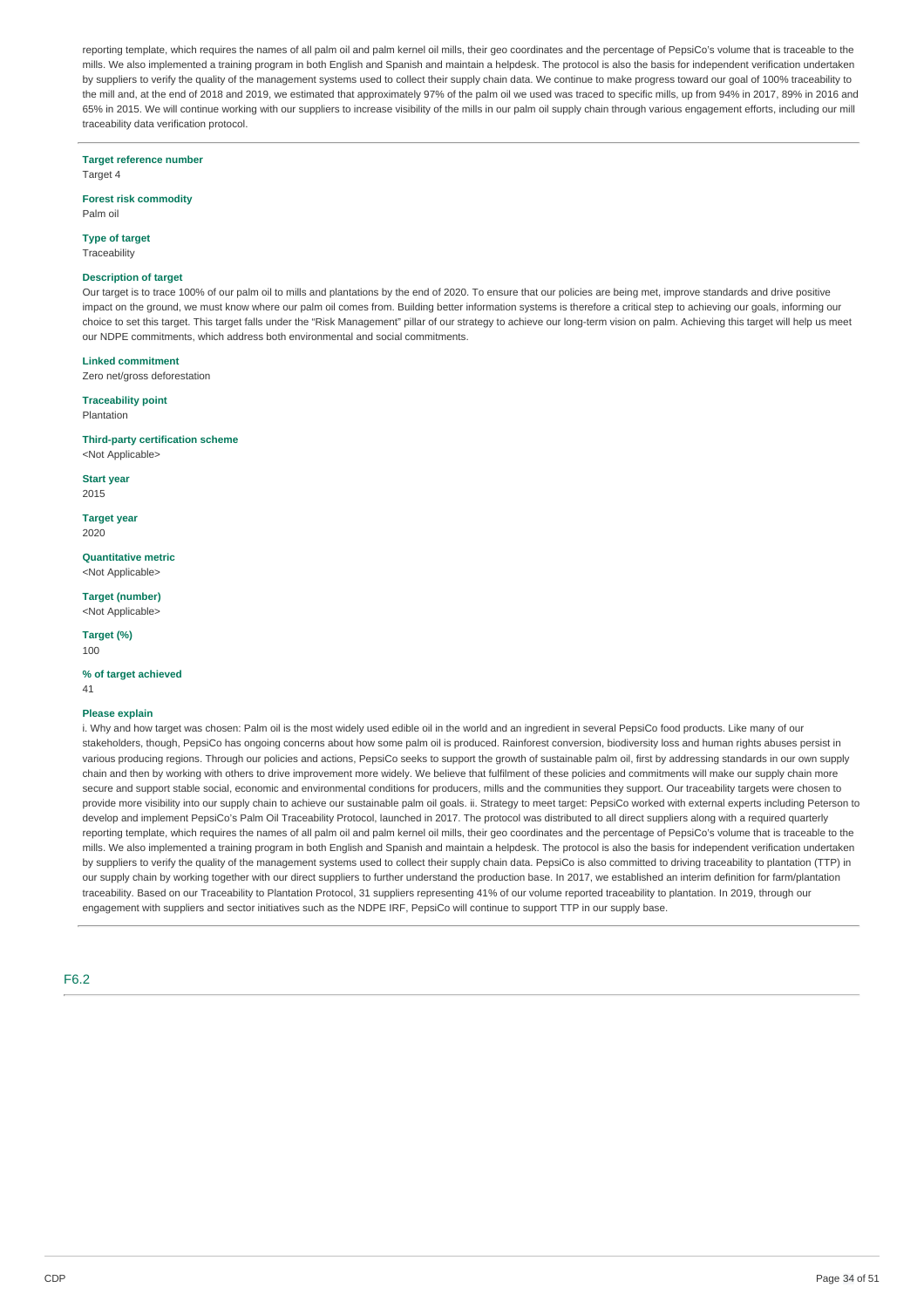reporting template, which requires the names of all palm oil and palm kernel oil mills, their geo coordinates and the percentage of PepsiCo's volume that is traceable to the mills. We also implemented a training program in both English and Spanish and maintain a helpdesk. The protocol is also the basis for independent verification undertaken by suppliers to verify the quality of the management systems used to collect their supply chain data. We continue to make progress toward our goal of 100% traceability to the mill and, at the end of 2018 and 2019, we estimated that approximately 97% of the palm oil we used was traced to specific mills, up from 94% in 2017, 89% in 2016 and 65% in 2015. We will continue working with our suppliers to increase visibility of the mills in our palm oil supply chain through various engagement efforts, including our mill traceability data verification protocol.

---

**Target reference number**
Target 4

**Forest risk commodity**
Palm oil

**Type of target**
Traceability

**Description of target**
Our target is to trace 100% of our palm oil to mills and plantations by the end of 2020. To ensure that our policies are being met, improve standards and drive positive impact on the ground, we must know where our palm oil comes from. Building better information systems is therefore a critical step to achieving our goals, informing our choice to set this target. This target falls under the "Risk Management" pillar of our strategy to achieve our long-term vision on palm. Achieving this target will help us meet our NDPE commitments, which address both environmental and social commitments.

**Linked commitment**
Zero net/gross deforestation

**Traceability point**
Plantation

**Third-party certification scheme**
<Not Applicable>

**Start year**
2015

**Target year**
2020

**Quantitative metric**
<Not Applicable>

**Target (number)**
<Not Applicable>

**Target (%)**
100

**% of target achieved**
41

**Please explain**
i. Why and how target was chosen: Palm oil is the most widely used edible oil in the world and an ingredient in several PepsiCo food products. Like many of our stakeholders, though, PepsiCo has ongoing concerns about how some palm oil is produced. Rainforest conversion, biodiversity loss and human rights abuses persist in various producing regions. Through our policies and actions, PepsiCo seeks to support the growth of sustainable palm oil, first by addressing standards in our own supply chain and then by working with others to drive improvement more widely. We believe that fulfilment of these policies and commitments will make our supply chain more secure and support stable social, economic and environmental conditions for producers, mills and the communities they support. Our traceability targets were chosen to provide more visibility into our supply chain to achieve our sustainable palm oil goals. ii. Strategy to meet target: PepsiCo worked with external experts including Peterson to develop and implement PepsiCo's Palm Oil Traceability Protocol, launched in 2017. The protocol was distributed to all direct suppliers along with a required quarterly reporting template, which requires the names of all palm oil and palm kernel oil mills, their geo coordinates and the percentage of PepsiCo's volume that is traceable to the mills. We also implemented a training program in both English and Spanish and maintain a helpdesk. The protocol is also the basis for independent verification undertaken by suppliers to verify the quality of the management systems used to collect their supply chain data. PepsiCo is also committed to driving traceability to plantation (TTP) in our supply chain by working together with our direct suppliers to further understand the production base. In 2017, we established an interim definition for farm/plantation traceability. Based on our Traceability to Plantation Protocol, 31 suppliers representing 41% of our volume reported traceability to plantation. In 2019, through our engagement with suppliers and sector initiatives such as the NDPE IRF, PepsiCo will continue to support TTP in our supply base.

---

## F6.2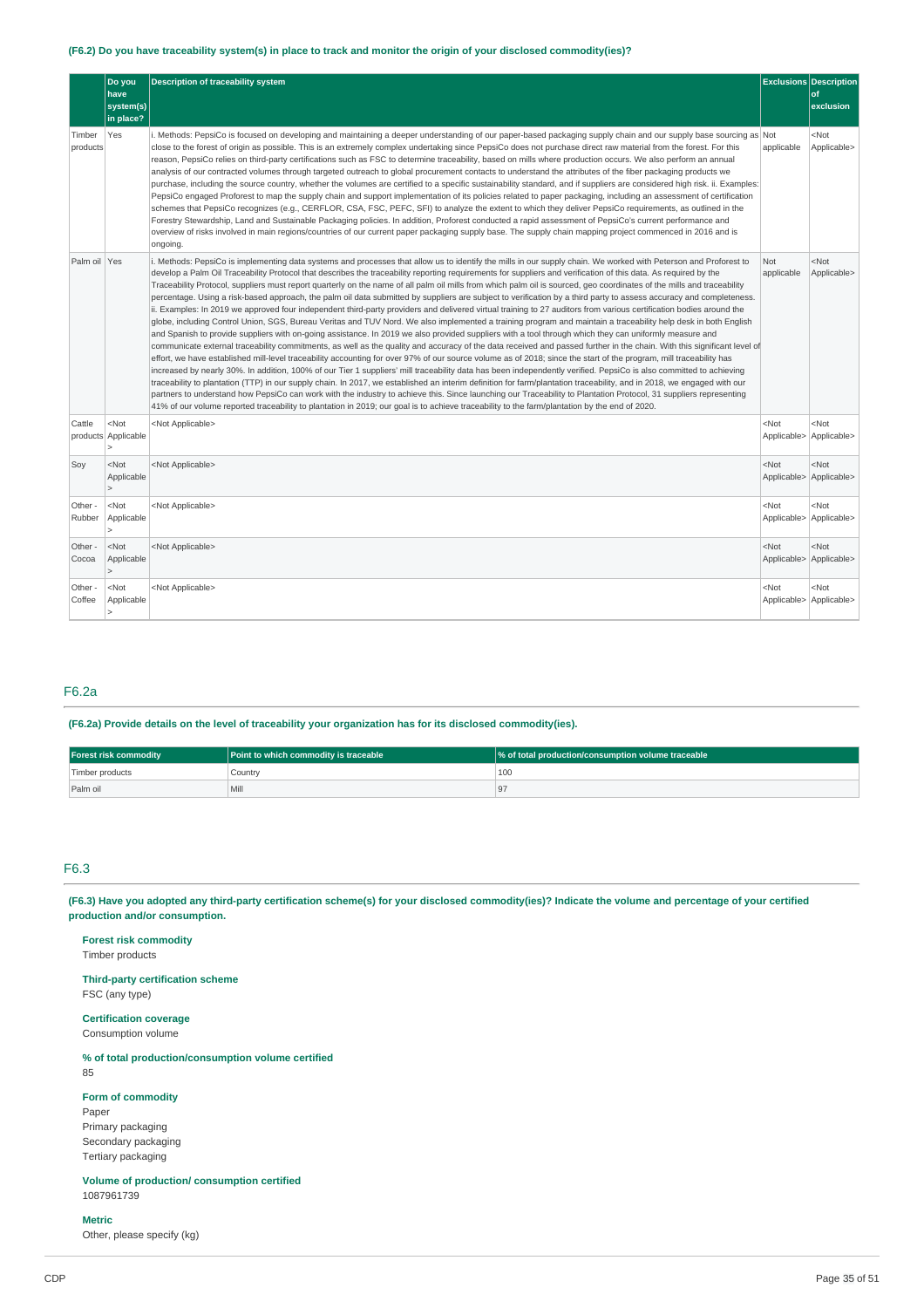**(F6.2) Do you have traceability system(s) in place to track and monitor the origin of your disclosed commodity(ies)?**

| | Do you have system(s) in place? | Description of traceability system | Exclusions | Description of exclusion |
|---|---|---|---|---|
| Timber products | Yes | i. Methods: PepsiCo is focused on developing and maintaining a deeper understanding of our paper-based packaging supply chain and our supply base sourcing as close to the forest of origin as possible. This is an extremely complex undertaking since PepsiCo does not purchase direct raw material from the forest. For this reason, PepsiCo relies on third-party certifications such as FSC to determine traceability, based on mills where production occurs. We also perform an annual analysis of our contracted volumes through targeted outreach to global procurement contacts to understand the attributes of the fiber packaging products we purchase, including the source country, whether the volumes are certified to a specific sustainability standard, and if suppliers are considered high risk. ii. Examples: PepsiCo engaged Proforest to map the supply chain and support implementation of its policies related to paper packaging, including an assessment of certification schemes that PepsiCo recognizes (e.g., CERFLOR, CSA, FSC, PEFC, SFI) to analyze the extent to which they deliver PepsiCo requirements, as outlined in the Forestry Stewardship, Land and Sustainable Packaging policies. In addition, Proforest conducted a rapid assessment of PepsiCo's current performance and overview of risks involved in main regions/countries of our current paper packaging supply base. The supply chain mapping project commenced in 2016 and is ongoing. | Not applicable | <Not Applicable> |
| Palm oil | Yes | i. Methods: PepsiCo is implementing data systems and processes that allow us to identify the mills in our supply chain. We worked with Peterson and Proforest to develop a Palm Oil Traceability Protocol that describes the traceability reporting requirements for suppliers and verification of this data. As required by the Traceability Protocol, suppliers must report quarterly on the name of all palm oil mills from which palm oil is sourced, geo coordinates of the mills and traceability percentage. Using a risk-based approach, the palm oil data submitted by suppliers are subject to verification by a third party to assess accuracy and completeness. ii. Examples: In 2019 we approved four independent third-party providers and delivered virtual training to 27 auditors from various certification bodies around the globe, including Control Union, SGS, Bureau Veritas and TUV Nord. We also implemented a training program and maintain a traceability help desk in both English and Spanish to provide suppliers with on-going assistance. In 2019 we also provided suppliers with a tool through which they can uniformly measure and communicate external traceability commitments, as well as the quality and accuracy of the data received and passed further in the chain. With this significant level of effort, we have established mill-level traceability accounting for over 97% of our source volume as of 2018; since the start of the program, mill traceability has increased by nearly 30%. In addition, 100% of our Tier 1 suppliers' mill traceability data has been independently verified. PepsiCo is also committed to achieving traceability to plantation (TTP) in our supply chain. In 2017, we established an interim definition for farm/plantation traceability, and in 2018, we engaged with our partners to understand how PepsiCo can work with the industry to achieve this. Since launching our Traceability to Plantation Protocol, 31 suppliers representing 41% of our volume reported traceability to plantation in 2019; our goal is to achieve traceability to the farm/plantation by the end of 2020. | Not applicable | <Not Applicable> |
| Cattle products | <Not Applicable> | <Not Applicable> | <Not Applicable> | <Not Applicable> |
| Soy | <Not Applicable> | <Not Applicable> | <Not Applicable> | <Not Applicable> |
| Other - Rubber | <Not Applicable> | <Not Applicable> | <Not Applicable> | <Not Applicable> |
| Other - Cocoa | <Not Applicable> | <Not Applicable> | <Not Applicable> | <Not Applicable> |
| Other - Coffee | <Not Applicable> | <Not Applicable> | <Not Applicable> | <Not Applicable> |

## F6.2a

**(F6.2a) Provide details on the level of traceability your organization has for its disclosed commodity(ies).**

| Forest risk commodity | Point to which commodity is traceable | % of total production/consumption volume traceable |
|---|---|---|
| Timber products | Country | 100 |
| Palm oil | Mill | 97 |

## F6.3

**(F6.3) Have you adopted any third-party certification scheme(s) for your disclosed commodity(ies)? Indicate the volume and percentage of your certified production and/or consumption.**

**Forest risk commodity**
Timber products

**Third-party certification scheme**
FSC (any type)

**Certification coverage**
Consumption volume

**% of total production/consumption volume certified**
85

**Form of commodity**
Paper
Primary packaging
Secondary packaging
Tertiary packaging

**Volume of production/ consumption certified**
1087961739

**Metric**
Other, please specify (kg)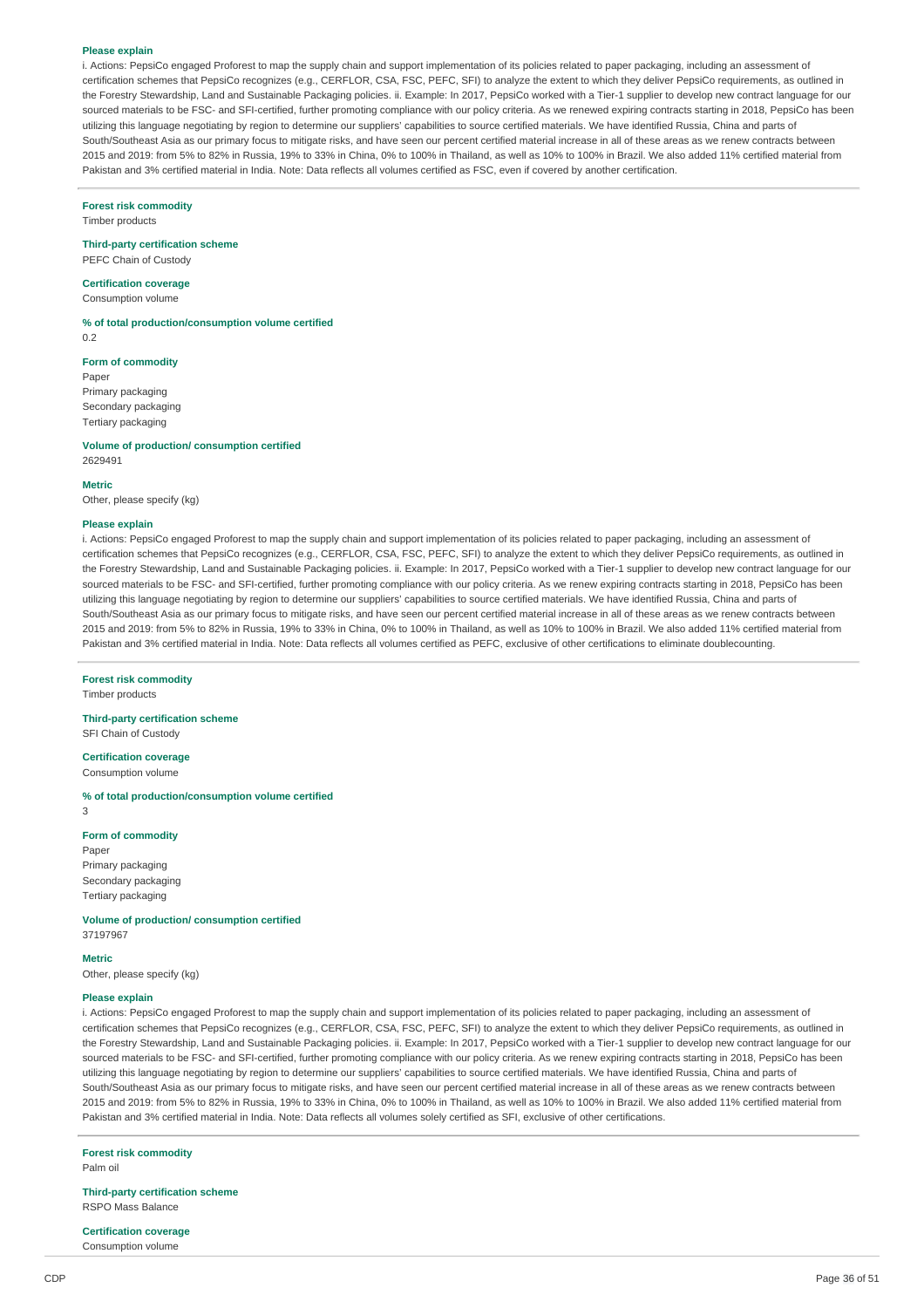**Please explain**

i. Actions: PepsiCo engaged Proforest to map the supply chain and support implementation of its policies related to paper packaging, including an assessment of certification schemes that PepsiCo recognizes (e.g., CERFLOR, CSA, FSC, PEFC, SFI) to analyze the extent to which they deliver PepsiCo requirements, as outlined in the Forestry Stewardship, Land and Sustainable Packaging policies. ii. Example: In 2017, PepsiCo worked with a Tier-1 supplier to develop new contract language for our sourced materials to be FSC- and SFI-certified, further promoting compliance with our policy criteria. As we renewed expiring contracts starting in 2018, PepsiCo has been utilizing this language negotiating by region to determine our suppliers' capabilities to source certified materials. We have identified Russia, China and parts of South/Southeast Asia as our primary focus to mitigate risks, and have seen our percent certified material increase in all of these areas as we renew contracts between 2015 and 2019: from 5% to 82% in Russia, 19% to 33% in China, 0% to 100% in Thailand, as well as 10% to 100% in Brazil. We also added 11% certified material from Pakistan and 3% certified material in India. Note: Data reflects all volumes certified as FSC, even if covered by another certification.

---

**Forest risk commodity**

Timber products

**Third-party certification scheme**

PEFC Chain of Custody

**Certification coverage**

Consumption volume

**% of total production/consumption volume certified**

0.2

**Form of commodity**

Paper
Primary packaging
Secondary packaging
Tertiary packaging

**Volume of production/ consumption certified**

2629491

**Metric**

Other, please specify (kg)

**Please explain**

i. Actions: PepsiCo engaged Proforest to map the supply chain and support implementation of its policies related to paper packaging, including an assessment of certification schemes that PepsiCo recognizes (e.g., CERFLOR, CSA, FSC, PEFC, SFI) to analyze the extent to which they deliver PepsiCo requirements, as outlined in the Forestry Stewardship, Land and Sustainable Packaging policies. ii. Example: In 2017, PepsiCo worked with a Tier-1 supplier to develop new contract language for our sourced materials to be FSC- and SFI-certified, further promoting compliance with our policy criteria. As we renew expiring contracts starting in 2018, PepsiCo has been utilizing this language negotiating by region to determine our suppliers' capabilities to source certified materials. We have identified Russia, China and parts of South/Southeast Asia as our primary focus to mitigate risks, and have seen our percent certified material increase in all of these areas as we renew contracts between 2015 and 2019: from 5% to 82% in Russia, 19% to 33% in China, 0% to 100% in Thailand, as well as 10% to 100% in Brazil. We also added 11% certified material from Pakistan and 3% certified material in India. Note: Data reflects all volumes certified as PEFC, exclusive of other certifications to eliminate doublecounting.

---

**Forest risk commodity**

Timber products

**Third-party certification scheme**

SFI Chain of Custody

**Certification coverage**

Consumption volume

**% of total production/consumption volume certified**

3

**Form of commodity**

Paper
Primary packaging
Secondary packaging
Tertiary packaging

**Volume of production/ consumption certified**

37197967

**Metric**

Other, please specify (kg)

**Please explain**

i. Actions: PepsiCo engaged Proforest to map the supply chain and support implementation of its policies related to paper packaging, including an assessment of certification schemes that PepsiCo recognizes (e.g., CERFLOR, CSA, FSC, PEFC, SFI) to analyze the extent to which they deliver PepsiCo requirements, as outlined in the Forestry Stewardship, Land and Sustainable Packaging policies. ii. Example: In 2017, PepsiCo worked with a Tier-1 supplier to develop new contract language for our sourced materials to be FSC- and SFI-certified, further promoting compliance with our policy criteria. As we renew expiring contracts starting in 2018, PepsiCo has been utilizing this language negotiating by region to determine our suppliers' capabilities to source certified materials. We have identified Russia, China and parts of South/Southeast Asia as our primary focus to mitigate risks, and have seen our percent certified material increase in all of these areas as we renew contracts between 2015 and 2019: from 5% to 82% in Russia, 19% to 33% in China, 0% to 100% in Thailand, as well as 10% to 100% in Brazil. We also added 11% certified material from Pakistan and 3% certified material in India. Note: Data reflects all volumes solely certified as SFI, exclusive of other certifications.

---

**Forest risk commodity**

Palm oil

**Third-party certification scheme**

RSPO Mass Balance

**Certification coverage**

Consumption volume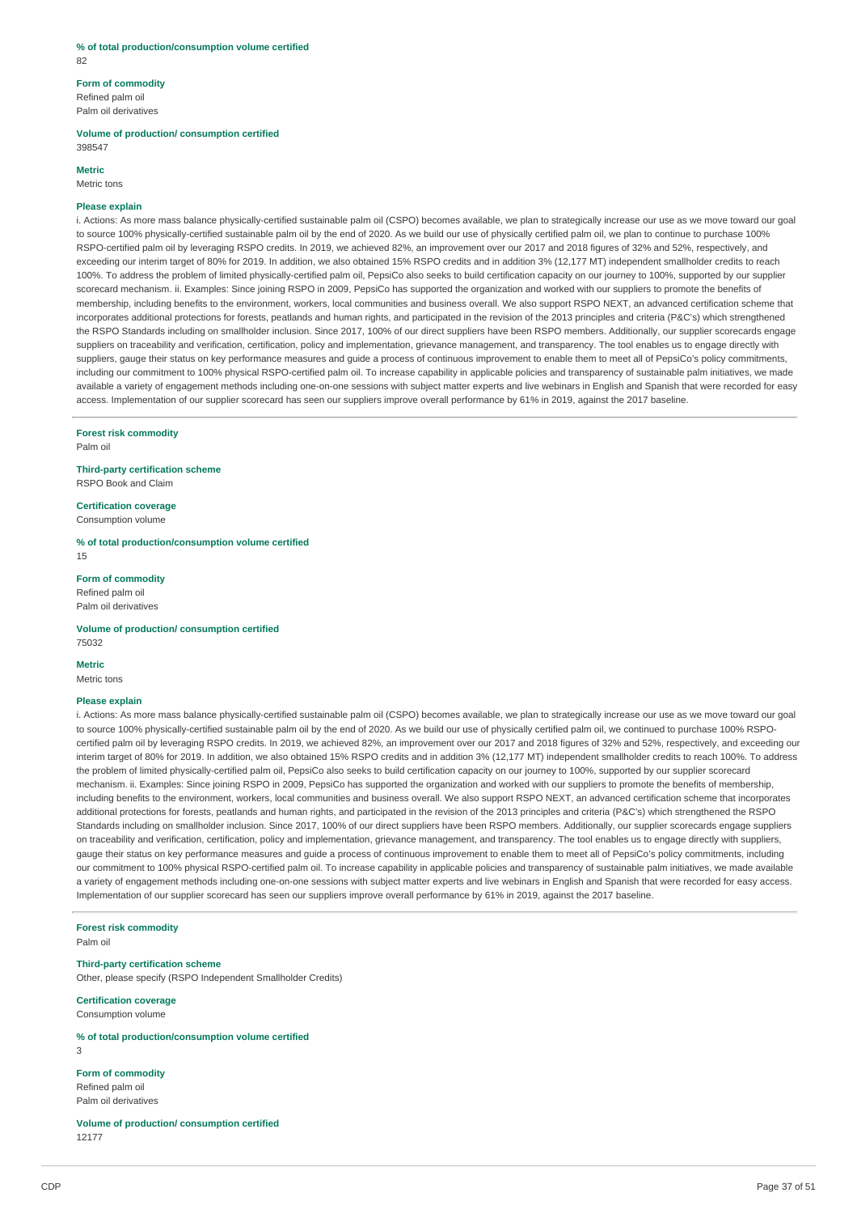**% of total production/consumption volume certified**
82

**Form of commodity**
Refined palm oil
Palm oil derivatives

**Volume of production/ consumption certified**
398547

**Metric**
Metric tons

**Please explain**
i. Actions: As more mass balance physically-certified sustainable palm oil (CSPO) becomes available, we plan to strategically increase our use as we move toward our goal to source 100% physically-certified sustainable palm oil by the end of 2020. As we build our use of physically certified palm oil, we plan to continue to purchase 100% RSPO-certified palm oil by leveraging RSPO credits. In 2019, we achieved 82%, an improvement over our 2017 and 2018 figures of 32% and 52%, respectively, and exceeding our interim target of 80% for 2019. In addition, we also obtained 15% RSPO credits and in addition 3% (12,177 MT) independent smallholder credits to reach 100%. To address the problem of limited physically-certified palm oil, PepsiCo also seeks to build certification capacity on our journey to 100%, supported by our supplier scorecard mechanism. ii. Examples: Since joining RSPO in 2009, PepsiCo has supported the organization and worked with our suppliers to promote the benefits of membership, including benefits to the environment, workers, local communities and business overall. We also support RSPO NEXT, an advanced certification scheme that incorporates additional protections for forests, peatlands and human rights, and participated in the revision of the 2013 principles and criteria (P&C's) which strengthened the RSPO Standards including on smallholder inclusion. Since 2017, 100% of our direct suppliers have been RSPO members. Additionally, our supplier scorecards engage suppliers on traceability and verification, certification, policy and implementation, grievance management, and transparency. The tool enables us to engage directly with suppliers, gauge their status on key performance measures and guide a process of continuous improvement to enable them to meet all of PepsiCo's policy commitments, including our commitment to 100% physical RSPO-certified palm oil. To increase capability in applicable policies and transparency of sustainable palm initiatives, we made available a variety of engagement methods including one-on-one sessions with subject matter experts and live webinars in English and Spanish that were recorded for easy access. Implementation of our supplier scorecard has seen our suppliers improve overall performance by 61% in 2019, against the 2017 baseline.

---

**Forest risk commodity**
Palm oil

**Third-party certification scheme**
RSPO Book and Claim

**Certification coverage**
Consumption volume

**% of total production/consumption volume certified**
15

**Form of commodity**
Refined palm oil
Palm oil derivatives

**Volume of production/ consumption certified**
75032

**Metric**
Metric tons

**Please explain**
i. Actions: As more mass balance physically-certified sustainable palm oil (CSPO) becomes available, we plan to strategically increase our use as we move toward our goal to source 100% physically-certified sustainable palm oil by the end of 2020. As we build our use of physically certified palm oil, we continued to purchase 100% RSPO-certified palm oil by leveraging RSPO credits. In 2019, we achieved 82%, an improvement over our 2017 and 2018 figures of 32% and 52%, respectively, and exceeding our interim target of 80% for 2019. In addition, we also obtained 15% RSPO credits and in addition 3% (12,177 MT) independent smallholder credits to reach 100%. To address the problem of limited physically-certified palm oil, PepsiCo also seeks to build certification capacity on our journey to 100%, supported by our supplier scorecard mechanism. ii. Examples: Since joining RSPO in 2009, PepsiCo has supported the organization and worked with our suppliers to promote the benefits of membership, including benefits to the environment, workers, local communities and business overall. We also support RSPO NEXT, an advanced certification scheme that incorporates additional protections for forests, peatlands and human rights, and participated in the revision of the 2013 principles and criteria (P&C's) which strengthened the RSPO Standards including on smallholder inclusion. Since 2017, 100% of our direct suppliers have been RSPO members. Additionally, our supplier scorecards engage suppliers on traceability and verification, certification, policy and implementation, grievance management, and transparency. The tool enables us to engage directly with suppliers, gauge their status on key performance measures and guide a process of continuous improvement to enable them to meet all of PepsiCo's policy commitments, including our commitment to 100% physical RSPO-certified palm oil. To increase capability in applicable policies and transparency of sustainable palm initiatives, we made available a variety of engagement methods including one-on-one sessions with subject matter experts and live webinars in English and Spanish that were recorded for easy access. Implementation of our supplier scorecard has seen our suppliers improve overall performance by 61% in 2019, against the 2017 baseline.

---

**Forest risk commodity**
Palm oil

**Third-party certification scheme**
Other, please specify (RSPO Independent Smallholder Credits)

**Certification coverage**
Consumption volume

**% of total production/consumption volume certified**
3

**Form of commodity**
Refined palm oil
Palm oil derivatives

**Volume of production/ consumption certified**
12177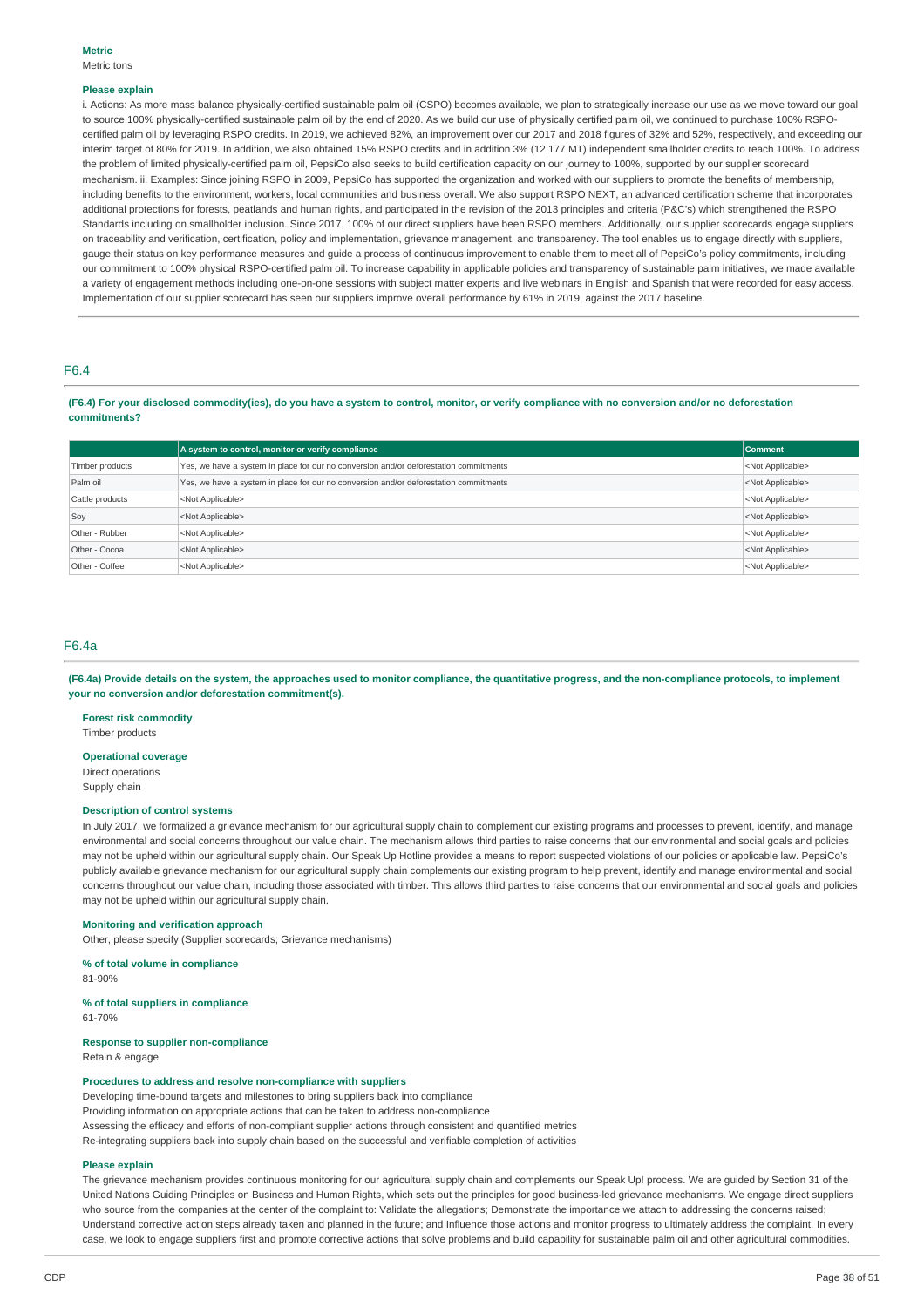**Metric**

Metric tons

**Please explain**

i. Actions: As more mass balance physically-certified sustainable palm oil (CSPO) becomes available, we plan to strategically increase our use as we move toward our goal to source 100% physically-certified sustainable palm oil by the end of 2020. As we build our use of physically certified palm oil, we continued to purchase 100% RSPO-certified palm oil by leveraging RSPO credits. In 2019, we achieved 82%, an improvement over our 2017 and 2018 figures of 32% and 52%, respectively, and exceeding our interim target of 80% for 2019. In addition, we also obtained 15% RSPO credits and in addition 3% (12,177 MT) independent smallholder credits to reach 100%. To address the problem of limited physically-certified palm oil, PepsiCo also seeks to build certification capacity on our journey to 100%, supported by our supplier scorecard mechanism. ii. Examples: Since joining RSPO in 2009, PepsiCo has supported the organization and worked with our suppliers to promote the benefits of membership, including benefits to the environment, workers, local communities and business overall. We also support RSPO NEXT, an advanced certification scheme that incorporates additional protections for forests, peatlands and human rights, and participated in the revision of the 2013 principles and criteria (P&C's) which strengthened the RSPO Standards including on smallholder inclusion. Since 2017, 100% of our direct suppliers have been RSPO members. Additionally, our supplier scorecards engage suppliers on traceability and verification, certification, policy and implementation, grievance management, and transparency. The tool enables us to engage directly with suppliers, gauge their status on key performance measures and guide a process of continuous improvement to enable them to meet all of PepsiCo's policy commitments, including our commitment to 100% physical RSPO-certified palm oil. To increase capability in applicable policies and transparency of sustainable palm initiatives, we made available a variety of engagement methods including one-on-one sessions with subject matter experts and live webinars in English and Spanish that were recorded for easy access. Implementation of our supplier scorecard has seen our suppliers improve overall performance by 61% in 2019, against the 2017 baseline.

## F6.4

**(F6.4) For your disclosed commodity(ies), do you have a system to control, monitor, or verify compliance with no conversion and/or no deforestation commitments?**

| | A system to control, monitor or verify compliance | Comment |
|---|---|---|
| Timber products | Yes, we have a system in place for our no conversion and/or deforestation commitments | <Not Applicable> |
| Palm oil | Yes, we have a system in place for our no conversion and/or deforestation commitments | <Not Applicable> |
| Cattle products | <Not Applicable> | <Not Applicable> |
| Soy | <Not Applicable> | <Not Applicable> |
| Other - Rubber | <Not Applicable> | <Not Applicable> |
| Other - Cocoa | <Not Applicable> | <Not Applicable> |
| Other - Coffee | <Not Applicable> | <Not Applicable> |

## F6.4a

**(F6.4a) Provide details on the system, the approaches used to monitor compliance, the quantitative progress, and the non-compliance protocols, to implement your no conversion and/or deforestation commitment(s).**

**Forest risk commodity**

Timber products

**Operational coverage**

Direct operations

Supply chain

**Description of control systems**

In July 2017, we formalized a grievance mechanism for our agricultural supply chain to complement our existing programs and processes to prevent, identify, and manage environmental and social concerns throughout our value chain. The mechanism allows third parties to raise concerns that our environmental and social goals and policies may not be upheld within our agricultural supply chain. Our Speak Up Hotline provides a means to report suspected violations of our policies or applicable law. PepsiCo's publicly available grievance mechanism for our agricultural supply chain complements our existing program to help prevent, identify and manage environmental and social concerns throughout our value chain, including those associated with timber. This allows third parties to raise concerns that our environmental and social goals and policies may not be upheld within our agricultural supply chain.

**Monitoring and verification approach**

Other, please specify (Supplier scorecards; Grievance mechanisms)

**% of total volume in compliance**

81-90%

**% of total suppliers in compliance**

61-70%

**Response to supplier non-compliance**

Retain & engage

**Procedures to address and resolve non-compliance with suppliers**

Developing time-bound targets and milestones to bring suppliers back into compliance

Providing information on appropriate actions that can be taken to address non-compliance

Assessing the efficacy and efforts of non-compliant supplier actions through consistent and quantified metrics

Re-integrating suppliers back into supply chain based on the successful and verifiable completion of activities

**Please explain**

The grievance mechanism provides continuous monitoring for our agricultural supply chain and complements our Speak Up! process. We are guided by Section 31 of the United Nations Guiding Principles on Business and Human Rights, which sets out the principles for good business-led grievance mechanisms. We engage direct suppliers who source from the companies at the center of the complaint to: Validate the allegations; Demonstrate the importance we attach to addressing the concerns raised; Understand corrective action steps already taken and planned in the future; and Influence those actions and monitor progress to ultimately address the complaint. In every case, we look to engage suppliers first and promote corrective actions that solve problems and build capability for sustainable palm oil and other agricultural commodities.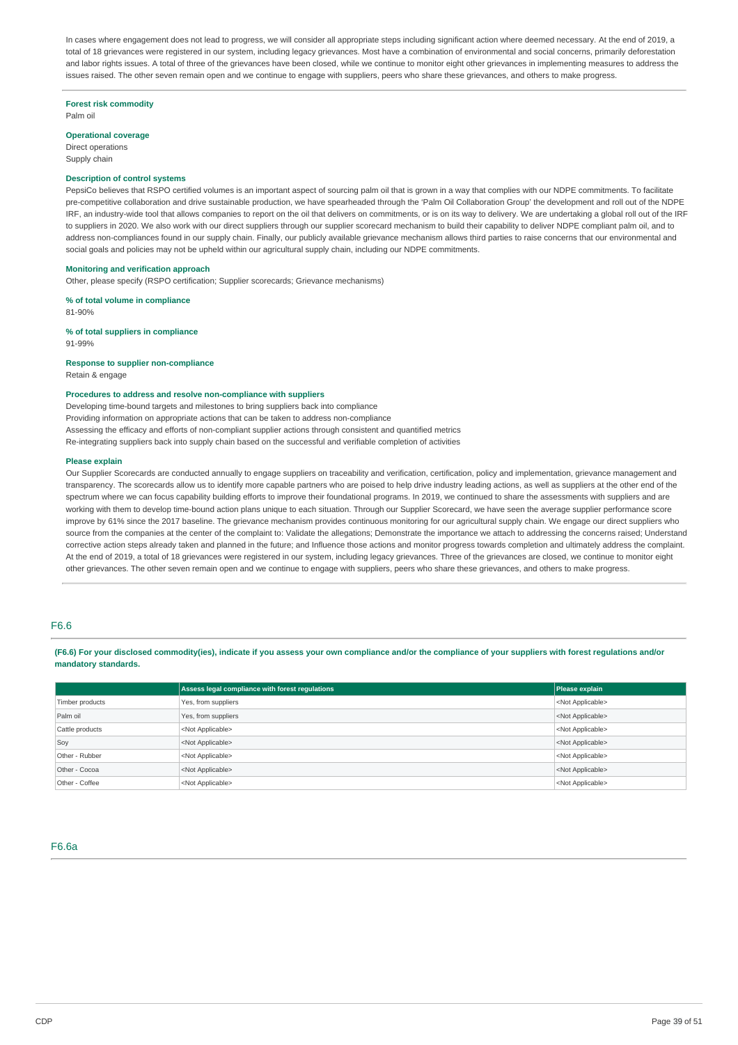In cases where engagement does not lead to progress, we will consider all appropriate steps including significant action where deemed necessary. At the end of 2019, a total of 18 grievances were registered in our system, including legacy grievances. Most have a combination of environmental and social concerns, primarily deforestation and labor rights issues. A total of three of the grievances have been closed, while we continue to monitor eight other grievances in implementing measures to address the issues raised. The other seven remain open and we continue to engage with suppliers, peers who share these grievances, and others to make progress.

---

**Forest risk commodity**
Palm oil

**Operational coverage**
Direct operations
Supply chain

**Description of control systems**
PepsiCo believes that RSPO certified volumes is an important aspect of sourcing palm oil that is grown in a way that complies with our NDPE commitments. To facilitate pre-competitive collaboration and drive sustainable production, we have spearheaded through the 'Palm Oil Collaboration Group' the development and roll out of the NDPE IRF, an industry-wide tool that allows companies to report on the oil that delivers on commitments, or is on its way to delivery. We are undertaking a global roll out of the IRF to suppliers in 2020. We also work with our direct suppliers through our supplier scorecard mechanism to build their capability to deliver NDPE compliant palm oil, and to address non-compliances found in our supply chain. Finally, our publicly available grievance mechanism allows third parties to raise concerns that our environmental and social goals and policies may not be upheld within our agricultural supply chain, including our NDPE commitments.

**Monitoring and verification approach**
Other, please specify (RSPO certification; Supplier scorecards; Grievance mechanisms)

**% of total volume in compliance**
81-90%

**% of total suppliers in compliance**
91-99%

**Response to supplier non-compliance**
Retain & engage

**Procedures to address and resolve non-compliance with suppliers**
Developing time-bound targets and milestones to bring suppliers back into compliance
Providing information on appropriate actions that can be taken to address non-compliance
Assessing the efficacy and efforts of non-compliant supplier actions through consistent and quantified metrics
Re-integrating suppliers back into supply chain based on the successful and verifiable completion of activities

**Please explain**
Our Supplier Scorecards are conducted annually to engage suppliers on traceability and verification, certification, policy and implementation, grievance management and transparency. The scorecards allow us to identify more capable partners who are poised to help drive industry leading actions, as well as suppliers at the other end of the spectrum where we can focus capability building efforts to improve their foundational programs. In 2019, we continued to share the assessments with suppliers and are working with them to develop time-bound action plans unique to each situation. Through our Supplier Scorecard, we have seen the average supplier performance score improve by 61% since the 2017 baseline. The grievance mechanism provides continuous monitoring for our agricultural supply chain. We engage our direct suppliers who source from the companies at the center of the complaint to: Validate the allegations; Demonstrate the importance we attach to addressing the concerns raised; Understand corrective action steps already taken and planned in the future; and Influence those actions and monitor progress towards completion and ultimately address the complaint. At the end of 2019, a total of 18 grievances were registered in our system, including legacy grievances. Three of the grievances are closed, we continue to monitor eight other grievances. The other seven remain open and we continue to engage with suppliers, peers who share these grievances, and others to make progress.

## F6.6

**(F6.6) For your disclosed commodity(ies), indicate if you assess your own compliance and/or the compliance of your suppliers with forest regulations and/or mandatory standards.**

| | Assess legal compliance with forest regulations | Please explain |
|---|---|---|
| Timber products | Yes, from suppliers | <Not Applicable> |
| Palm oil | Yes, from suppliers | <Not Applicable> |
| Cattle products | <Not Applicable> | <Not Applicable> |
| Soy | <Not Applicable> | <Not Applicable> |
| Other - Rubber | <Not Applicable> | <Not Applicable> |
| Other - Cocoa | <Not Applicable> | <Not Applicable> |
| Other - Coffee | <Not Applicable> | <Not Applicable> |

## F6.6a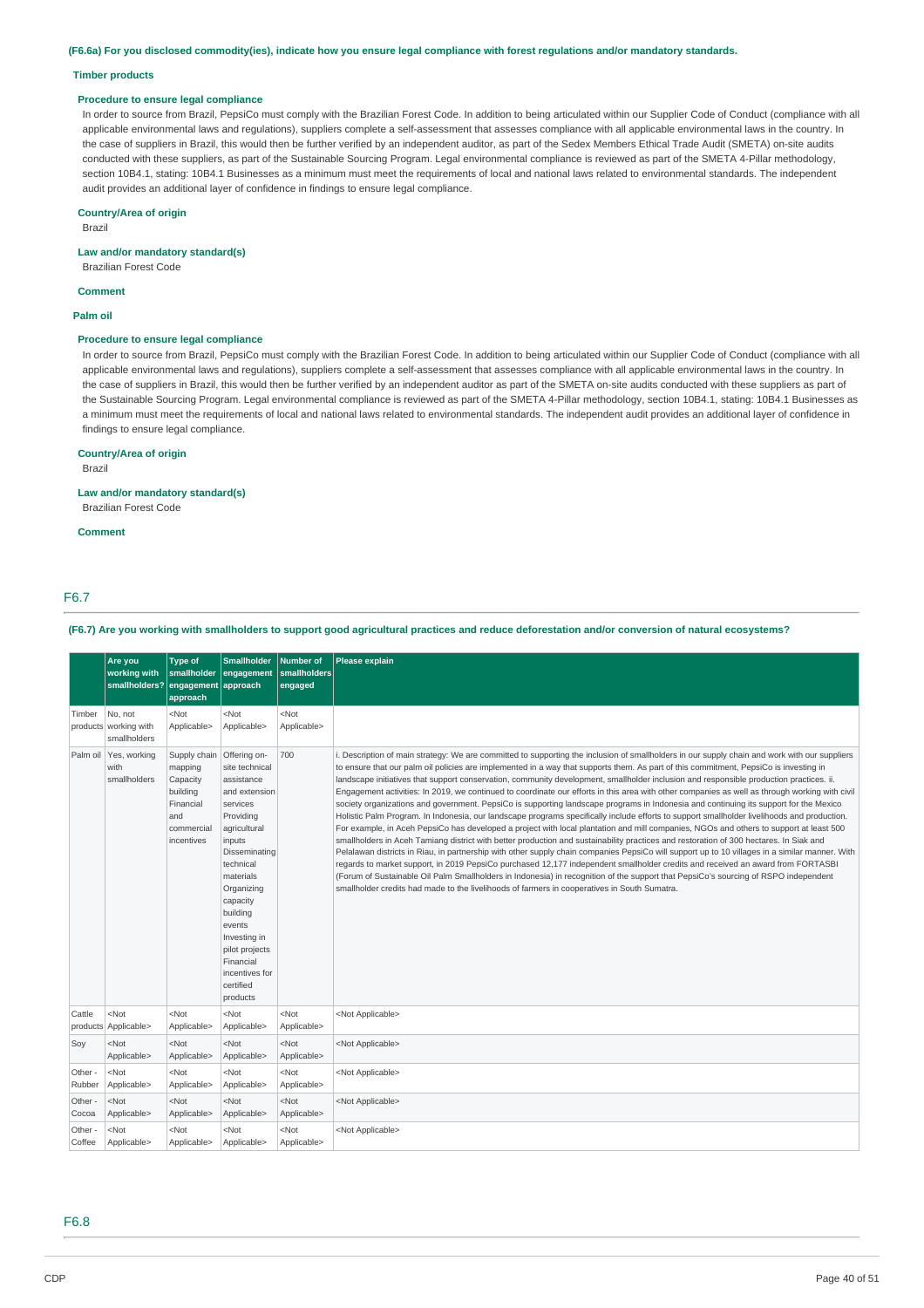**(F6.6a) For you disclosed commodity(ies), indicate how you ensure legal compliance with forest regulations and/or mandatory standards.**

**Timber products**

**Procedure to ensure legal compliance**

In order to source from Brazil, PepsiCo must comply with the Brazilian Forest Code. In addition to being articulated within our Supplier Code of Conduct (compliance with all applicable environmental laws and regulations), suppliers complete a self-assessment that assesses compliance with all applicable environmental laws in the country. In the case of suppliers in Brazil, this would then be further verified by an independent auditor, as part of the Sedex Members Ethical Trade Audit (SMETA) on-site audits conducted with these suppliers, as part of the Sustainable Sourcing Program. Legal environmental compliance is reviewed as part of the SMETA 4-Pillar methodology, section 10B4.1, stating: 10B4.1 Businesses as a minimum must meet the requirements of local and national laws related to environmental standards. The independent audit provides an additional layer of confidence in findings to ensure legal compliance.

**Country/Area of origin**

Brazil

**Law and/or mandatory standard(s)**

Brazilian Forest Code

**Comment**

**Palm oil**

**Procedure to ensure legal compliance**

In order to source from Brazil, PepsiCo must comply with the Brazilian Forest Code. In addition to being articulated within our Supplier Code of Conduct (compliance with all applicable environmental laws and regulations), suppliers complete a self-assessment that assesses compliance with all applicable environmental laws in the country. In the case of suppliers in Brazil, this would then be further verified by an independent auditor as part of the SMETA on-site audits conducted with these suppliers as part of the Sustainable Sourcing Program. Legal environmental compliance is reviewed as part of the SMETA 4-Pillar methodology, section 10B4.1, stating: 10B4.1 Businesses as a minimum must meet the requirements of local and national laws related to environmental standards. The independent audit provides an additional layer of confidence in findings to ensure legal compliance.

**Country/Area of origin**

Brazil

**Law and/or mandatory standard(s)**

Brazilian Forest Code

**Comment**

## F6.7

**(F6.7) Are you working with smallholders to support good agricultural practices and reduce deforestation and/or conversion of natural ecosystems?**

| | Are you working with smallholders? | Type of smallholder engagement approach | Smallholder engagement approach | Number of smallholders engaged | Please explain |
|---|---|---|---|---|---|
| Timber products | No, not working with smallholders | <Not Applicable> | <Not Applicable> | <Not Applicable> | |
| Palm oil | Yes, working with smallholders | Supply chain mapping<br>Capacity building<br>Financial and commercial incentives | Offering on-site technical assistance and extension services<br>Providing agricultural inputs<br>Disseminating technical materials<br>Organizing capacity building events<br>Investing in pilot projects<br>Financial incentives for certified products | 700 | i. Description of main strategy: We are committed to supporting the inclusion of smallholders in our supply chain and work with our suppliers to ensure that our palm oil policies are implemented in a way that supports them. As part of this commitment, PepsiCo is investing in landscape initiatives that support conservation, community development, smallholder inclusion and responsible production practices. ii. Engagement activities: In 2019, we continued to coordinate our efforts in this area with other companies as well as through working with civil society organizations and government. PepsiCo is supporting landscape programs in Indonesia and continuing its support for the Mexico Holistic Palm Program. In Indonesia, our landscape programs specifically include efforts to support smallholder livelihoods and production. For example, in Aceh PepsiCo has developed a project with local plantation and mill companies, NGOs and others to support at least 500 smallholders in Aceh Tamiang district with better production and sustainability practices and restoration of 300 hectares. In Siak and Pelalawan districts in Riau, in partnership with other supply chain companies PepsiCo will support up to 10 villages in a similar manner. With regards to market support, in 2019 PepsiCo purchased 12,177 independent smallholder credits and received an award from FORTASBI (Forum of Sustainable Oil Palm Smallholders in Indonesia) in recognition of the support that PepsiCo's sourcing of RSPO independent smallholder credits had made to the livelihoods of farmers in cooperatives in South Sumatra. |
| Cattle products | <Not Applicable> | <Not Applicable> | <Not Applicable> | <Not Applicable> | <Not Applicable> |
| Soy | <Not Applicable> | <Not Applicable> | <Not Applicable> | <Not Applicable> | <Not Applicable> |
| Other - Rubber | <Not Applicable> | <Not Applicable> | <Not Applicable> | <Not Applicable> | <Not Applicable> |
| Other - Cocoa | <Not Applicable> | <Not Applicable> | <Not Applicable> | <Not Applicable> | <Not Applicable> |
| Other - Coffee | <Not Applicable> | <Not Applicable> | <Not Applicable> | <Not Applicable> | <Not Applicable> |

## F6.8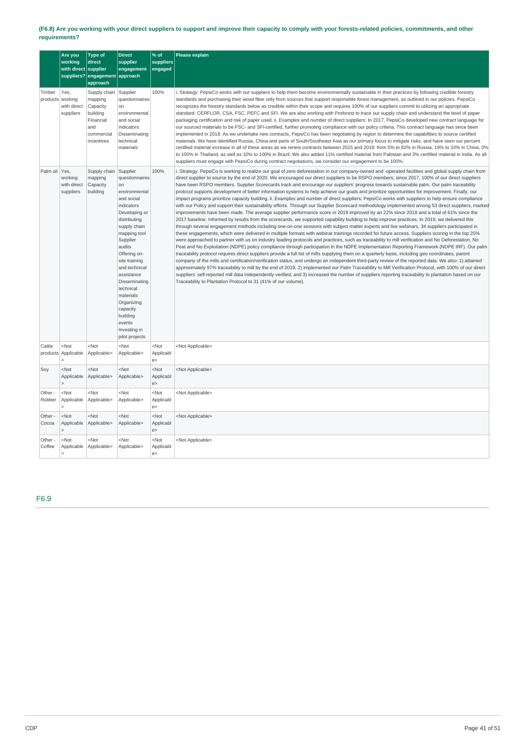**(F6.8) Are you working with your direct suppliers to support and improve their capacity to comply with your forests-related policies, commitments, and other requirements?**

| | Are you working with direct suppliers? | Type of direct supplier engagement approach | Direct supplier engagement approach | % of suppliers engaged | Please explain |
|---|---|---|---|---|---|
| Timber products | Yes, working with direct suppliers | Supply chain mapping<br>Capacity building<br>Financial and commercial incentives | Supplier questionnaires on environmental and social indicators<br>Disseminating technical materials | 100% | i. Strategy: PepsiCo works with our suppliers to help them become environmentally sustainable in their practices by following credible forestry standards and purchasing their wood fiber only from sources that support responsible forest management, as outlined in our policies. PepsiCo recognizes the forestry standards below as credible within their scope and requires 100% of our suppliers commit to utilizing an appropriate standard: CERFLOR, CSA, FSC, PEFC and SFI. We are also working with Proforest to trace our supply chain and understand the level of paper packaging certification and risk of paper used. ii. Examples and number of direct suppliers: In 2017, PepsiCo developed new contract language for our sourced materials to be FSC- and SFI-certified, further promoting compliance with our policy criteria. This contract language has since been implemented in 2018. As we undertake new contracts, PepsiCo has been negotiating by region to determine the capabilities to source certified materials. We have identified Russia, China and parts of South/Southeast Asia as our primary focus to mitigate risks, and have seen our percent certified material increase in all of these areas as we renew contracts between 2015 and 2019: from 5% to 82% in Russia, 19% to 33% in China, 0% to 100% in Thailand, as well as 10% to 100% in Brazil. We also added 11% certified material from Pakistan and 3% certified material in India. As all suppliers must engage with PepsiCo during contract negotiations, we consider our engagement to be 100%. |
| Palm oil | Yes, working with direct suppliers | Supply chain mapping<br>Capacity building | Supplier questionnaires on environmental and social indicators<br>Developing or distributing supply chain mapping tool<br>Supplier audits<br>Offering on-site training and technical assistance<br>Disseminating technical materials<br>Organizing capacity building events<br>Investing in pilot projects | 100% | i. Strategy: PepsiCo is working to realize our goal of zero deforestation in our company-owned and -operated facilities and global supply chain from direct supplier to source by the end of 2020. We encouraged our direct suppliers to be RSPO members; since 2017, 100% of our direct suppliers have been RSPO members. Supplier Scorecards track and encourage our suppliers' progress towards sustainable palm. Our palm traceability protocol supports development of better information systems to help achieve our goals and prioritize opportunities for improvement. Finally, our impact programs prioritize capacity building. ii. Examples and number of direct suppliers: PepsiCo works with suppliers to help ensure compliance with our Policy and support their sustainability efforts. Through our Supplier Scorecard methodology implemented among 53 direct suppliers, marked improvements have been made. The average supplier performance score in 2019 improved by an 22% since 2018 and a total of 61% since the 2017 baseline. Informed by results from the scorecards, we supported capability building to help improve practices. In 2019, we delivered this through several engagement methods including one-on-one sessions with subject matter experts and live webinars. 34 suppliers participated in these engagements, which were delivered in multiple formats with webinar trainings recorded for future access. Suppliers scoring in the top 25% were approached to partner with us on industry leading protocols and practices, such as traceability to mill verification and No Deforestation, No Peat and No Exploitation (NDPE) policy compliance through participation in the NDPE Implementation Reporting Framework (NDPE IRF). Our palm traceability protocol requires direct suppliers provide a full list of mills supplying them on a quarterly basis, including geo coordinates, parent company of the mills and certification/verification status, and undergo an independent third-party review of the reported data. We also: 1) attained approximately 97% traceability to mill by the end of 2019, 2) implemented our Palm Traceability to Mill Verification Protocol, with 100% of our direct suppliers' self-reported mill data independently verified, and 3) increased the number of suppliers reporting traceability to plantation based on our Traceability to Plantation Protocol to 31 (41% of our volume). |
| Cattle products | <Not Applicable> | <Not Applicable> | <Not Applicable> | <Not Applicable> | <Not Applicable> |
| Soy | <Not Applicable> | <Not Applicable> | <Not Applicable> | <Not Applicable> | <Not Applicable> |
| Other - Rubber | <Not Applicable> | <Not Applicable> | <Not Applicable> | <Not Applicable> | <Not Applicable> |
| Other - Cocoa | <Not Applicable> | <Not Applicable> | <Not Applicable> | <Not Applicable> | <Not Applicable> |
| Other - Coffee | <Not Applicable> | <Not Applicable> | <Not Applicable> | <Not Applicable> | <Not Applicable> |

## F6.9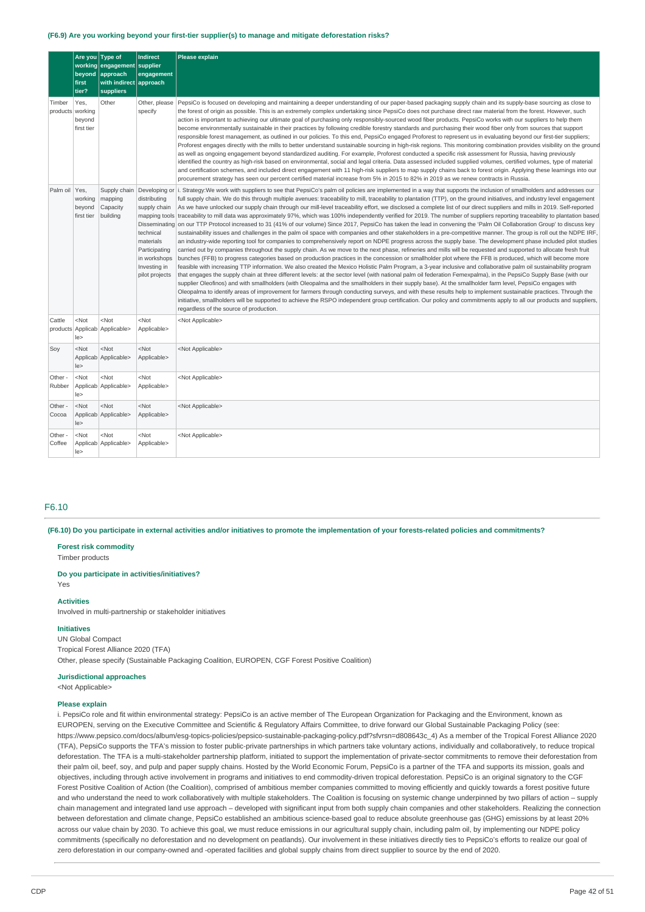### (F6.9) Are you working beyond your first-tier supplier(s) to manage and mitigate deforestation risks?

| | Are you working beyond first tier? | Type of engagement approach with indirect suppliers | Indirect supplier engagement approach | Please explain |
|---|---|---|---|---|
| Timber products | Yes, working beyond first tier | Other | Other, please specify | PepsiCo is focused on developing and maintaining a deeper understanding of our paper-based packaging supply chain and its supply-base sourcing as close to the forest of origin as possible. This is an extremely complex undertaking since PepsiCo does not purchase direct raw material from the forest. However, such action is important to achieving our ultimate goal of purchasing only responsibly-sourced wood fiber products. PepsiCo works with our suppliers to help them become environmentally sustainable in their practices by following credible forestry standards and purchasing their wood fiber only from sources that support responsible forest management, as outlined in our policies. To this end, PepsiCo engaged Proforest to represent us in evaluating beyond our first-tier suppliers; Proforest engages directly with the mills to better understand sustainable sourcing in high-risk regions. This monitoring combination provides visibility on the ground as well as ongoing engagement beyond standardized auditing. For example, Proforest conducted a specific risk assessment for Russia, having previously identified the country as high-risk based on environmental, social and legal criteria. Data assessed included supplied volumes, certified volumes, type of material and certification schemes, and included direct engagement with 11 high-risk suppliers to map supply chains back to forest origin. Applying these learnings into our procurement strategy has seen our percent certified material increase from 5% in 2015 to 82% in 2019 as we renew contracts in Russia. |
| Palm oil | Yes, working beyond first tier | Supply chain mapping<br>Capacity building | Developing or distributing supply chain mapping tools<br>Disseminating technical materials<br>Participating in workshops<br>Investing in pilot projects | i. Strategy:We work with suppliers to see that PepsiCo's palm oil policies are implemented in a way that supports the inclusion of smallholders and addresses our full supply chain. We do this through multiple avenues: traceability to mill, traceability to plantation (TTP), on the ground initiatives, and industry level engagement As we have unlocked our supply chain through our mill-level traceability effort, we disclosed a complete list of our direct suppliers and mills in 2019. Self-reported traceability to mill data was approximately 97%, which was 100% independently verified for 2019. The number of suppliers reporting traceability to plantation based on our TTP Protocol increased to 31 (41% of our volume) Since 2017, PepsiCo has taken the lead in convening the 'Palm Oil Collaboration Group' to discuss key sustainability issues and challenges in the palm oil space with companies and other stakeholders in a pre-competitive manner. The group is roll out the NDPE IRF, an industry-wide reporting tool for companies to comprehensively report on NDPE progress across the supply base. The development phase included pilot studies carried out by companies throughout the supply chain. As we move to the next phase, refineries and mills will be requested and supported to allocate fresh fruit bunches (FFB) to progress categories based on production practices in the concession or smallholder plot where the FFB is produced, which will become more feasible with increasing TTP information. We also created the Mexico Holistic Palm Program, a 3-year inclusive and collaborative palm oil sustainability program that engages the supply chain at three different levels: at the sector level (with national palm oil federation Femexpalma), in the PepsiCo Supply Base (with our supplier Oleofinos) and with smallholders (with Oleopalma and the smallholders in their supply base). At the smallholder farm level, PepsiCo engages with Oleopalma to identify areas of improvement for farmers through conducting surveys, and with these results help to implement sustainable practices. Through the initiative, smallholders will be supported to achieve the RSPO independent group certification. Our policy and commitments apply to all our products and suppliers, regardless of the source of production. |
| Cattle products | <Not Applicable> | <Not Applicable> | <Not Applicable> | <Not Applicable> |
| Soy | <Not Applicable> | <Not Applicable> | <Not Applicable> | <Not Applicable> |
| Other - Rubber | <Not Applicable> | <Not Applicable> | <Not Applicable> | <Not Applicable> |
| Other - Cocoa | <Not Applicable> | <Not Applicable> | <Not Applicable> | <Not Applicable> |
| Other - Coffee | <Not Applicable> | <Not Applicable> | <Not Applicable> | <Not Applicable> |

## F6.10

### (F6.10) Do you participate in external activities and/or initiatives to promote the implementation of your forests-related policies and commitments?

**Forest risk commodity**

Timber products

**Do you participate in activities/initiatives?**

Yes

**Activities**

Involved in multi-partnership or stakeholder initiatives

**Initiatives**

UN Global Compact
Tropical Forest Alliance 2020 (TFA)
Other, please specify (Sustainable Packaging Coalition, EUROPEN, CGF Forest Positive Coalition)

**Jurisdictional approaches**

<Not Applicable>

**Please explain**

i. PepsiCo role and fit within environmental strategy: PepsiCo is an active member of The European Organization for Packaging and the Environment, known as EUROPEN, serving on the Executive Committee and Scientific & Regulatory Affairs Committee, to drive forward our Global Sustainable Packaging Policy (see: https://www.pepsico.com/docs/album/esg-topics-policies/pepsico-sustainable-packaging-policy.pdf?sfvrsn=d808643c_4) As a member of the Tropical Forest Alliance 2020 (TFA), PepsiCo supports the TFA's mission to foster public-private partnerships in which partners take voluntary actions, individually and collaboratively, to reduce tropical deforestation. The TFA is a multi-stakeholder partnership platform, initiated to support the implementation of private-sector commitments to remove their deforestation from their palm oil, beef, soy, and pulp and paper supply chains. Hosted by the World Economic Forum, PepsiCo is a partner of the TFA and supports its mission, goals and objectives, including through active involvement in programs and initiatives to end commodity-driven tropical deforestation. PepsiCo is an original signatory to the CGF Forest Positive Coalition of Action (the Coalition), comprised of ambitious member companies committed to moving efficiently and quickly towards a forest positive future and who understand the need to work collaboratively with multiple stakeholders. The Coalition is focusing on systemic change underpinned by two pillars of action – supply chain management and integrated land use approach – developed with significant input from both supply chain companies and other stakeholders. Realizing the connection between deforestation and climate change, PepsiCo established an ambitious science-based goal to reduce absolute greenhouse gas (GHG) emissions by at least 20% across our value chain by 2030. To achieve this goal, we must reduce emissions in our agricultural supply chain, including palm oil, by implementing our NDPE policy commitments (specifically no deforestation and no development on peatlands). Our involvement in these initiatives directly ties to PepsiCo's efforts to realize our goal of zero deforestation in our company-owned and -operated facilities and global supply chains from direct supplier to source by the end of 2020.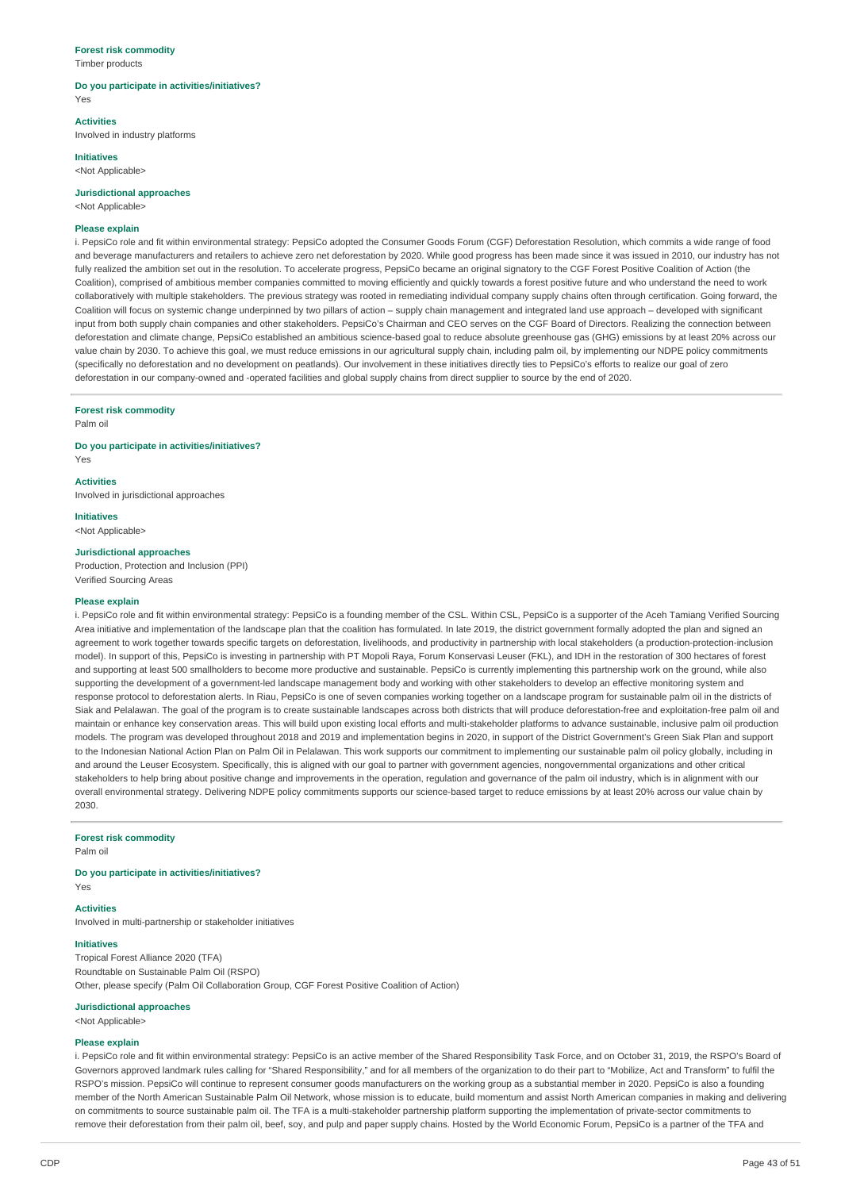**Forest risk commodity**
Timber products

**Do you participate in activities/initiatives?**
Yes

**Activities**
Involved in industry platforms

**Initiatives**
<Not Applicable>

**Jurisdictional approaches**
<Not Applicable>

**Please explain**
i. PepsiCo role and fit within environmental strategy: PepsiCo adopted the Consumer Goods Forum (CGF) Deforestation Resolution, which commits a wide range of food and beverage manufacturers and retailers to achieve zero net deforestation by 2020. While good progress has been made since it was issued in 2010, our industry has not fully realized the ambition set out in the resolution. To accelerate progress, PepsiCo became an original signatory to the CGF Forest Positive Coalition of Action (the Coalition), comprised of ambitious member companies committed to moving efficiently and quickly towards a forest positive future and who understand the need to work collaboratively with multiple stakeholders. The previous strategy was rooted in remediating individual company supply chains often through certification. Going forward, the Coalition will focus on systemic change underpinned by two pillars of action – supply chain management and integrated land use approach – developed with significant input from both supply chain companies and other stakeholders. PepsiCo's Chairman and CEO serves on the CGF Board of Directors. Realizing the connection between deforestation and climate change, PepsiCo established an ambitious science-based goal to reduce absolute greenhouse gas (GHG) emissions by at least 20% across our value chain by 2030. To achieve this goal, we must reduce emissions in our agricultural supply chain, including palm oil, by implementing our NDPE policy commitments (specifically no deforestation and no development on peatlands). Our involvement in these initiatives directly ties to PepsiCo's efforts to realize our goal of zero deforestation in our company-owned and -operated facilities and global supply chains from direct supplier to source by the end of 2020.

---

**Forest risk commodity**
Palm oil

**Do you participate in activities/initiatives?**
Yes

**Activities**
Involved in jurisdictional approaches

**Initiatives**
<Not Applicable>

**Jurisdictional approaches**
Production, Protection and Inclusion (PPI)
Verified Sourcing Areas

**Please explain**
i. PepsiCo role and fit within environmental strategy: PepsiCo is a founding member of the CSL. Within CSL, PepsiCo is a supporter of the Aceh Tamiang Verified Sourcing Area initiative and implementation of the landscape plan that the coalition has formulated. In late 2019, the district government formally adopted the plan and signed an agreement to work together towards specific targets on deforestation, livelihoods, and productivity in partnership with local stakeholders (a production-protection-inclusion model). In support of this, PepsiCo is investing in partnership with PT Mopoli Raya, Forum Konservasi Leuser (FKL), and IDH in the restoration of 300 hectares of forest and supporting at least 500 smallholders to become more productive and sustainable. PepsiCo is currently implementing this partnership work on the ground, while also supporting the development of a government-led landscape management body and working with other stakeholders to develop an effective monitoring system and response protocol to deforestation alerts. In Riau, PepsiCo is one of seven companies working together on a landscape program for sustainable palm oil in the districts of Siak and Pelalawan. The goal of the program is to create sustainable landscapes across both districts that will produce deforestation-free and exploitation-free palm oil and maintain or enhance key conservation areas. This will build upon existing local efforts and multi-stakeholder platforms to advance sustainable, inclusive palm oil production models. The program was developed throughout 2018 and 2019 and implementation begins in 2020, in support of the District Government's Green Siak Plan and support to the Indonesian National Action Plan on Palm Oil in Pelalawan. This work supports our commitment to implementing our sustainable palm oil policy globally, including in and around the Leuser Ecosystem. Specifically, this is aligned with our goal to partner with government agencies, nongovernmental organizations and other critical stakeholders to help bring about positive change and improvements in the operation, regulation and governance of the palm oil industry, which is in alignment with our overall environmental strategy. Delivering NDPE policy commitments supports our science-based target to reduce emissions by at least 20% across our value chain by 2030.

---

**Forest risk commodity**
Palm oil

**Do you participate in activities/initiatives?**
Yes

**Activities**
Involved in multi-partnership or stakeholder initiatives

**Initiatives**
Tropical Forest Alliance 2020 (TFA)
Roundtable on Sustainable Palm Oil (RSPO)
Other, please specify (Palm Oil Collaboration Group, CGF Forest Positive Coalition of Action)

**Jurisdictional approaches**
<Not Applicable>

**Please explain**
i. PepsiCo role and fit within environmental strategy: PepsiCo is an active member of the Shared Responsibility Task Force, and on October 31, 2019, the RSPO's Board of Governors approved landmark rules calling for "Shared Responsibility," and for all members of the organization to do their part to "Mobilize, Act and Transform" to fulfil the RSPO's mission. PepsiCo will continue to represent consumer goods manufacturers on the working group as a substantial member in 2020. PepsiCo is also a founding member of the North American Sustainable Palm Oil Network, whose mission is to educate, build momentum and assist North American companies in making and delivering on commitments to source sustainable palm oil. The TFA is a multi-stakeholder partnership platform supporting the implementation of private-sector commitments to remove their deforestation from their palm oil, beef, soy, and pulp and paper supply chains. Hosted by the World Economic Forum, PepsiCo is a partner of the TFA and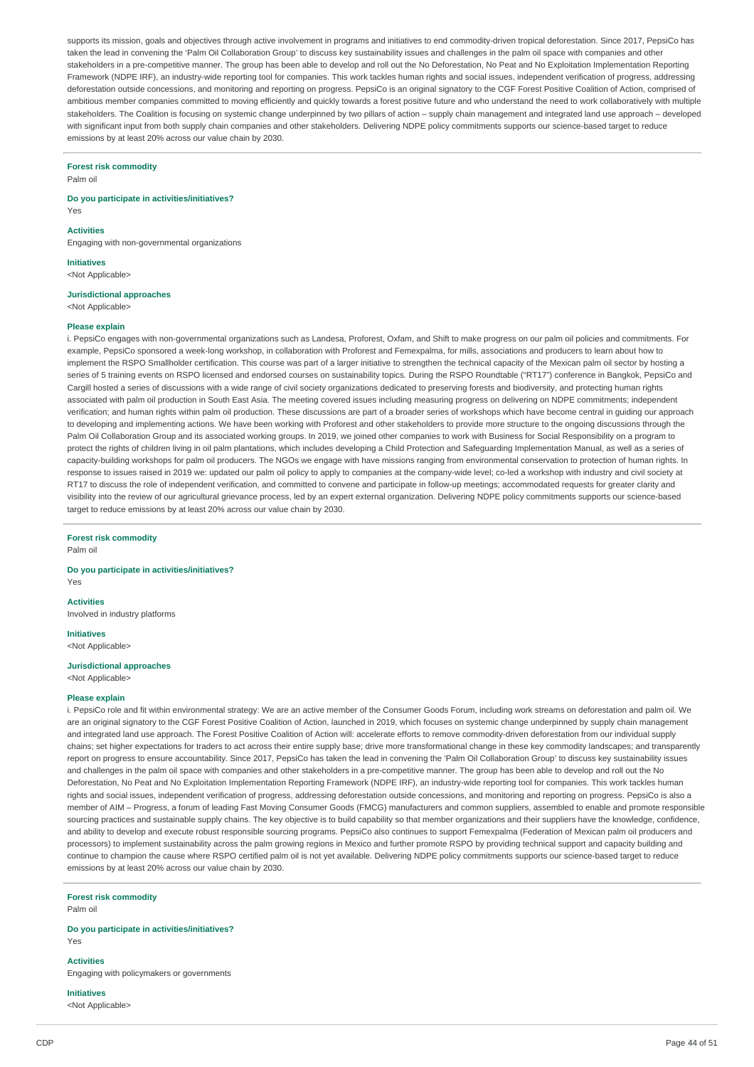supports its mission, goals and objectives through active involvement in programs and initiatives to end commodity-driven tropical deforestation. Since 2017, PepsiCo has taken the lead in convening the 'Palm Oil Collaboration Group' to discuss key sustainability issues and challenges in the palm oil space with companies and other stakeholders in a pre-competitive manner. The group has been able to develop and roll out the No Deforestation, No Peat and No Exploitation Implementation Reporting Framework (NDPE IRF), an industry-wide reporting tool for companies. This work tackles human rights and social issues, independent verification of progress, addressing deforestation outside concessions, and monitoring and reporting on progress. PepsiCo is an original signatory to the CGF Forest Positive Coalition of Action, comprised of ambitious member companies committed to moving efficiently and quickly towards a forest positive future and who understand the need to work collaboratively with multiple stakeholders. The Coalition is focusing on systemic change underpinned by two pillars of action – supply chain management and integrated land use approach – developed with significant input from both supply chain companies and other stakeholders. Delivering NDPE policy commitments supports our science-based target to reduce emissions by at least 20% across our value chain by 2030.

---

**Forest risk commodity**
Palm oil

**Do you participate in activities/initiatives?**
Yes

**Activities**
Engaging with non-governmental organizations

**Initiatives**
<Not Applicable>

**Jurisdictional approaches**
<Not Applicable>

**Please explain**
i. PepsiCo engages with non-governmental organizations such as Landesa, Proforest, Oxfam, and Shift to make progress on our palm oil policies and commitments. For example, PepsiCo sponsored a week-long workshop, in collaboration with Proforest and Femexpalma, for mills, associations and producers to learn about how to implement the RSPO Smallholder certification. This course was part of a larger initiative to strengthen the technical capacity of the Mexican palm oil sector by hosting a series of 5 training events on RSPO licensed and endorsed courses on sustainability topics. During the RSPO Roundtable ("RT17") conference in Bangkok, PepsiCo and Cargill hosted a series of discussions with a wide range of civil society organizations dedicated to preserving forests and biodiversity, and protecting human rights associated with palm oil production in South East Asia. The meeting covered issues including measuring progress on delivering on NDPE commitments; independent verification; and human rights within palm oil production. These discussions are part of a broader series of workshops which have become central in guiding our approach to developing and implementing actions. We have been working with Proforest and other stakeholders to provide more structure to the ongoing discussions through the Palm Oil Collaboration Group and its associated working groups. In 2019, we joined other companies to work with Business for Social Responsibility on a program to protect the rights of children living in oil palm plantations, which includes developing a Child Protection and Safeguarding Implementation Manual, as well as a series of capacity-building workshops for palm oil producers. The NGOs we engage with have missions ranging from environmental conservation to protection of human rights. In response to issues raised in 2019 we: updated our palm oil policy to apply to companies at the company-wide level; co-led a workshop with industry and civil society at RT17 to discuss the role of independent verification, and committed to convene and participate in follow-up meetings; accommodated requests for greater clarity and visibility into the review of our agricultural grievance process, led by an expert external organization. Delivering NDPE policy commitments supports our science-based target to reduce emissions by at least 20% across our value chain by 2030.

---

**Forest risk commodity**
Palm oil

**Do you participate in activities/initiatives?**
Yes

**Activities**
Involved in industry platforms

**Initiatives**
<Not Applicable>

**Jurisdictional approaches**
<Not Applicable>

**Please explain**
i. PepsiCo role and fit within environmental strategy: We are an active member of the Consumer Goods Forum, including work streams on deforestation and palm oil. We are an original signatory to the CGF Forest Positive Coalition of Action, launched in 2019, which focuses on systemic change underpinned by supply chain management and integrated land use approach. The Forest Positive Coalition of Action will: accelerate efforts to remove commodity-driven deforestation from our individual supply chains; set higher expectations for traders to act across their entire supply base; drive more transformational change in these key commodity landscapes; and transparently report on progress to ensure accountability. Since 2017, PepsiCo has taken the lead in convening the 'Palm Oil Collaboration Group' to discuss key sustainability issues and challenges in the palm oil space with companies and other stakeholders in a pre-competitive manner. The group has been able to develop and roll out the No Deforestation, No Peat and No Exploitation Implementation Reporting Framework (NDPE IRF), an industry-wide reporting tool for companies. This work tackles human rights and social issues, independent verification of progress, addressing deforestation outside concessions, and monitoring and reporting on progress. PepsiCo is also a member of AIM – Progress, a forum of leading Fast Moving Consumer Goods (FMCG) manufacturers and common suppliers, assembled to enable and promote responsible sourcing practices and sustainable supply chains. The key objective is to build capability so that member organizations and their suppliers have the knowledge, confidence, and ability to develop and execute robust responsible sourcing programs. PepsiCo also continues to support Femexpalma (Federation of Mexican palm oil producers and processors) to implement sustainability across the palm growing regions in Mexico and further promote RSPO by providing technical support and capacity building and continue to champion the cause where RSPO certified palm oil is not yet available. Delivering NDPE policy commitments supports our science-based target to reduce emissions by at least 20% across our value chain by 2030.

---

**Forest risk commodity**
Palm oil

**Do you participate in activities/initiatives?**
Yes

**Activities**
Engaging with policymakers or governments

**Initiatives**
<Not Applicable>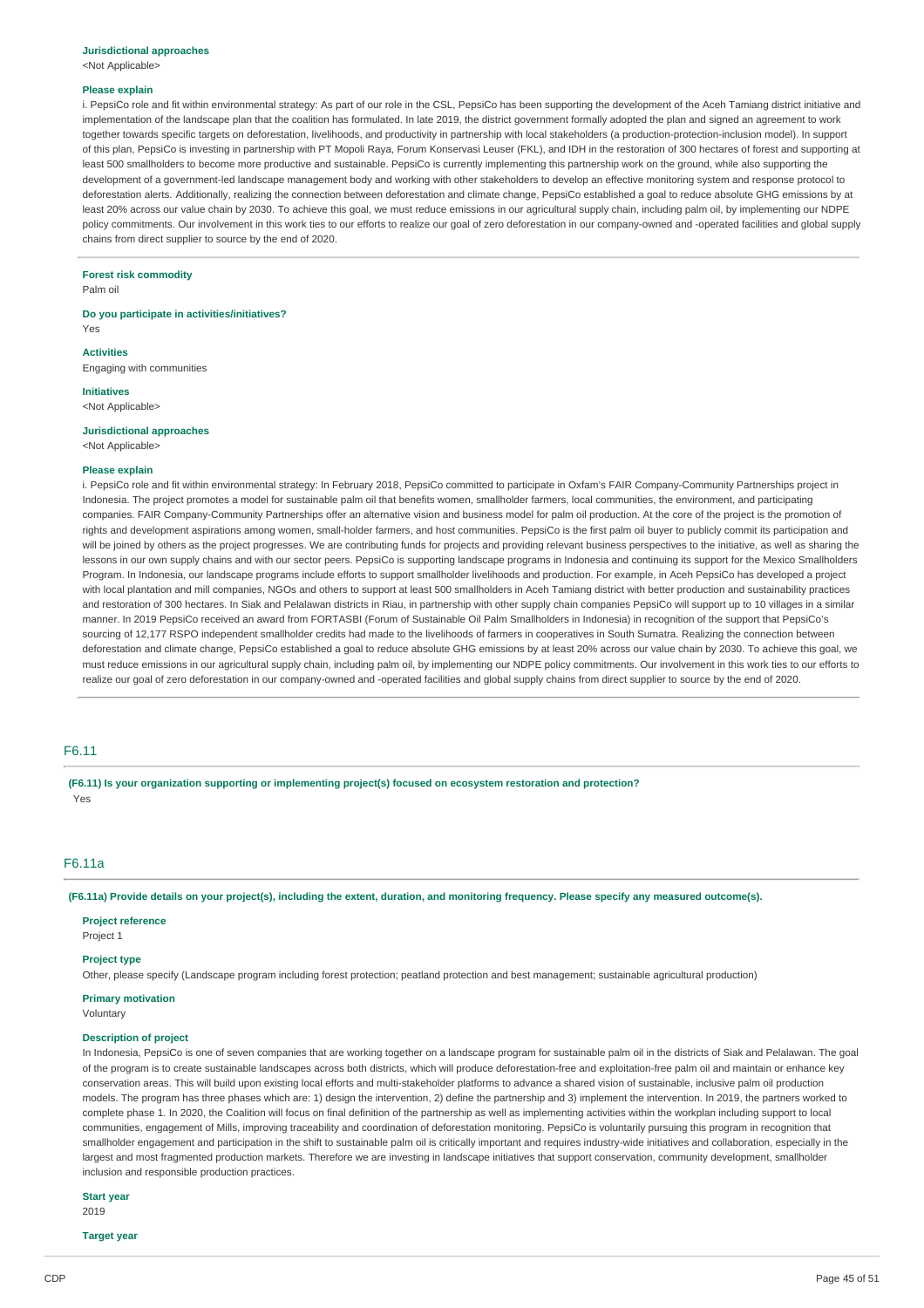**Jurisdictional approaches**

<Not Applicable>

**Please explain**

i. PepsiCo role and fit within environmental strategy: As part of our role in the CSL, PepsiCo has been supporting the development of the Aceh Tamiang district initiative and implementation of the landscape plan that the coalition has formulated. In late 2019, the district government formally adopted the plan and signed an agreement to work together towards specific targets on deforestation, livelihoods, and productivity in partnership with local stakeholders (a production-protection-inclusion model). In support of this plan, PepsiCo is investing in partnership with PT Mopoli Raya, Forum Konservasi Leuser (FKL), and IDH in the restoration of 300 hectares of forest and supporting at least 500 smallholders to become more productive and sustainable. PepsiCo is currently implementing this partnership work on the ground, while also supporting the development of a government-led landscape management body and working with other stakeholders to develop an effective monitoring system and response protocol to deforestation alerts. Additionally, realizing the connection between deforestation and climate change, PepsiCo established a goal to reduce absolute GHG emissions by at least 20% across our value chain by 2030. To achieve this goal, we must reduce emissions in our agricultural supply chain, including palm oil, by implementing our NDPE policy commitments. Our involvement in this work ties to our efforts to realize our goal of zero deforestation in our company-owned and -operated facilities and global supply chains from direct supplier to source by the end of 2020.

---

**Forest risk commodity**

Palm oil

**Do you participate in activities/initiatives?**

Yes

**Activities**

Engaging with communities

**Initiatives**

<Not Applicable>

**Jurisdictional approaches**

<Not Applicable>

**Please explain**

i. PepsiCo role and fit within environmental strategy: In February 2018, PepsiCo committed to participate in Oxfam's FAIR Company-Community Partnerships project in Indonesia. The project promotes a model for sustainable palm oil that benefits women, smallholder farmers, local communities, the environment, and participating companies. FAIR Company-Community Partnerships offer an alternative vision and business model for palm oil production. At the core of the project is the promotion of rights and development aspirations among women, small-holder farmers, and host communities. PepsiCo is the first palm oil buyer to publicly commit its participation and will be joined by others as the project progresses. We are contributing funds for projects and providing relevant business perspectives to the initiative, as well as sharing the lessons in our own supply chains and with our sector peers. PepsiCo is supporting landscape programs in Indonesia and continuing its support for the Mexico Smallholders Program. In Indonesia, our landscape programs include efforts to support smallholder livelihoods and production. For example, in Aceh PepsiCo has developed a project with local plantation and mill companies, NGOs and others to support at least 500 smallholders in Aceh Tamiang district with better production and sustainability practices and restoration of 300 hectares. In Siak and Pelalawan districts in Riau, in partnership with other supply chain companies PepsiCo will support up to 10 villages in a similar manner. In 2019 PepsiCo received an award from FORTASBI (Forum of Sustainable Oil Palm Smallholders in Indonesia) in recognition of the support that PepsiCo's sourcing of 12,177 RSPO independent smallholder credits had made to the livelihoods of farmers in cooperatives in South Sumatra. Realizing the connection between deforestation and climate change, PepsiCo established a goal to reduce absolute GHG emissions by at least 20% across our value chain by 2030. To achieve this goal, we must reduce emissions in our agricultural supply chain, including palm oil, by implementing our NDPE policy commitments. Our involvement in this work ties to our efforts to realize our goal of zero deforestation in our company-owned and -operated facilities and global supply chains from direct supplier to source by the end of 2020.

---

## F6.11

**(F6.11) Is your organization supporting or implementing project(s) focused on ecosystem restoration and protection?**

Yes

## F6.11a

**(F6.11a) Provide details on your project(s), including the extent, duration, and monitoring frequency. Please specify any measured outcome(s).**

**Project reference**

Project 1

**Project type**

Other, please specify (Landscape program including forest protection; peatland protection and best management; sustainable agricultural production)

**Primary motivation**

Voluntary

**Description of project**

In Indonesia, PepsiCo is one of seven companies that are working together on a landscape program for sustainable palm oil in the districts of Siak and Pelalawan. The goal of the program is to create sustainable landscapes across both districts, which will produce deforestation-free and exploitation-free palm oil and maintain or enhance key conservation areas. This will build upon existing local efforts and multi-stakeholder platforms to advance a shared vision of sustainable, inclusive palm oil production models. The program has three phases which are: 1) design the intervention, 2) define the partnership and 3) implement the intervention. In 2019, the partners worked to complete phase 1. In 2020, the Coalition will focus on final definition of the partnership as well as implementing activities within the workplan including support to local communities, engagement of Mills, improving traceability and coordination of deforestation monitoring. PepsiCo is voluntarily pursuing this program in recognition that smallholder engagement and participation in the shift to sustainable palm oil is critically important and requires industry-wide initiatives and collaboration, especially in the largest and most fragmented production markets. Therefore we are investing in landscape initiatives that support conservation, community development, smallholder inclusion and responsible production practices.

**Start year**

2019

**Target year**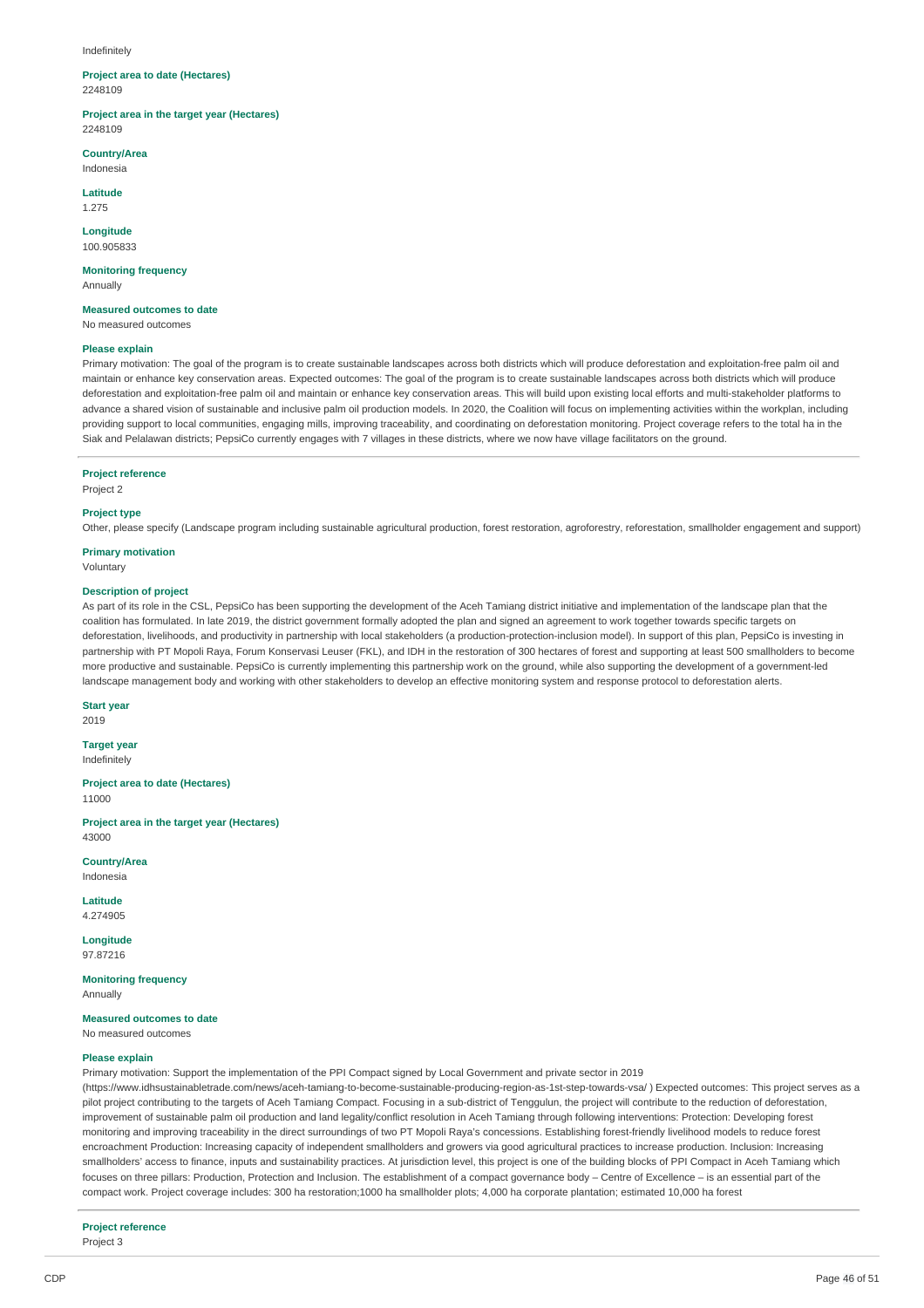Indefinitely

**Project area to date (Hectares)**
2248109

**Project area in the target year (Hectares)**
2248109

**Country/Area**
Indonesia

**Latitude**
1.275

**Longitude**
100.905833

**Monitoring frequency**
Annually

**Measured outcomes to date**
No measured outcomes

**Please explain**
Primary motivation: The goal of the program is to create sustainable landscapes across both districts which will produce deforestation and exploitation-free palm oil and maintain or enhance key conservation areas. Expected outcomes: The goal of the program is to create sustainable landscapes across both districts which will produce deforestation and exploitation-free palm oil and maintain or enhance key conservation areas. This will build upon existing local efforts and multi-stakeholder platforms to advance a shared vision of sustainable and inclusive palm oil production models. In 2020, the Coalition will focus on implementing activities within the workplan, including providing support to local communities, engaging mills, improving traceability, and coordinating on deforestation monitoring. Project coverage refers to the total ha in the Siak and Pelalawan districts; PepsiCo currently engages with 7 villages in these districts, where we now have village facilitators on the ground.

---

**Project reference**
Project 2

**Project type**
Other, please specify (Landscape program including sustainable agricultural production, forest restoration, agroforestry, reforestation, smallholder engagement and support)

**Primary motivation**
Voluntary

**Description of project**
As part of its role in the CSL, PepsiCo has been supporting the development of the Aceh Tamiang district initiative and implementation of the landscape plan that the coalition has formulated. In late 2019, the district government formally adopted the plan and signed an agreement to work together towards specific targets on deforestation, livelihoods, and productivity in partnership with local stakeholders (a production-protection-inclusion model). In support of this plan, PepsiCo is investing in partnership with PT Mopoli Raya, Forum Konservasi Leuser (FKL), and IDH in the restoration of 300 hectares of forest and supporting at least 500 smallholders to become more productive and sustainable. PepsiCo is currently implementing this partnership work on the ground, while also supporting the development of a government-led landscape management body and working with other stakeholders to develop an effective monitoring system and response protocol to deforestation alerts.

**Start year**
2019

**Target year**
Indefinitely

**Project area to date (Hectares)**
11000

**Project area in the target year (Hectares)**
43000

**Country/Area**
Indonesia

**Latitude**
4.274905

**Longitude**
97.87216

**Monitoring frequency**
Annually

**Measured outcomes to date**
No measured outcomes

**Please explain**
Primary motivation: Support the implementation of the PPI Compact signed by Local Government and private sector in 2019 (https://www.idhsustainabletrade.com/news/aceh-tamiang-to-become-sustainable-producing-region-as-1st-step-towards-vsa/ ) Expected outcomes: This project serves as a pilot project contributing to the targets of Aceh Tamiang Compact. Focusing in a sub-district of Tenggulun, the project will contribute to the reduction of deforestation, improvement of sustainable palm oil production and land legality/conflict resolution in Aceh Tamiang through following interventions: Protection: Developing forest monitoring and improving traceability in the direct surroundings of two PT Mopoli Raya's concessions. Establishing forest-friendly livelihood models to reduce forest encroachment Production: Increasing capacity of independent smallholders and growers via good agricultural practices to increase production. Inclusion: Increasing smallholders' access to finance, inputs and sustainability practices. At jurisdiction level, this project is one of the building blocks of PPI Compact in Aceh Tamiang which focuses on three pillars: Production, Protection and Inclusion. The establishment of a compact governance body – Centre of Excellence – is an essential part of the compact work. Project coverage includes: 300 ha restoration;1000 ha smallholder plots; 4,000 ha corporate plantation; estimated 10,000 ha forest

---

**Project reference**
Project 3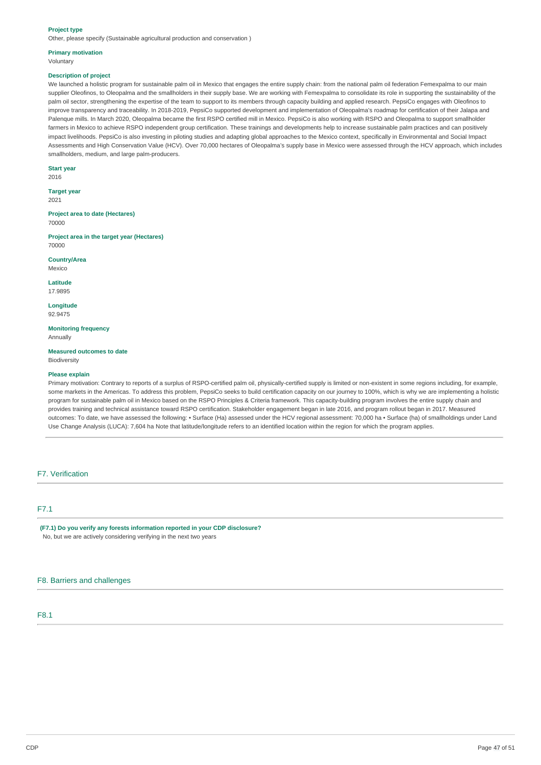**Project type**

Other, please specify (Sustainable agricultural production and conservation )

**Primary motivation**

Voluntary

**Description of project**

We launched a holistic program for sustainable palm oil in Mexico that engages the entire supply chain: from the national palm oil federation Femexpalma to our main supplier Oleofinos, to Oleopalma and the smallholders in their supply base. We are working with Femexpalma to consolidate its role in supporting the sustainability of the palm oil sector, strengthening the expertise of the team to support to its members through capacity building and applied research. PepsiCo engages with Oleofinos to improve transparency and traceability. In 2018-2019, PepsiCo supported development and implementation of Oleopalma's roadmap for certification of their Jalapa and Palenque mills. In March 2020, Oleopalma became the first RSPO certified mill in Mexico. PepsiCo is also working with RSPO and Oleopalma to support smallholder farmers in Mexico to achieve RSPO independent group certification. These trainings and developments help to increase sustainable palm practices and can positively impact livelihoods. PepsiCo is also investing in piloting studies and adapting global approaches to the Mexico context, specifically in Environmental and Social Impact Assessments and High Conservation Value (HCV). Over 70,000 hectares of Oleopalma's supply base in Mexico were assessed through the HCV approach, which includes smallholders, medium, and large palm-producers.

**Start year**

2016

**Target year**

2021

**Project area to date (Hectares)**

70000

**Project area in the target year (Hectares)**

70000

**Country/Area**

Mexico

**Latitude**

17.9895

**Longitude**

92.9475

**Monitoring frequency**

Annually

**Measured outcomes to date**

Biodiversity

**Please explain**

Primary motivation: Contrary to reports of a surplus of RSPO-certified palm oil, physically-certified supply is limited or non-existent in some regions including, for example, some markets in the Americas. To address this problem, PepsiCo seeks to build certification capacity on our journey to 100%, which is why we are implementing a holistic program for sustainable palm oil in Mexico based on the RSPO Principles & Criteria framework. This capacity-building program involves the entire supply chain and provides training and technical assistance toward RSPO certification. Stakeholder engagement began in late 2016, and program rollout began in 2017. Measured outcomes: To date, we have assessed the following: • Surface (Ha) assessed under the HCV regional assessment: 70,000 ha • Surface (ha) of smallholdings under Land Use Change Analysis (LUCA): 7,604 ha Note that latitude/longitude refers to an identified location within the region for which the program applies.

## F7. Verification

### F7.1

**(F7.1) Do you verify any forests information reported in your CDP disclosure?**

No, but we are actively considering verifying in the next two years

## F8. Barriers and challenges

### F8.1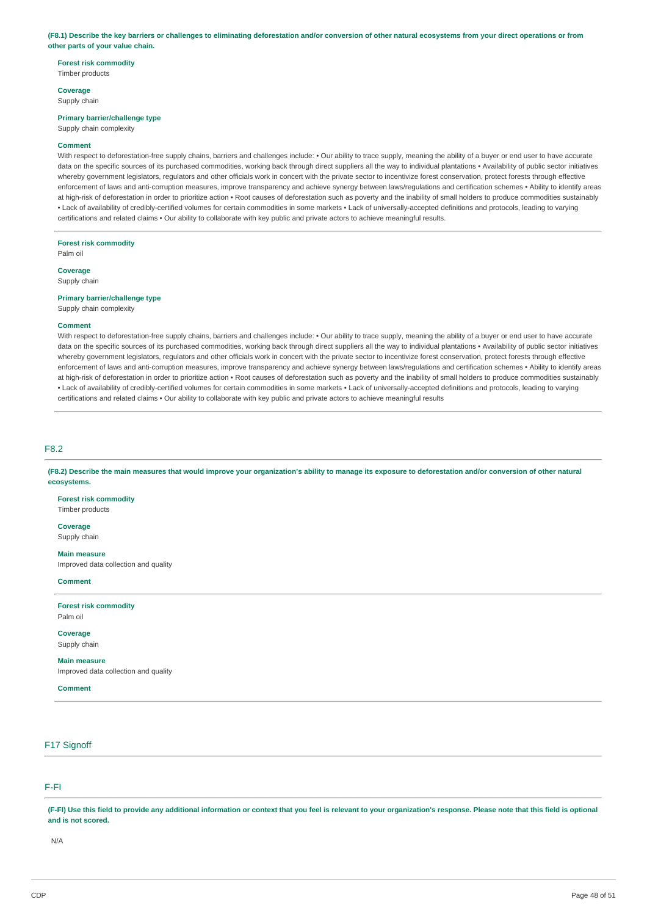**(F8.1) Describe the key barriers or challenges to eliminating deforestation and/or conversion of other natural ecosystems from your direct operations or from other parts of your value chain.**

**Forest risk commodity**
Timber products

**Coverage**
Supply chain

**Primary barrier/challenge type**
Supply chain complexity

**Comment**
With respect to deforestation-free supply chains, barriers and challenges include: • Our ability to trace supply, meaning the ability of a buyer or end user to have accurate data on the specific sources of its purchased commodities, working back through direct suppliers all the way to individual plantations • Availability of public sector initiatives whereby government legislators, regulators and other officials work in concert with the private sector to incentivize forest conservation, protect forests through effective enforcement of laws and anti-corruption measures, improve transparency and achieve synergy between laws/regulations and certification schemes • Ability to identify areas at high-risk of deforestation in order to prioritize action • Root causes of deforestation such as poverty and the inability of small holders to produce commodities sustainably • Lack of availability of credibly-certified volumes for certain commodities in some markets • Lack of universally-accepted definitions and protocols, leading to varying certifications and related claims • Our ability to collaborate with key public and private actors to achieve meaningful results.

---

**Forest risk commodity**
Palm oil

**Coverage**
Supply chain

**Primary barrier/challenge type**
Supply chain complexity

**Comment**
With respect to deforestation-free supply chains, barriers and challenges include: • Our ability to trace supply, meaning the ability of a buyer or end user to have accurate data on the specific sources of its purchased commodities, working back through direct suppliers all the way to individual plantations • Availability of public sector initiatives whereby government legislators, regulators and other officials work in concert with the private sector to incentivize forest conservation, protect forests through effective enforcement of laws and anti-corruption measures, improve transparency and achieve synergy between laws/regulations and certification schemes • Ability to identify areas at high-risk of deforestation in order to prioritize action • Root causes of deforestation such as poverty and the inability of small holders to produce commodities sustainably • Lack of availability of credibly-certified volumes for certain commodities in some markets • Lack of universally-accepted definitions and protocols, leading to varying certifications and related claims • Our ability to collaborate with key public and private actors to achieve meaningful results

---

## F8.2

**(F8.2) Describe the main measures that would improve your organization's ability to manage its exposure to deforestation and/or conversion of other natural ecosystems.**

**Forest risk commodity**
Timber products

**Coverage**
Supply chain

**Main measure**
Improved data collection and quality

**Comment**

---

**Forest risk commodity**
Palm oil

**Coverage**
Supply chain

**Main measure**
Improved data collection and quality

**Comment**

---

## F17 Signoff

## F-FI

**(F-FI) Use this field to provide any additional information or context that you feel is relevant to your organization's response. Please note that this field is optional and is not scored.**

N/A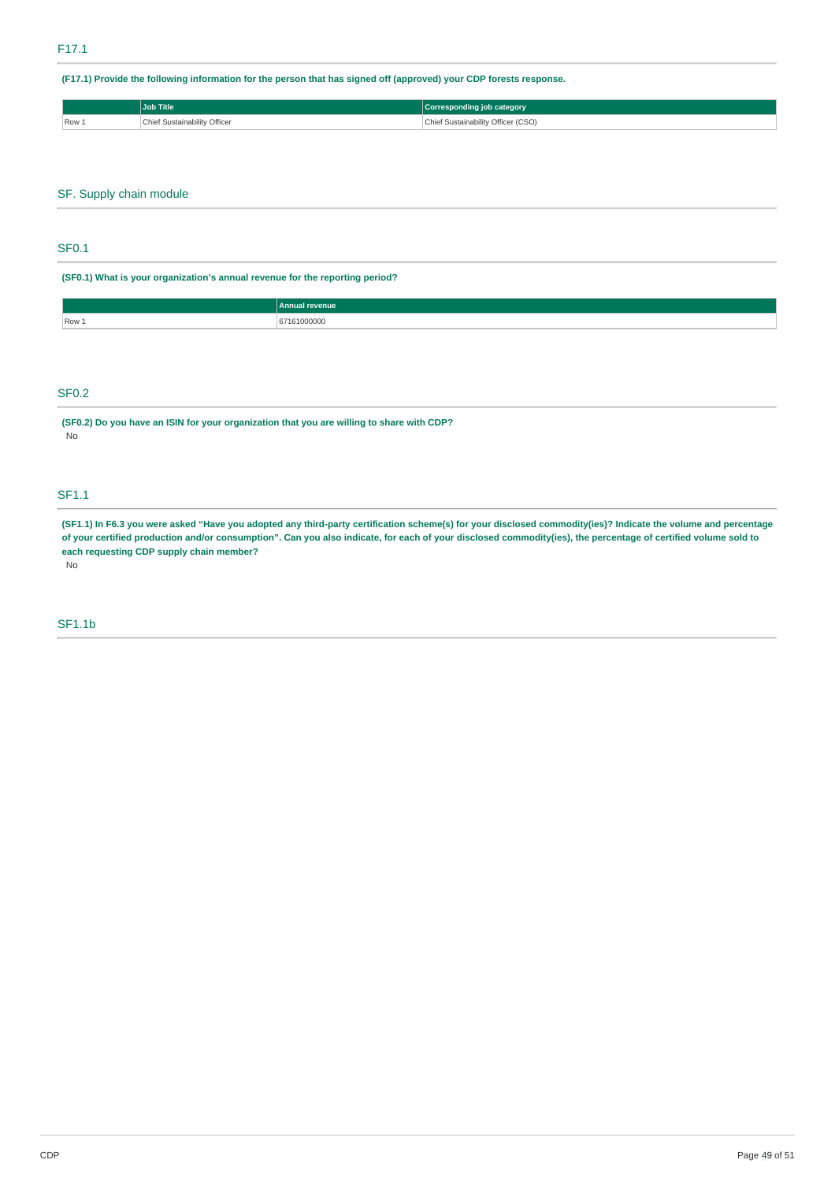## F17.1

**(F17.1) Provide the following information for the person that has signed off (approved) your CDP forests response.**

| | Job Title | Corresponding job category |
|---|---|---|
| Row 1 | Chief Sustainability Officer | Chief Sustainability Officer (CSO) |

# SF. Supply chain module

## SF0.1

**(SF0.1) What is your organization's annual revenue for the reporting period?**

| | Annual revenue |
|---|---|
| Row 1 | 67161000000 |

## SF0.2

**(SF0.2) Do you have an ISIN for your organization that you are willing to share with CDP?**

No

## SF1.1

**(SF1.1) In F6.3 you were asked "Have you adopted any third-party certification scheme(s) for your disclosed commodity(ies)? Indicate the volume and percentage of your certified production and/or consumption". Can you also indicate, for each of your disclosed commodity(ies), the percentage of certified volume sold to each requesting CDP supply chain member?**

No

## SF1.1b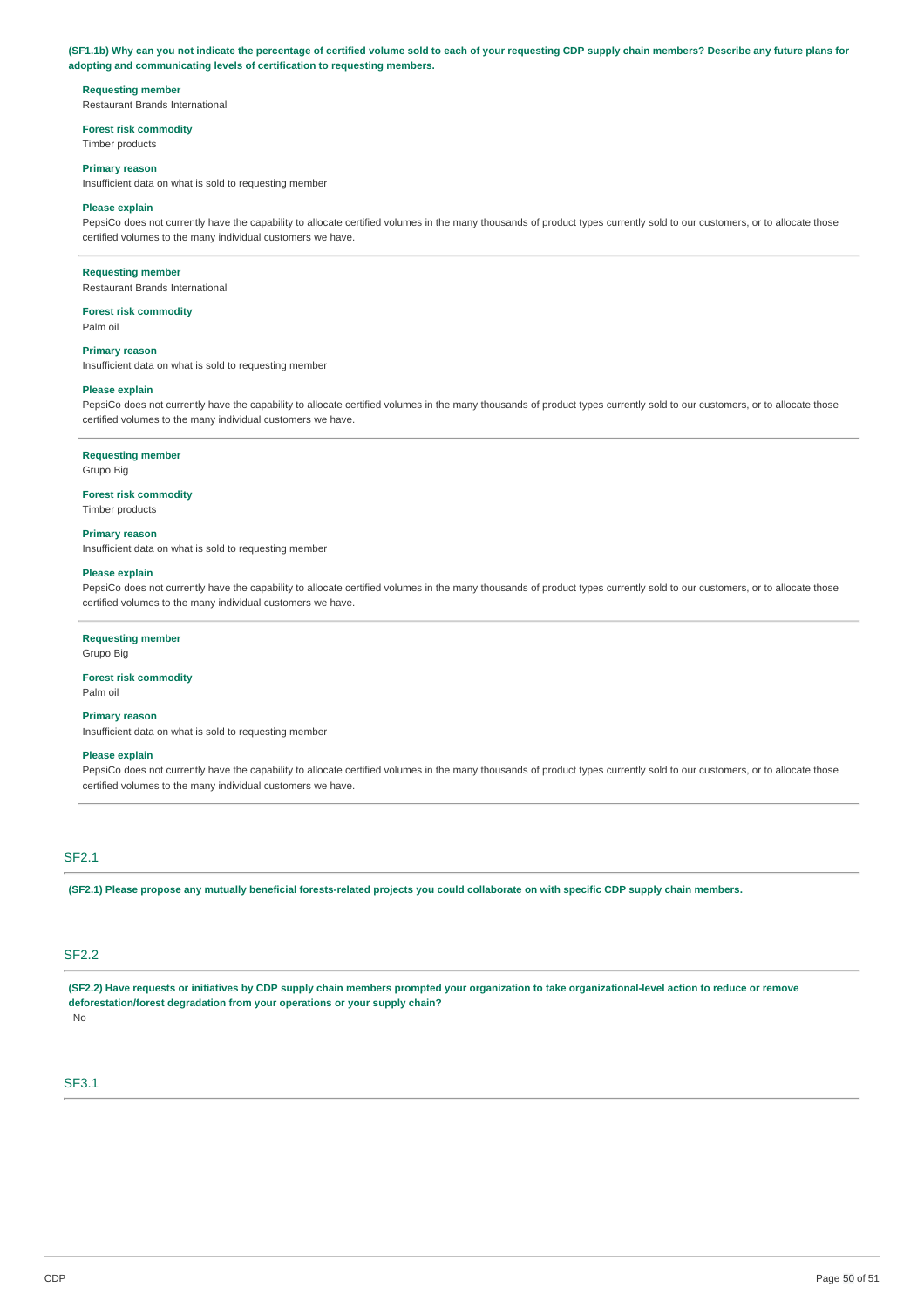**(SF1.1b) Why can you not indicate the percentage of certified volume sold to each of your requesting CDP supply chain members? Describe any future plans for adopting and communicating levels of certification to requesting members.**

**Requesting member**
Restaurant Brands International

**Forest risk commodity**
Timber products

**Primary reason**
Insufficient data on what is sold to requesting member

**Please explain**
PepsiCo does not currently have the capability to allocate certified volumes in the many thousands of product types currently sold to our customers, or to allocate those certified volumes to the many individual customers we have.

---

**Requesting member**
Restaurant Brands International

**Forest risk commodity**
Palm oil

**Primary reason**
Insufficient data on what is sold to requesting member

**Please explain**
PepsiCo does not currently have the capability to allocate certified volumes in the many thousands of product types currently sold to our customers, or to allocate those certified volumes to the many individual customers we have.

---

**Requesting member**
Grupo Big

**Forest risk commodity**
Timber products

**Primary reason**
Insufficient data on what is sold to requesting member

**Please explain**
PepsiCo does not currently have the capability to allocate certified volumes in the many thousands of product types currently sold to our customers, or to allocate those certified volumes to the many individual customers we have.

---

**Requesting member**
Grupo Big

**Forest risk commodity**
Palm oil

**Primary reason**
Insufficient data on what is sold to requesting member

**Please explain**
PepsiCo does not currently have the capability to allocate certified volumes in the many thousands of product types currently sold to our customers, or to allocate those certified volumes to the many individual customers we have.

---

## SF2.1

**(SF2.1) Please propose any mutually beneficial forests-related projects you could collaborate on with specific CDP supply chain members.**

## SF2.2

**(SF2.2) Have requests or initiatives by CDP supply chain members prompted your organization to take organizational-level action to reduce or remove deforestation/forest degradation from your operations or your supply chain?**

No

## SF3.1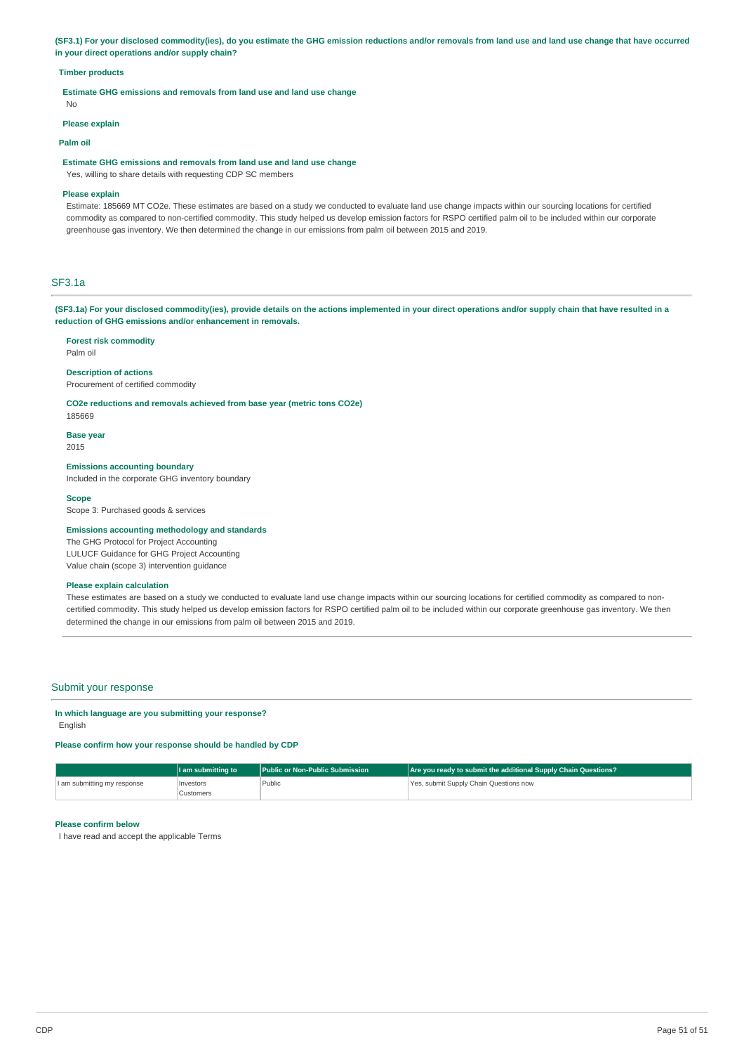**(SF3.1) For your disclosed commodity(ies), do you estimate the GHG emission reductions and/or removals from land use and land use change that have occurred in your direct operations and/or supply chain?**

**Timber products**

**Estimate GHG emissions and removals from land use and land use change**

No

**Please explain**

**Palm oil**

**Estimate GHG emissions and removals from land use and land use change**

Yes, willing to share details with requesting CDP SC members

**Please explain**

Estimate: 185669 MT CO2e. These estimates are based on a study we conducted to evaluate land use change impacts within our sourcing locations for certified commodity as compared to non-certified commodity. This study helped us develop emission factors for RSPO certified palm oil to be included within our corporate greenhouse gas inventory. We then determined the change in our emissions from palm oil between 2015 and 2019.

## SF3.1a

**(SF3.1a) For your disclosed commodity(ies), provide details on the actions implemented in your direct operations and/or supply chain that have resulted in a reduction of GHG emissions and/or enhancement in removals.**

**Forest risk commodity**

Palm oil

**Description of actions**

Procurement of certified commodity

**CO2e reductions and removals achieved from base year (metric tons CO2e)**

185669

**Base year**

2015

**Emissions accounting boundary**

Included in the corporate GHG inventory boundary

**Scope**

Scope 3: Purchased goods & services

**Emissions accounting methodology and standards**

The GHG Protocol for Project Accounting
LULUCF Guidance for GHG Project Accounting
Value chain (scope 3) intervention guidance

**Please explain calculation**

These estimates are based on a study we conducted to evaluate land use change impacts within our sourcing locations for certified commodity as compared to non-certified commodity. This study helped us develop emission factors for RSPO certified palm oil to be included within our corporate greenhouse gas inventory. We then determined the change in our emissions from palm oil between 2015 and 2019.

## Submit your response

**In which language are you submitting your response?**

English

**Please confirm how your response should be handled by CDP**

| | I am submitting to | Public or Non-Public Submission | Are you ready to submit the additional Supply Chain Questions? |
|---|---|---|---|
| I am submitting my response | Investors<br>Customers | Public | Yes, submit Supply Chain Questions now |

**Please confirm below**

I have read and accept the applicable Terms